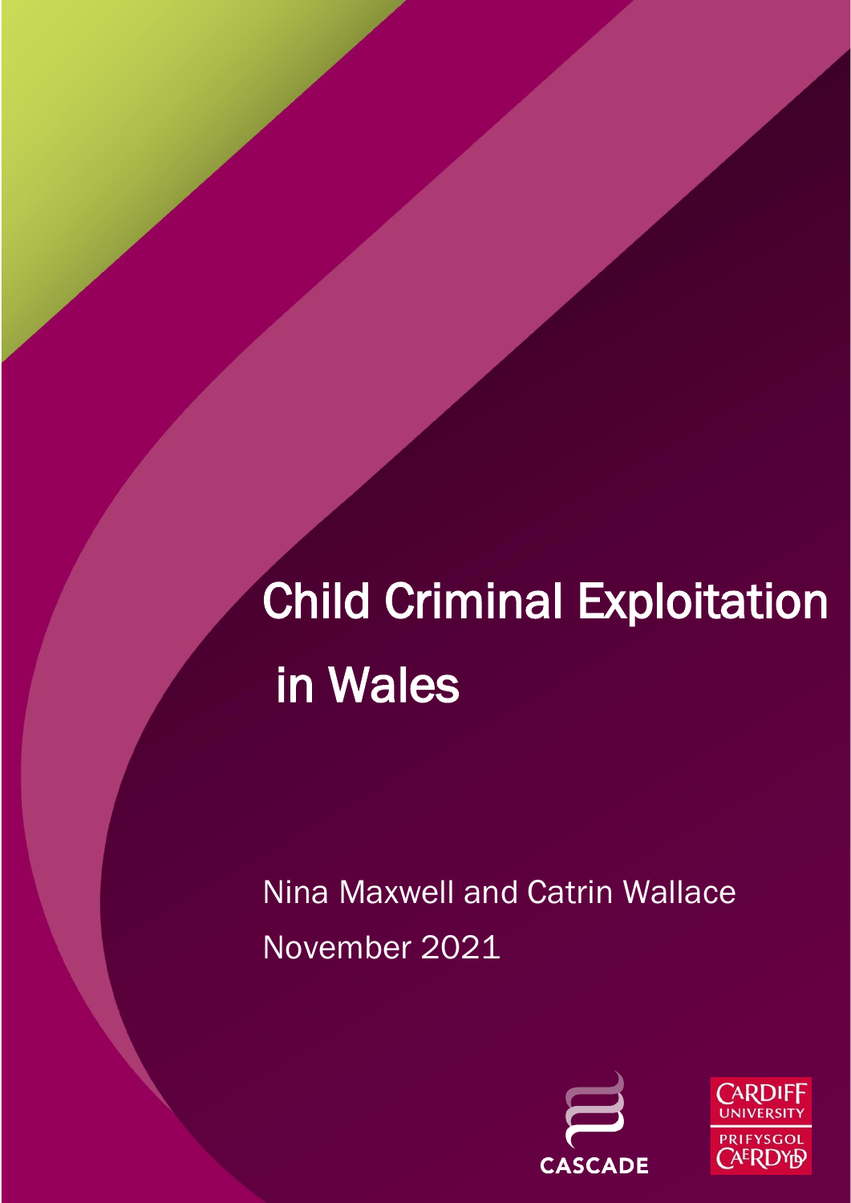# Child Criminal Exploitation in Wales

Nina Maxwell and Catrin Wallace

November 2021

CASCADE

CARDIFF UNIVERSITY
PRIFYSGOL CAERDYD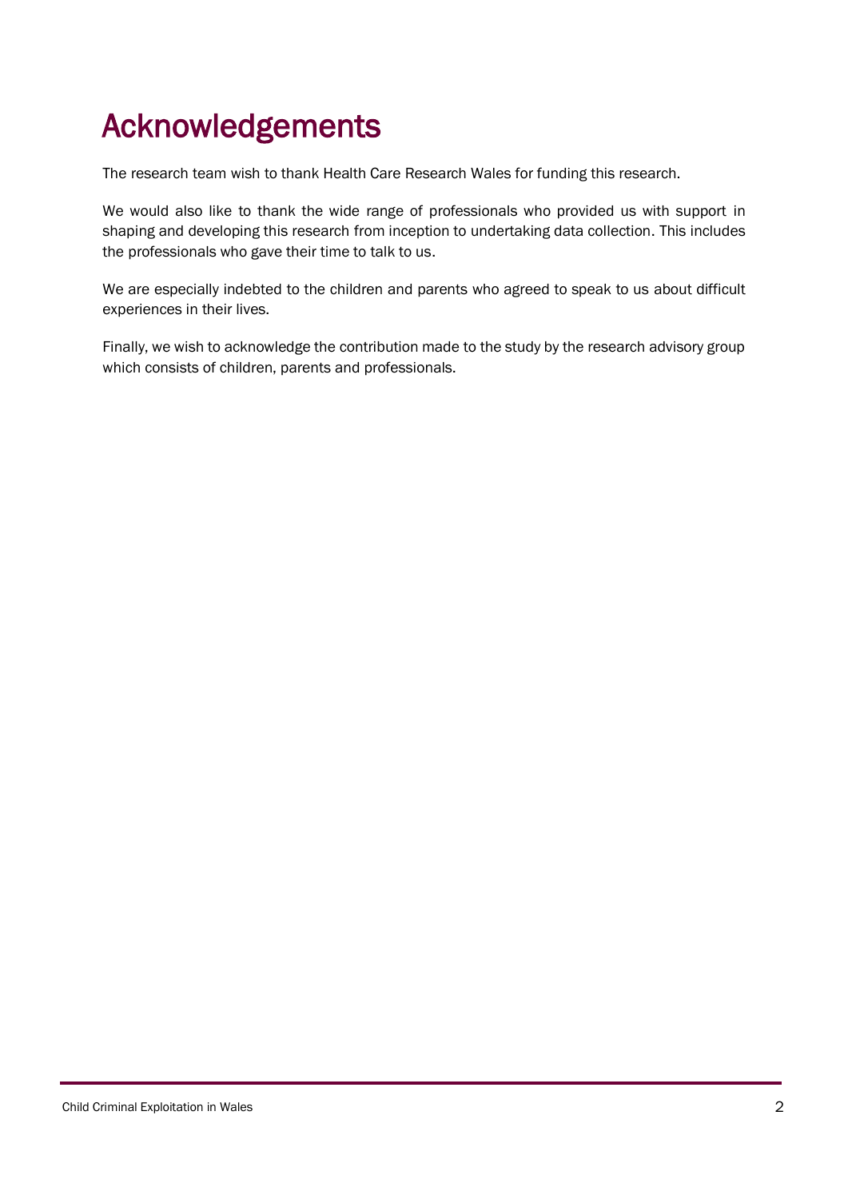# Acknowledgements

The research team wish to thank Health Care Research Wales for funding this research.

We would also like to thank the wide range of professionals who provided us with support in shaping and developing this research from inception to undertaking data collection. This includes the professionals who gave their time to talk to us.

We are especially indebted to the children and parents who agreed to speak to us about difficult experiences in their lives.

Finally, we wish to acknowledge the contribution made to the study by the research advisory group which consists of children, parents and professionals.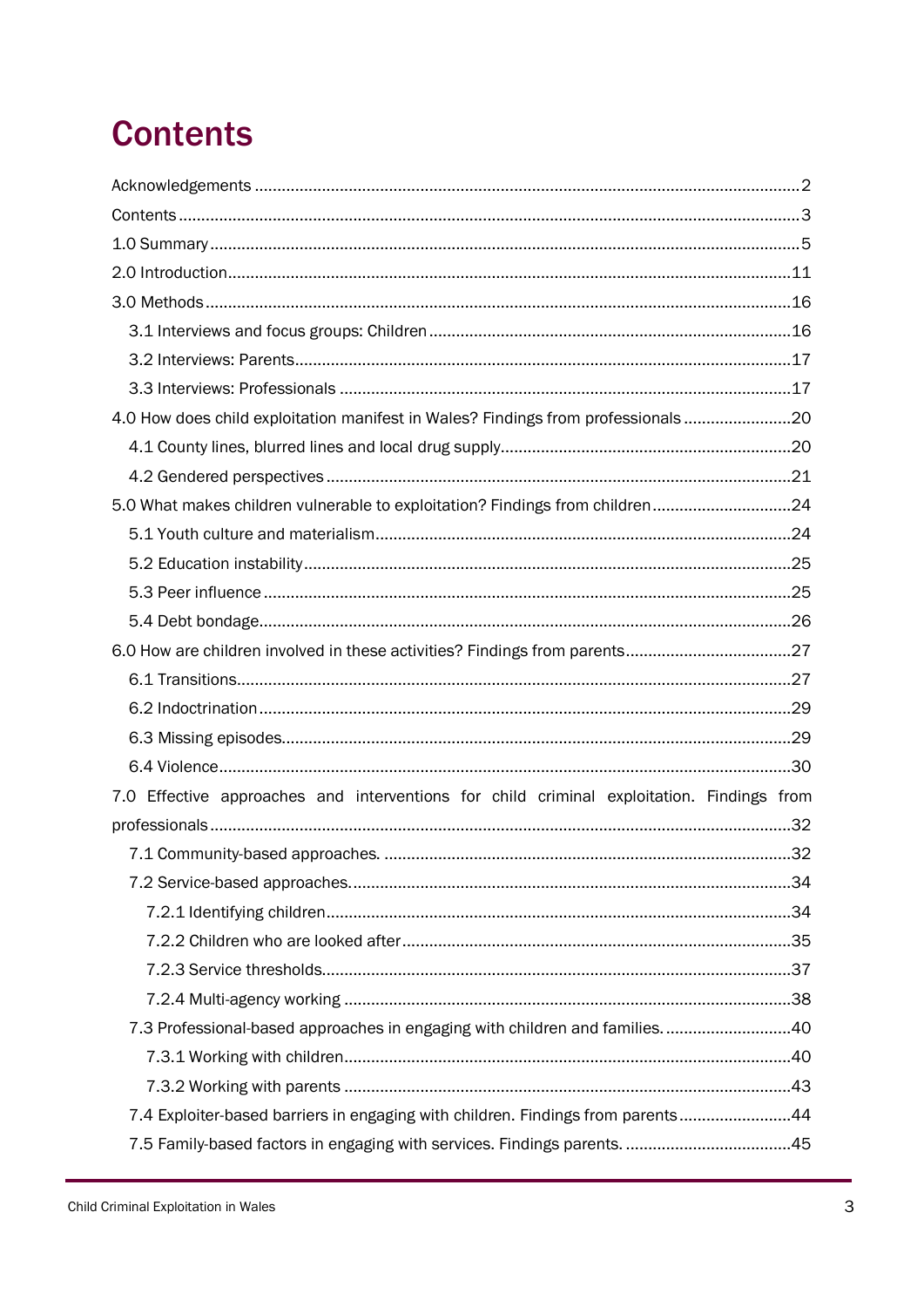# Contents

Acknowledgements ........................................................................................................................2

Contents .........................................................................................................................................3

1.0 Summary ...................................................................................................................................5

2.0 Introduction.............................................................................................................................11

3.0 Methods ..................................................................................................................................16

- 3.1 Interviews and focus groups: Children ...............................................................................16
- 3.2 Interviews: Parents.............................................................................................................17
- 3.3 Interviews: Professionals ...................................................................................................17

4.0 How does child exploitation manifest in Wales? Findings from professionals ........................20

- 4.1 County lines, blurred lines and local drug supply................................................................20
- 4.2 Gendered perspectives ......................................................................................................21

5.0 What makes children vulnerable to exploitation? Findings from children ...............................24

- 5.1 Youth culture and materialism............................................................................................24
- 5.2 Education instability...........................................................................................................25
- 5.3 Peer influence ....................................................................................................................25
- 5.4 Debt bondage.....................................................................................................................26

6.0 How are children involved in these activities? Findings from parents.....................................27

- 6.1 Transitions..........................................................................................................................27
- 6.2 Indoctrination .....................................................................................................................29
- 6.3 Missing episodes................................................................................................................29
- 6.4 Violence..............................................................................................................................30

7.0 Effective approaches and interventions for child criminal exploitation. Findings from professionals .................................................................................................................................32

- 7.1 Community-based approaches. ..........................................................................................32
- 7.2 Service-based approaches..................................................................................................34
  - 7.2.1 Identifying children.......................................................................................................34
  - 7.2.2 Children who are looked after......................................................................................35
  - 7.2.3 Service thresholds........................................................................................................37
  - 7.2.4 Multi-agency working ...................................................................................................38
- 7.3 Professional-based approaches in engaging with children and families. ............................40
  - 7.3.1 Working with children...................................................................................................40
  - 7.3.2 Working with parents ...................................................................................................43
- 7.4 Exploiter-based barriers in engaging with children. Findings from parents .........................44
- 7.5 Family-based factors in engaging with services. Findings parents. .....................................45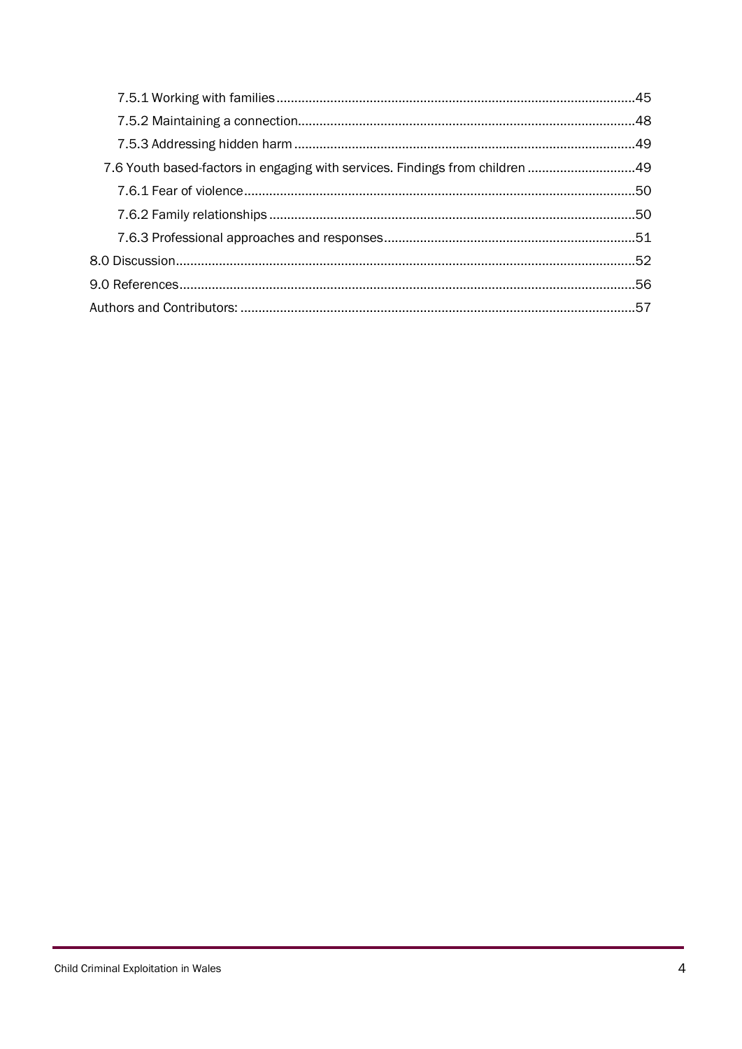- 7.5.1 Working with families.....45
- 7.5.2 Maintaining a connection.....48
- 7.5.3 Addressing hidden harm.....49
- 7.6 Youth based-factors in engaging with services. Findings from children.....49
- 7.6.1 Fear of violence.....50
- 7.6.2 Family relationships.....50
- 7.6.3 Professional approaches and responses.....51
- 8.0 Discussion.....52
- 9.0 References.....56
- Authors and Contributors:.....57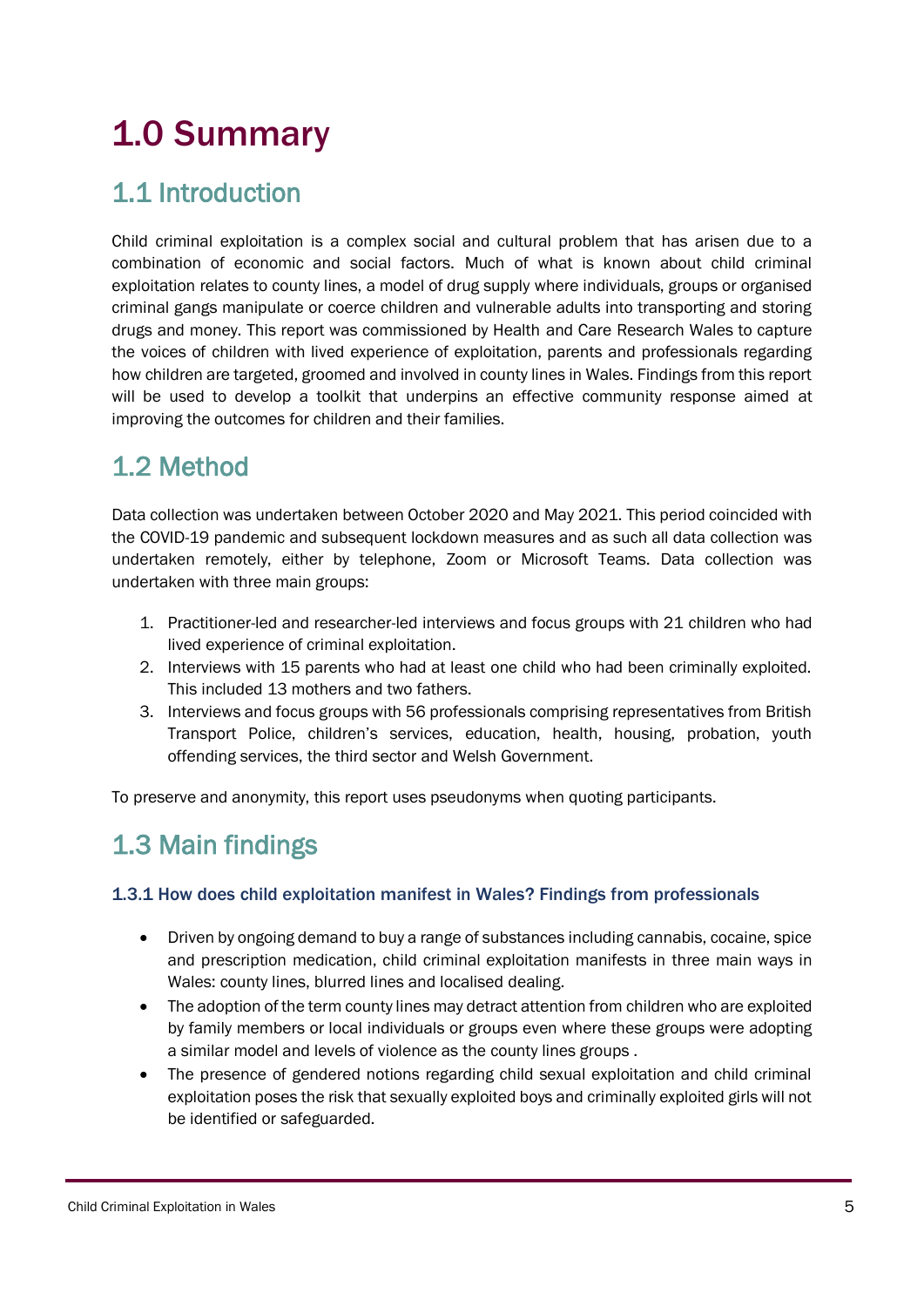# 1.0 Summary

## 1.1 Introduction

Child criminal exploitation is a complex social and cultural problem that has arisen due to a combination of economic and social factors. Much of what is known about child criminal exploitation relates to county lines, a model of drug supply where individuals, groups or organised criminal gangs manipulate or coerce children and vulnerable adults into transporting and storing drugs and money. This report was commissioned by Health and Care Research Wales to capture the voices of children with lived experience of exploitation, parents and professionals regarding how children are targeted, groomed and involved in county lines in Wales. Findings from this report will be used to develop a toolkit that underpins an effective community response aimed at improving the outcomes for children and their families.

## 1.2 Method

Data collection was undertaken between October 2020 and May 2021. This period coincided with the COVID-19 pandemic and subsequent lockdown measures and as such all data collection was undertaken remotely, either by telephone, Zoom or Microsoft Teams. Data collection was undertaken with three main groups:

1. Practitioner-led and researcher-led interviews and focus groups with 21 children who had lived experience of criminal exploitation.
2. Interviews with 15 parents who had at least one child who had been criminally exploited. This included 13 mothers and two fathers.
3. Interviews and focus groups with 56 professionals comprising representatives from British Transport Police, children's services, education, health, housing, probation, youth offending services, the third sector and Welsh Government.

To preserve and anonymity, this report uses pseudonyms when quoting participants.

## 1.3 Main findings

### 1.3.1 How does child exploitation manifest in Wales? Findings from professionals

- Driven by ongoing demand to buy a range of substances including cannabis, cocaine, spice and prescription medication, child criminal exploitation manifests in three main ways in Wales: county lines, blurred lines and localised dealing.
- The adoption of the term county lines may detract attention from children who are exploited by family members or local individuals or groups even where these groups were adopting a similar model and levels of violence as the county lines groups .
- The presence of gendered notions regarding child sexual exploitation and child criminal exploitation poses the risk that sexually exploited boys and criminally exploited girls will not be identified or safeguarded.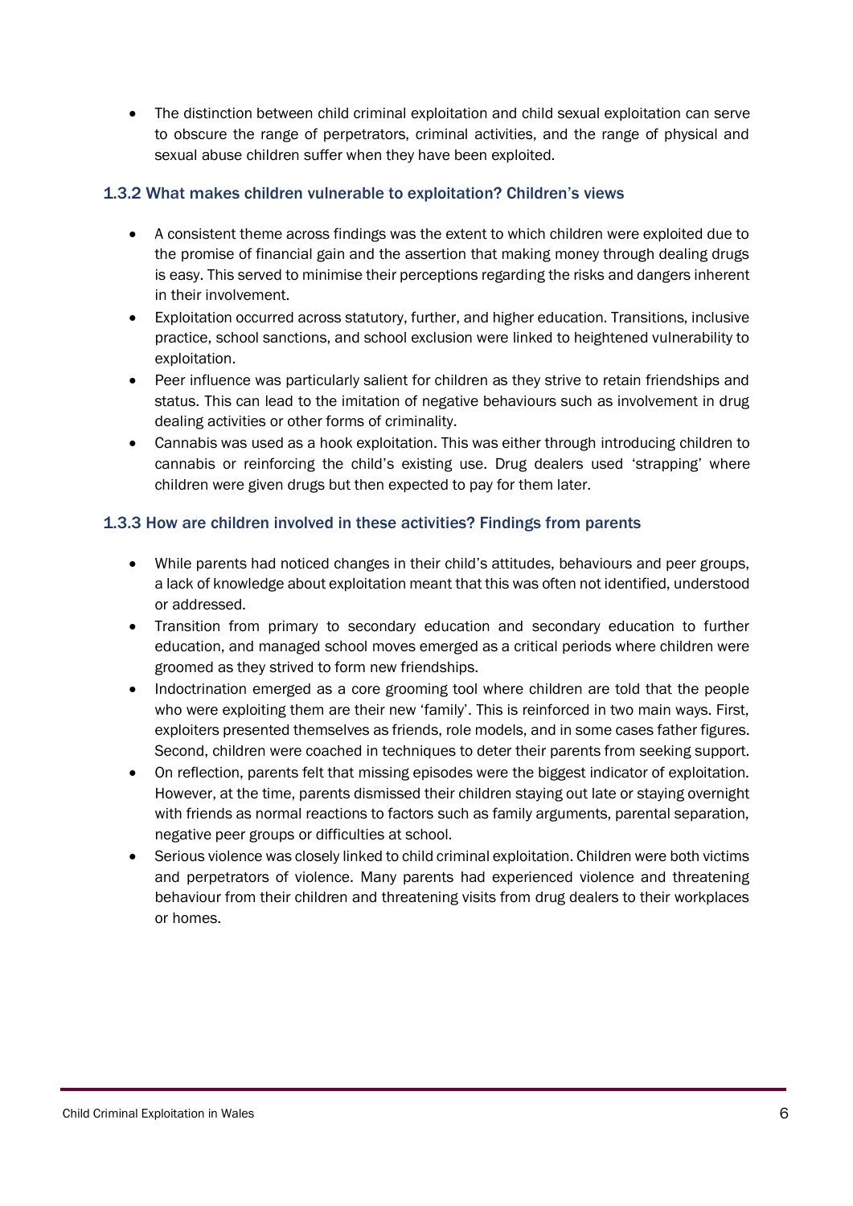- The distinction between child criminal exploitation and child sexual exploitation can serve to obscure the range of perpetrators, criminal activities, and the range of physical and sexual abuse children suffer when they have been exploited.

### 1.3.2 What makes children vulnerable to exploitation? Children's views

- A consistent theme across findings was the extent to which children were exploited due to the promise of financial gain and the assertion that making money through dealing drugs is easy. This served to minimise their perceptions regarding the risks and dangers inherent in their involvement.
- Exploitation occurred across statutory, further, and higher education. Transitions, inclusive practice, school sanctions, and school exclusion were linked to heightened vulnerability to exploitation.
- Peer influence was particularly salient for children as they strive to retain friendships and status. This can lead to the imitation of negative behaviours such as involvement in drug dealing activities or other forms of criminality.
- Cannabis was used as a hook exploitation. This was either through introducing children to cannabis or reinforcing the child's existing use. Drug dealers used 'strapping' where children were given drugs but then expected to pay for them later.

### 1.3.3 How are children involved in these activities? Findings from parents

- While parents had noticed changes in their child's attitudes, behaviours and peer groups, a lack of knowledge about exploitation meant that this was often not identified, understood or addressed.
- Transition from primary to secondary education and secondary education to further education, and managed school moves emerged as a critical periods where children were groomed as they strived to form new friendships.
- Indoctrination emerged as a core grooming tool where children are told that the people who were exploiting them are their new 'family'. This is reinforced in two main ways. First, exploiters presented themselves as friends, role models, and in some cases father figures. Second, children were coached in techniques to deter their parents from seeking support.
- On reflection, parents felt that missing episodes were the biggest indicator of exploitation. However, at the time, parents dismissed their children staying out late or staying overnight with friends as normal reactions to factors such as family arguments, parental separation, negative peer groups or difficulties at school.
- Serious violence was closely linked to child criminal exploitation. Children were both victims and perpetrators of violence. Many parents had experienced violence and threatening behaviour from their children and threatening visits from drug dealers to their workplaces or homes.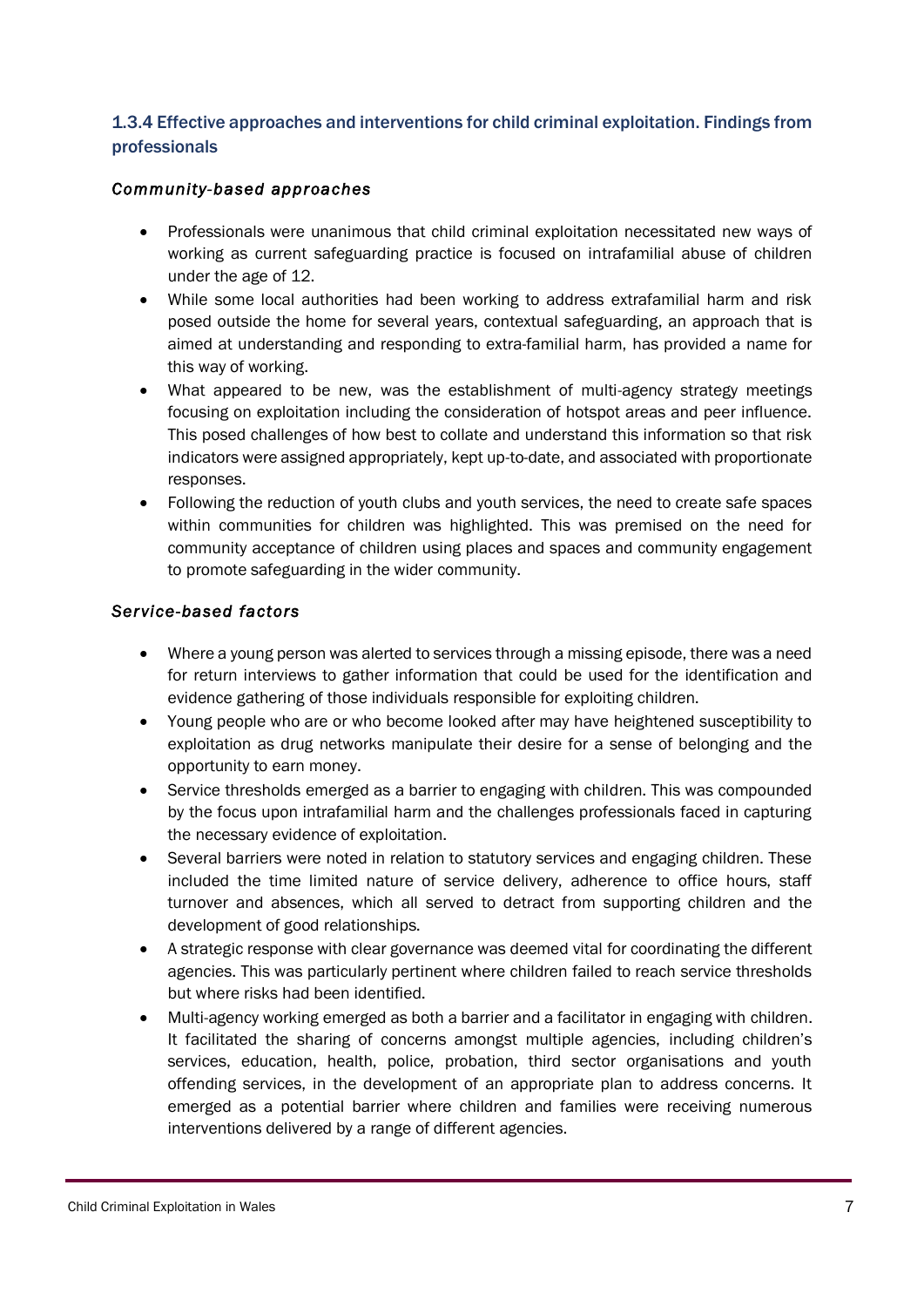### 1.3.4 Effective approaches and interventions for child criminal exploitation. Findings from professionals

*Community-based approaches*

- Professionals were unanimous that child criminal exploitation necessitated new ways of working as current safeguarding practice is focused on intrafamilial abuse of children under the age of 12.
- While some local authorities had been working to address extrafamilial harm and risk posed outside the home for several years, contextual safeguarding, an approach that is aimed at understanding and responding to extra-familial harm, has provided a name for this way of working.
- What appeared to be new, was the establishment of multi-agency strategy meetings focusing on exploitation including the consideration of hotspot areas and peer influence. This posed challenges of how best to collate and understand this information so that risk indicators were assigned appropriately, kept up-to-date, and associated with proportionate responses.
- Following the reduction of youth clubs and youth services, the need to create safe spaces within communities for children was highlighted. This was premised on the need for community acceptance of children using places and spaces and community engagement to promote safeguarding in the wider community.

*Service-based factors*

- Where a young person was alerted to services through a missing episode, there was a need for return interviews to gather information that could be used for the identification and evidence gathering of those individuals responsible for exploiting children.
- Young people who are or who become looked after may have heightened susceptibility to exploitation as drug networks manipulate their desire for a sense of belonging and the opportunity to earn money.
- Service thresholds emerged as a barrier to engaging with children. This was compounded by the focus upon intrafamilial harm and the challenges professionals faced in capturing the necessary evidence of exploitation.
- Several barriers were noted in relation to statutory services and engaging children. These included the time limited nature of service delivery, adherence to office hours, staff turnover and absences, which all served to detract from supporting children and the development of good relationships.
- A strategic response with clear governance was deemed vital for coordinating the different agencies. This was particularly pertinent where children failed to reach service thresholds but where risks had been identified.
- Multi-agency working emerged as both a barrier and a facilitator in engaging with children. It facilitated the sharing of concerns amongst multiple agencies, including children's services, education, health, police, probation, third sector organisations and youth offending services, in the development of an appropriate plan to address concerns. It emerged as a potential barrier where children and families were receiving numerous interventions delivered by a range of different agencies.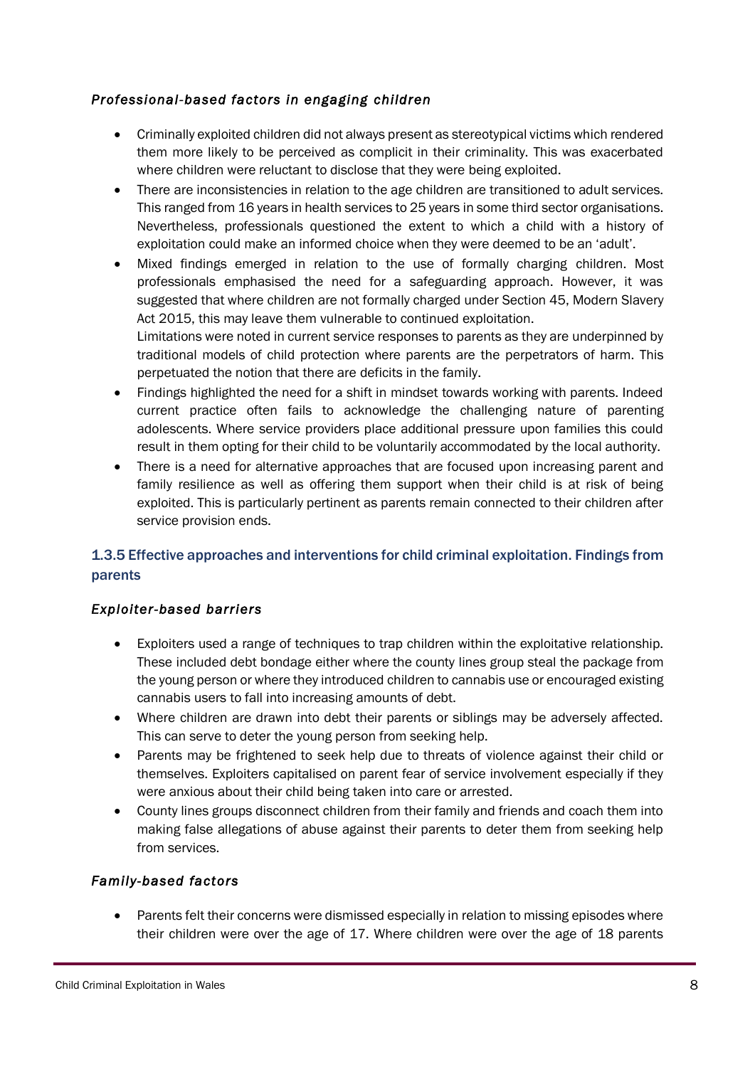*Professional-based factors in engaging children*

- Criminally exploited children did not always present as stereotypical victims which rendered them more likely to be perceived as complicit in their criminality. This was exacerbated where children were reluctant to disclose that they were being exploited.
- There are inconsistencies in relation to the age children are transitioned to adult services. This ranged from 16 years in health services to 25 years in some third sector organisations. Nevertheless, professionals questioned the extent to which a child with a history of exploitation could make an informed choice when they were deemed to be an 'adult'.
- Mixed findings emerged in relation to the use of formally charging children. Most professionals emphasised the need for a safeguarding approach. However, it was suggested that where children are not formally charged under Section 45, Modern Slavery Act 2015, this may leave them vulnerable to continued exploitation.
  Limitations were noted in current service responses to parents as they are underpinned by traditional models of child protection where parents are the perpetrators of harm. This perpetuated the notion that there are deficits in the family.
- Findings highlighted the need for a shift in mindset towards working with parents. Indeed current practice often fails to acknowledge the challenging nature of parenting adolescents. Where service providers place additional pressure upon families this could result in them opting for their child to be voluntarily accommodated by the local authority.
- There is a need for alternative approaches that are focused upon increasing parent and family resilience as well as offering them support when their child is at risk of being exploited. This is particularly pertinent as parents remain connected to their children after service provision ends.

### 1.3.5 Effective approaches and interventions for child criminal exploitation. Findings from parents

*Exploiter-based barriers*

- Exploiters used a range of techniques to trap children within the exploitative relationship. These included debt bondage either where the county lines group steal the package from the young person or where they introduced children to cannabis use or encouraged existing cannabis users to fall into increasing amounts of debt.
- Where children are drawn into debt their parents or siblings may be adversely affected. This can serve to deter the young person from seeking help.
- Parents may be frightened to seek help due to threats of violence against their child or themselves. Exploiters capitalised on parent fear of service involvement especially if they were anxious about their child being taken into care or arrested.
- County lines groups disconnect children from their family and friends and coach them into making false allegations of abuse against their parents to deter them from seeking help from services.

*Family-based factors*

- Parents felt their concerns were dismissed especially in relation to missing episodes where their children were over the age of 17. Where children were over the age of 18 parents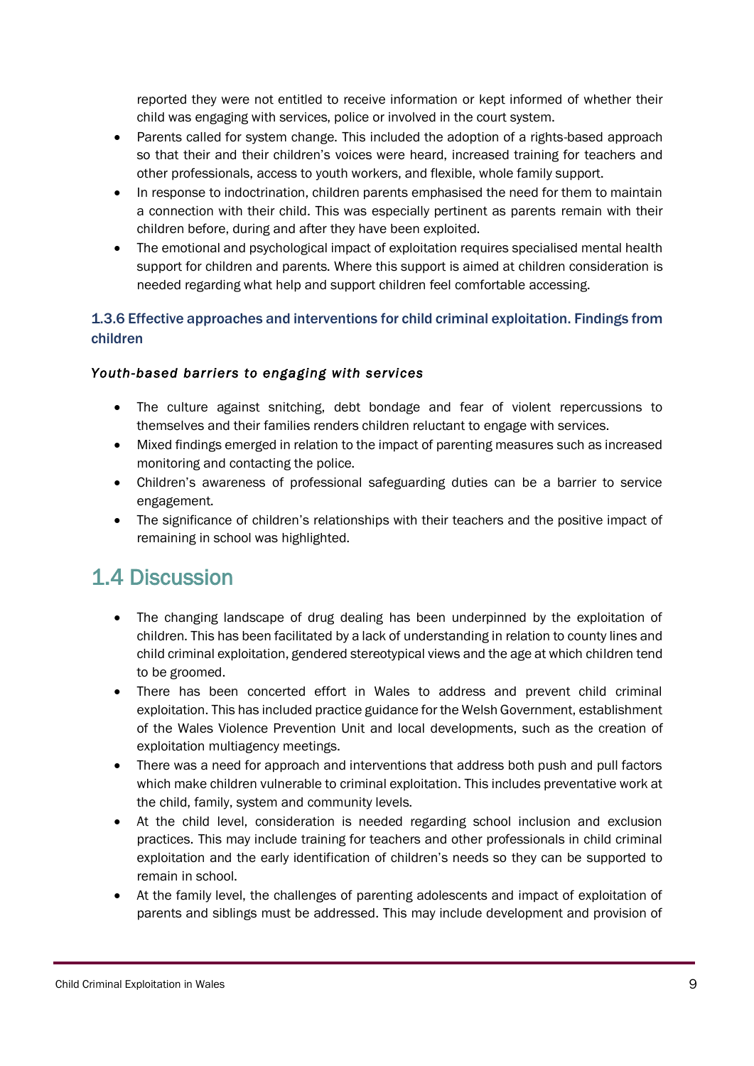reported they were not entitled to receive information or kept informed of whether their child was engaging with services, police or involved in the court system.

- Parents called for system change. This included the adoption of a rights-based approach so that their and their children's voices were heard, increased training for teachers and other professionals, access to youth workers, and flexible, whole family support.
- In response to indoctrination, children parents emphasised the need for them to maintain a connection with their child. This was especially pertinent as parents remain with their children before, during and after they have been exploited.
- The emotional and psychological impact of exploitation requires specialised mental health support for children and parents. Where this support is aimed at children consideration is needed regarding what help and support children feel comfortable accessing.

### 1.3.6 Effective approaches and interventions for child criminal exploitation. Findings from children

***Youth-based barriers to engaging with services***

- The culture against snitching, debt bondage and fear of violent repercussions to themselves and their families renders children reluctant to engage with services.
- Mixed findings emerged in relation to the impact of parenting measures such as increased monitoring and contacting the police.
- Children's awareness of professional safeguarding duties can be a barrier to service engagement.
- The significance of children's relationships with their teachers and the positive impact of remaining in school was highlighted.

## 1.4 Discussion

- The changing landscape of drug dealing has been underpinned by the exploitation of children. This has been facilitated by a lack of understanding in relation to county lines and child criminal exploitation, gendered stereotypical views and the age at which children tend to be groomed.
- There has been concerted effort in Wales to address and prevent child criminal exploitation. This has included practice guidance for the Welsh Government, establishment of the Wales Violence Prevention Unit and local developments, such as the creation of exploitation multiagency meetings.
- There was a need for approach and interventions that address both push and pull factors which make children vulnerable to criminal exploitation. This includes preventative work at the child, family, system and community levels.
- At the child level, consideration is needed regarding school inclusion and exclusion practices. This may include training for teachers and other professionals in child criminal exploitation and the early identification of children's needs so they can be supported to remain in school.
- At the family level, the challenges of parenting adolescents and impact of exploitation of parents and siblings must be addressed. This may include development and provision of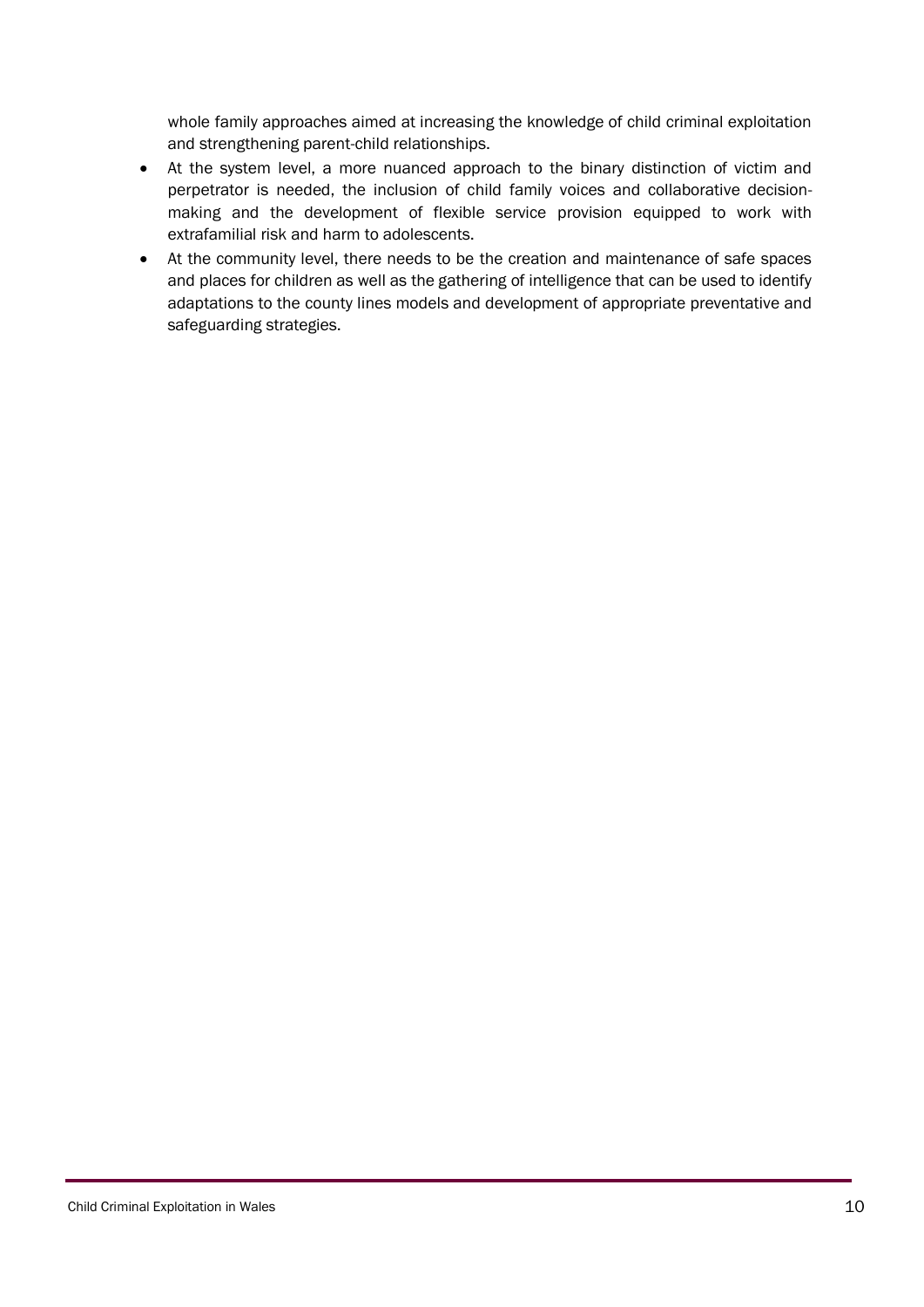whole family approaches aimed at increasing the knowledge of child criminal exploitation and strengthening parent-child relationships.

- At the system level, a more nuanced approach to the binary distinction of victim and perpetrator is needed, the inclusion of child family voices and collaborative decision-making and the development of flexible service provision equipped to work with extrafamilial risk and harm to adolescents.
- At the community level, there needs to be the creation and maintenance of safe spaces and places for children as well as the gathering of intelligence that can be used to identify adaptations to the county lines models and development of appropriate preventative and safeguarding strategies.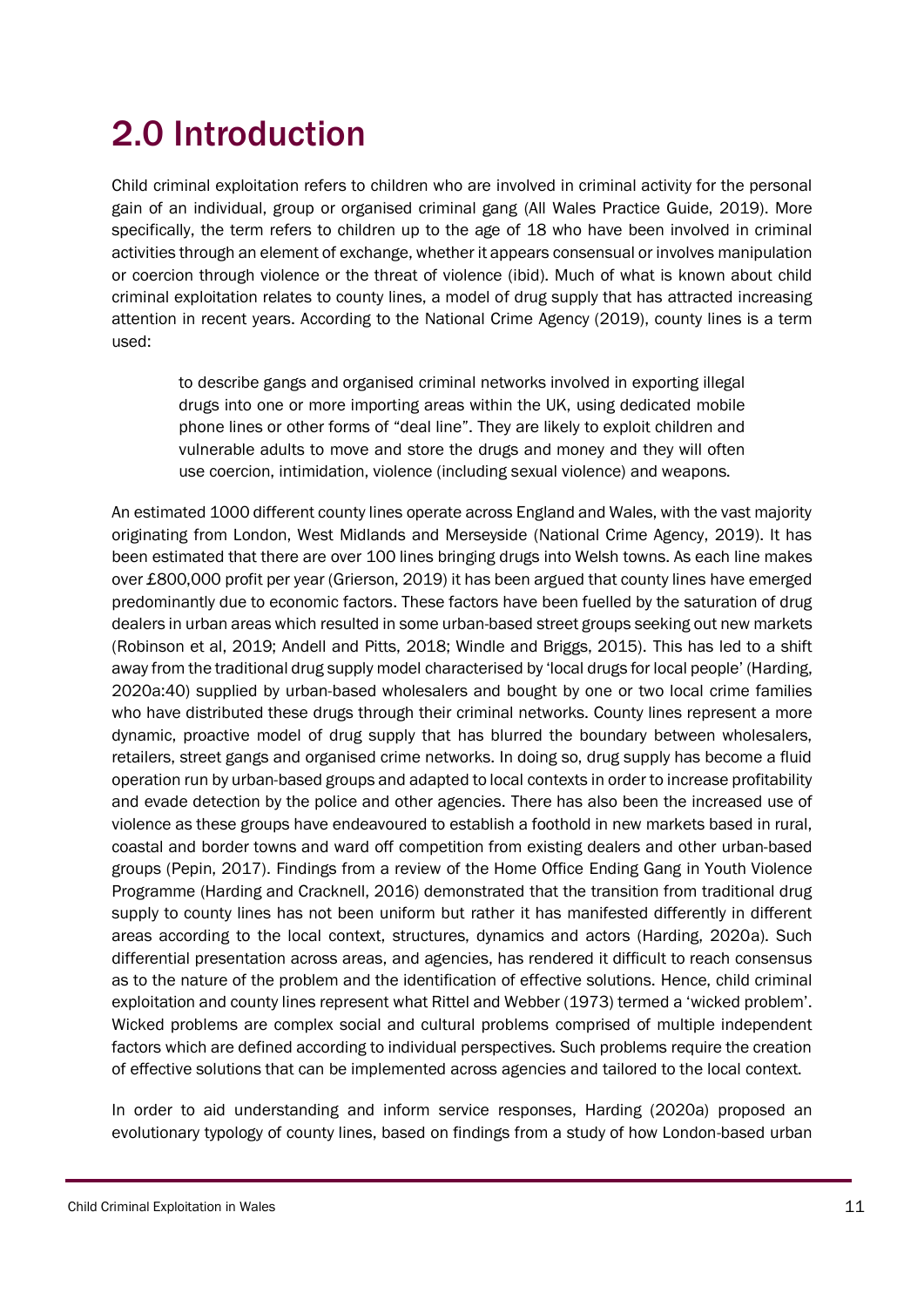# 2.0 Introduction

Child criminal exploitation refers to children who are involved in criminal activity for the personal gain of an individual, group or organised criminal gang (All Wales Practice Guide, 2019). More specifically, the term refers to children up to the age of 18 who have been involved in criminal activities through an element of exchange, whether it appears consensual or involves manipulation or coercion through violence or the threat of violence (ibid). Much of what is known about child criminal exploitation relates to county lines, a model of drug supply that has attracted increasing attention in recent years. According to the National Crime Agency (2019), county lines is a term used:

> to describe gangs and organised criminal networks involved in exporting illegal drugs into one or more importing areas within the UK, using dedicated mobile phone lines or other forms of "deal line". They are likely to exploit children and vulnerable adults to move and store the drugs and money and they will often use coercion, intimidation, violence (including sexual violence) and weapons.

An estimated 1000 different county lines operate across England and Wales, with the vast majority originating from London, West Midlands and Merseyside (National Crime Agency, 2019). It has been estimated that there are over 100 lines bringing drugs into Welsh towns. As each line makes over £800,000 profit per year (Grierson, 2019) it has been argued that county lines have emerged predominantly due to economic factors. These factors have been fuelled by the saturation of drug dealers in urban areas which resulted in some urban-based street groups seeking out new markets (Robinson et al, 2019; Andell and Pitts, 2018; Windle and Briggs, 2015). This has led to a shift away from the traditional drug supply model characterised by 'local drugs for local people' (Harding, 2020a:40) supplied by urban-based wholesalers and bought by one or two local crime families who have distributed these drugs through their criminal networks. County lines represent a more dynamic, proactive model of drug supply that has blurred the boundary between wholesalers, retailers, street gangs and organised crime networks. In doing so, drug supply has become a fluid operation run by urban-based groups and adapted to local contexts in order to increase profitability and evade detection by the police and other agencies. There has also been the increased use of violence as these groups have endeavoured to establish a foothold in new markets based in rural, coastal and border towns and ward off competition from existing dealers and other urban-based groups (Pepin, 2017). Findings from a review of the Home Office Ending Gang in Youth Violence Programme (Harding and Cracknell, 2016) demonstrated that the transition from traditional drug supply to county lines has not been uniform but rather it has manifested differently in different areas according to the local context, structures, dynamics and actors (Harding, 2020a). Such differential presentation across areas, and agencies, has rendered it difficult to reach consensus as to the nature of the problem and the identification of effective solutions. Hence, child criminal exploitation and county lines represent what Rittel and Webber (1973) termed a 'wicked problem'. Wicked problems are complex social and cultural problems comprised of multiple independent factors which are defined according to individual perspectives. Such problems require the creation of effective solutions that can be implemented across agencies and tailored to the local context.

In order to aid understanding and inform service responses, Harding (2020a) proposed an evolutionary typology of county lines, based on findings from a study of how London-based urban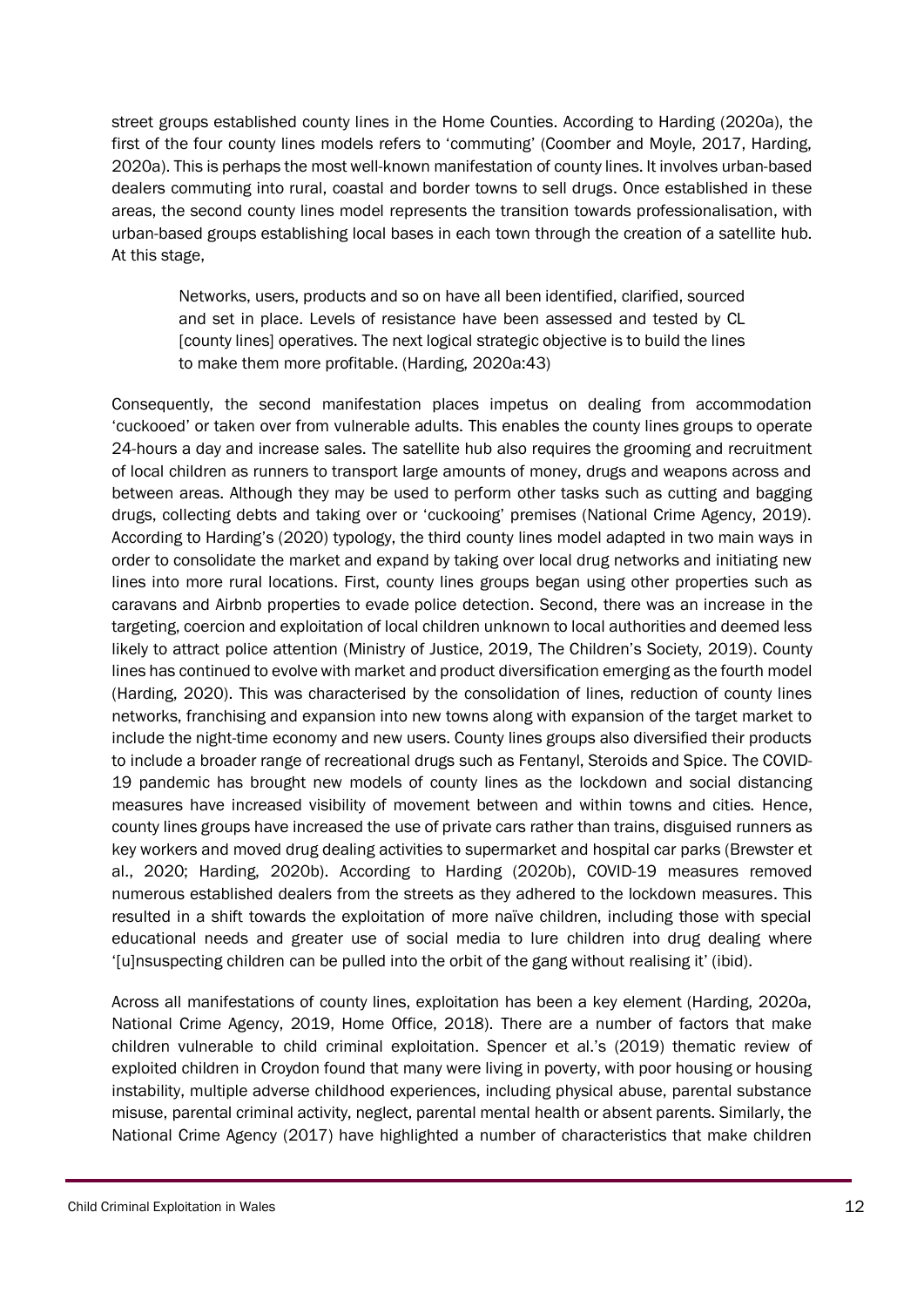street groups established county lines in the Home Counties. According to Harding (2020a), the first of the four county lines models refers to 'commuting' (Coomber and Moyle, 2017, Harding, 2020a). This is perhaps the most well-known manifestation of county lines. It involves urban-based dealers commuting into rural, coastal and border towns to sell drugs. Once established in these areas, the second county lines model represents the transition towards professionalisation, with urban-based groups establishing local bases in each town through the creation of a satellite hub. At this stage,

> Networks, users, products and so on have all been identified, clarified, sourced and set in place. Levels of resistance have been assessed and tested by CL [county lines] operatives. The next logical strategic objective is to build the lines to make them more profitable. (Harding, 2020a:43)

Consequently, the second manifestation places impetus on dealing from accommodation 'cuckooed' or taken over from vulnerable adults. This enables the county lines groups to operate 24-hours a day and increase sales. The satellite hub also requires the grooming and recruitment of local children as runners to transport large amounts of money, drugs and weapons across and between areas. Although they may be used to perform other tasks such as cutting and bagging drugs, collecting debts and taking over or 'cuckooing' premises (National Crime Agency, 2019). According to Harding's (2020) typology, the third county lines model adapted in two main ways in order to consolidate the market and expand by taking over local drug networks and initiating new lines into more rural locations. First, county lines groups began using other properties such as caravans and Airbnb properties to evade police detection. Second, there was an increase in the targeting, coercion and exploitation of local children unknown to local authorities and deemed less likely to attract police attention (Ministry of Justice, 2019, The Children's Society, 2019). County lines has continued to evolve with market and product diversification emerging as the fourth model (Harding, 2020). This was characterised by the consolidation of lines, reduction of county lines networks, franchising and expansion into new towns along with expansion of the target market to include the night-time economy and new users. County lines groups also diversified their products to include a broader range of recreational drugs such as Fentanyl, Steroids and Spice. The COVID-19 pandemic has brought new models of county lines as the lockdown and social distancing measures have increased visibility of movement between and within towns and cities. Hence, county lines groups have increased the use of private cars rather than trains, disguised runners as key workers and moved drug dealing activities to supermarket and hospital car parks (Brewster et al., 2020; Harding, 2020b). According to Harding (2020b), COVID-19 measures removed numerous established dealers from the streets as they adhered to the lockdown measures. This resulted in a shift towards the exploitation of more naïve children, including those with special educational needs and greater use of social media to lure children into drug dealing where '[u]nsuspecting children can be pulled into the orbit of the gang without realising it' (ibid).

Across all manifestations of county lines, exploitation has been a key element (Harding, 2020a, National Crime Agency, 2019, Home Office, 2018). There are a number of factors that make children vulnerable to child criminal exploitation. Spencer et al.'s (2019) thematic review of exploited children in Croydon found that many were living in poverty, with poor housing or housing instability, multiple adverse childhood experiences, including physical abuse, parental substance misuse, parental criminal activity, neglect, parental mental health or absent parents. Similarly, the National Crime Agency (2017) have highlighted a number of characteristics that make children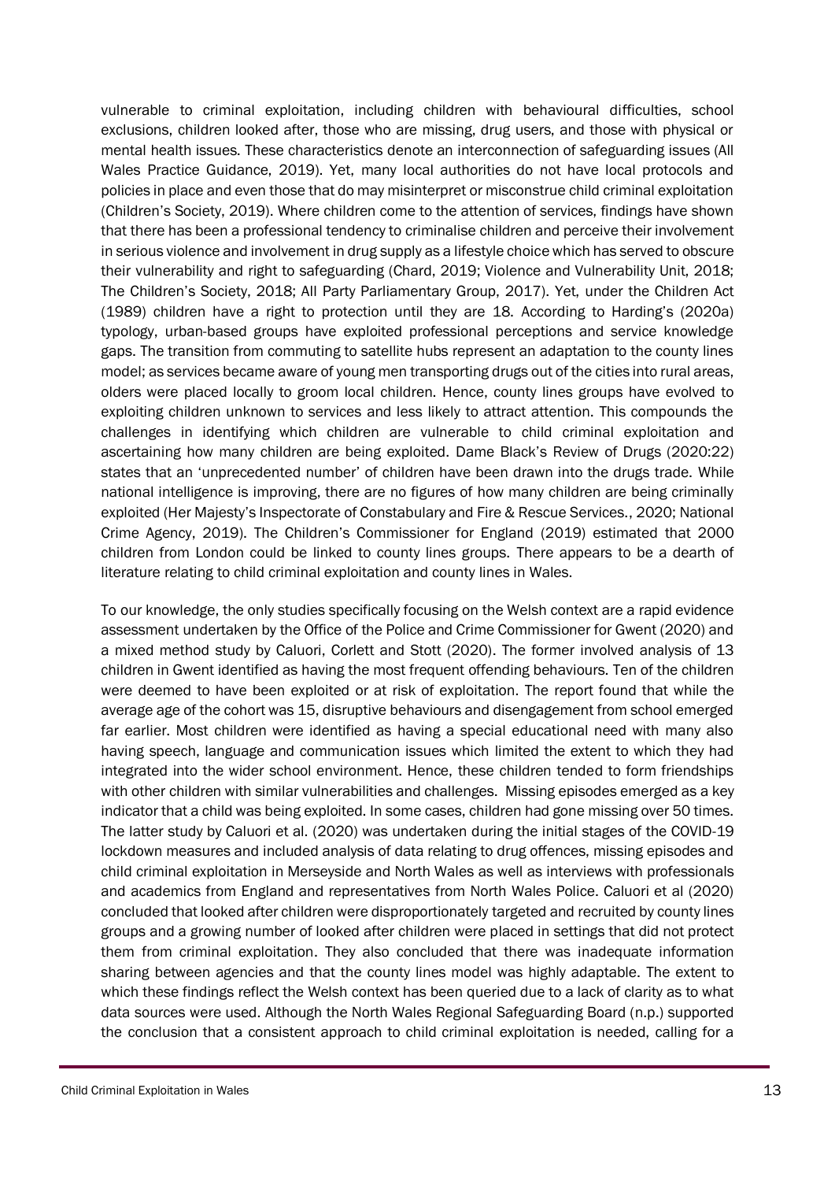vulnerable to criminal exploitation, including children with behavioural difficulties, school exclusions, children looked after, those who are missing, drug users, and those with physical or mental health issues. These characteristics denote an interconnection of safeguarding issues (All Wales Practice Guidance, 2019). Yet, many local authorities do not have local protocols and policies in place and even those that do may misinterpret or misconstrue child criminal exploitation (Children's Society, 2019). Where children come to the attention of services, findings have shown that there has been a professional tendency to criminalise children and perceive their involvement in serious violence and involvement in drug supply as a lifestyle choice which has served to obscure their vulnerability and right to safeguarding (Chard, 2019; Violence and Vulnerability Unit, 2018; The Children's Society, 2018; All Party Parliamentary Group, 2017). Yet, under the Children Act (1989) children have a right to protection until they are 18. According to Harding's (2020a) typology, urban-based groups have exploited professional perceptions and service knowledge gaps. The transition from commuting to satellite hubs represent an adaptation to the county lines model; as services became aware of young men transporting drugs out of the cities into rural areas, olders were placed locally to groom local children. Hence, county lines groups have evolved to exploiting children unknown to services and less likely to attract attention. This compounds the challenges in identifying which children are vulnerable to child criminal exploitation and ascertaining how many children are being exploited. Dame Black's Review of Drugs (2020:22) states that an 'unprecedented number' of children have been drawn into the drugs trade. While national intelligence is improving, there are no figures of how many children are being criminally exploited (Her Majesty's Inspectorate of Constabulary and Fire & Rescue Services., 2020; National Crime Agency, 2019). The Children's Commissioner for England (2019) estimated that 2000 children from London could be linked to county lines groups. There appears to be a dearth of literature relating to child criminal exploitation and county lines in Wales.

To our knowledge, the only studies specifically focusing on the Welsh context are a rapid evidence assessment undertaken by the Office of the Police and Crime Commissioner for Gwent (2020) and a mixed method study by Caluori, Corlett and Stott (2020). The former involved analysis of 13 children in Gwent identified as having the most frequent offending behaviours. Ten of the children were deemed to have been exploited or at risk of exploitation. The report found that while the average age of the cohort was 15, disruptive behaviours and disengagement from school emerged far earlier. Most children were identified as having a special educational need with many also having speech, language and communication issues which limited the extent to which they had integrated into the wider school environment. Hence, these children tended to form friendships with other children with similar vulnerabilities and challenges. Missing episodes emerged as a key indicator that a child was being exploited. In some cases, children had gone missing over 50 times. The latter study by Caluori et al. (2020) was undertaken during the initial stages of the COVID-19 lockdown measures and included analysis of data relating to drug offences, missing episodes and child criminal exploitation in Merseyside and North Wales as well as interviews with professionals and academics from England and representatives from North Wales Police. Caluori et al (2020) concluded that looked after children were disproportionately targeted and recruited by county lines groups and a growing number of looked after children were placed in settings that did not protect them from criminal exploitation. They also concluded that there was inadequate information sharing between agencies and that the county lines model was highly adaptable. The extent to which these findings reflect the Welsh context has been queried due to a lack of clarity as to what data sources were used. Although the North Wales Regional Safeguarding Board (n.p.) supported the conclusion that a consistent approach to child criminal exploitation is needed, calling for a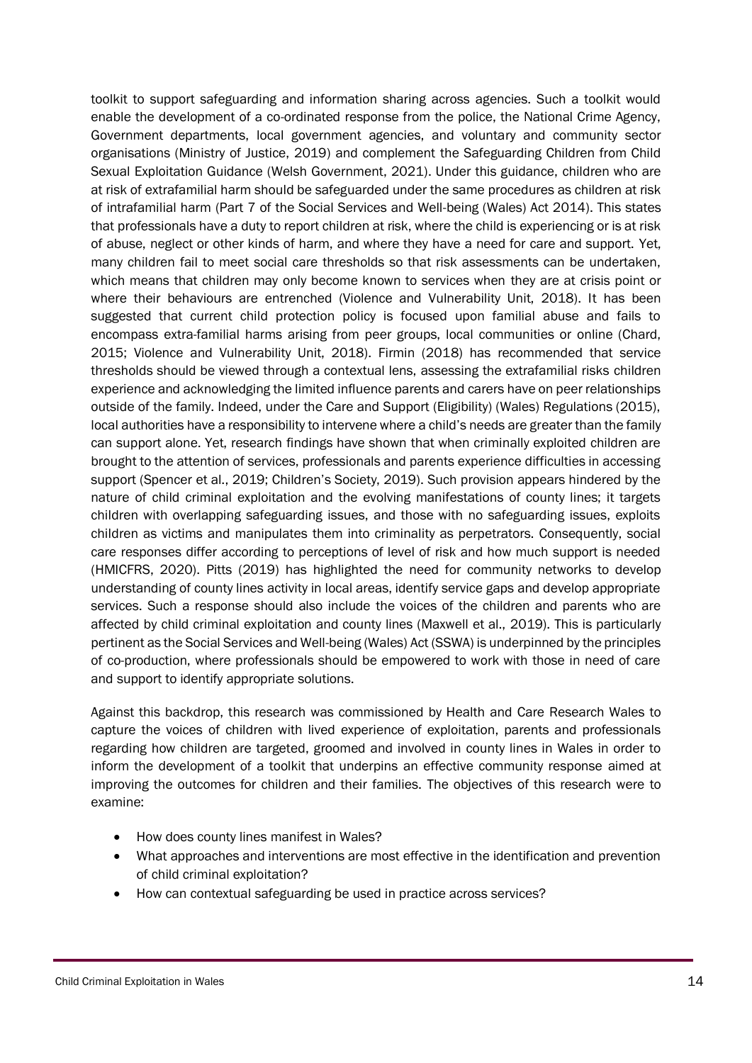toolkit to support safeguarding and information sharing across agencies. Such a toolkit would enable the development of a co-ordinated response from the police, the National Crime Agency, Government departments, local government agencies, and voluntary and community sector organisations (Ministry of Justice, 2019) and complement the Safeguarding Children from Child Sexual Exploitation Guidance (Welsh Government, 2021). Under this guidance, children who are at risk of extrafamilial harm should be safeguarded under the same procedures as children at risk of intrafamilial harm (Part 7 of the Social Services and Well-being (Wales) Act 2014). This states that professionals have a duty to report children at risk, where the child is experiencing or is at risk of abuse, neglect or other kinds of harm, and where they have a need for care and support. Yet, many children fail to meet social care thresholds so that risk assessments can be undertaken, which means that children may only become known to services when they are at crisis point or where their behaviours are entrenched (Violence and Vulnerability Unit, 2018). It has been suggested that current child protection policy is focused upon familial abuse and fails to encompass extra-familial harms arising from peer groups, local communities or online (Chard, 2015; Violence and Vulnerability Unit, 2018). Firmin (2018) has recommended that service thresholds should be viewed through a contextual lens, assessing the extrafamilial risks children experience and acknowledging the limited influence parents and carers have on peer relationships outside of the family. Indeed, under the Care and Support (Eligibility) (Wales) Regulations (2015), local authorities have a responsibility to intervene where a child's needs are greater than the family can support alone. Yet, research findings have shown that when criminally exploited children are brought to the attention of services, professionals and parents experience difficulties in accessing support (Spencer et al., 2019; Children's Society, 2019). Such provision appears hindered by the nature of child criminal exploitation and the evolving manifestations of county lines; it targets children with overlapping safeguarding issues, and those with no safeguarding issues, exploits children as victims and manipulates them into criminality as perpetrators. Consequently, social care responses differ according to perceptions of level of risk and how much support is needed (HMICFRS, 2020). Pitts (2019) has highlighted the need for community networks to develop understanding of county lines activity in local areas, identify service gaps and develop appropriate services. Such a response should also include the voices of the children and parents who are affected by child criminal exploitation and county lines (Maxwell et al., 2019). This is particularly pertinent as the Social Services and Well-being (Wales) Act (SSWA) is underpinned by the principles of co-production, where professionals should be empowered to work with those in need of care and support to identify appropriate solutions.

Against this backdrop, this research was commissioned by Health and Care Research Wales to capture the voices of children with lived experience of exploitation, parents and professionals regarding how children are targeted, groomed and involved in county lines in Wales in order to inform the development of a toolkit that underpins an effective community response aimed at improving the outcomes for children and their families. The objectives of this research were to examine:

- How does county lines manifest in Wales?
- What approaches and interventions are most effective in the identification and prevention of child criminal exploitation?
- How can contextual safeguarding be used in practice across services?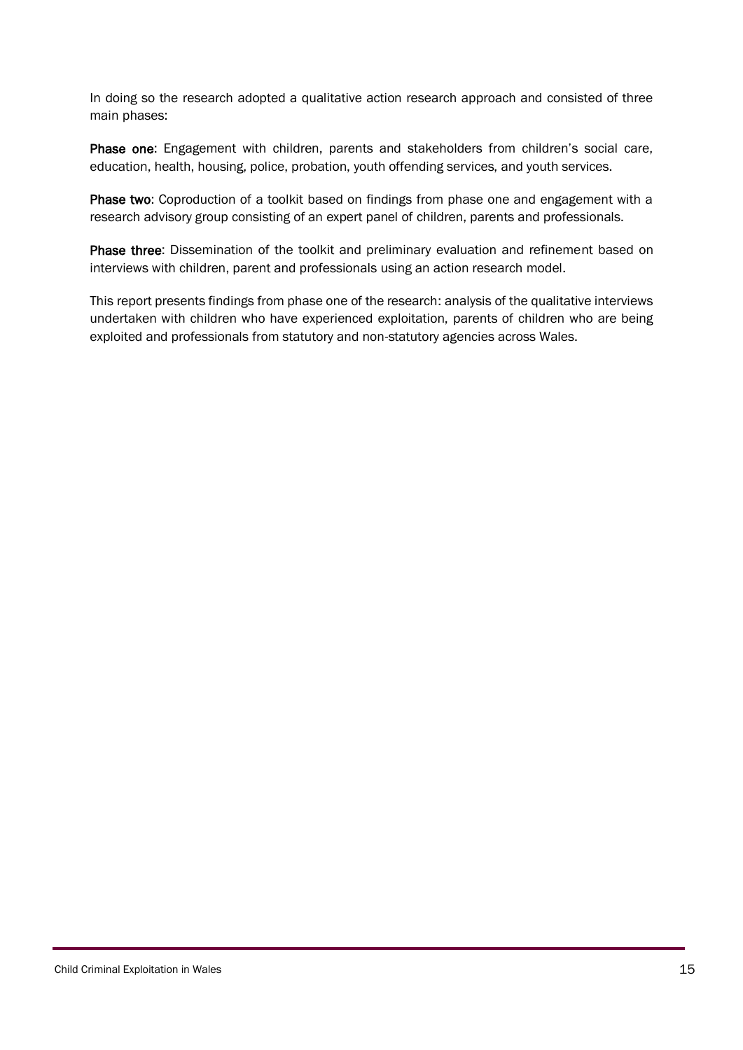In doing so the research adopted a qualitative action research approach and consisted of three main phases:

**Phase one**: Engagement with children, parents and stakeholders from children's social care, education, health, housing, police, probation, youth offending services, and youth services.

**Phase two**: Coproduction of a toolkit based on findings from phase one and engagement with a research advisory group consisting of an expert panel of children, parents and professionals.

**Phase three**: Dissemination of the toolkit and preliminary evaluation and refinement based on interviews with children, parent and professionals using an action research model.

This report presents findings from phase one of the research: analysis of the qualitative interviews undertaken with children who have experienced exploitation, parents of children who are being exploited and professionals from statutory and non-statutory agencies across Wales.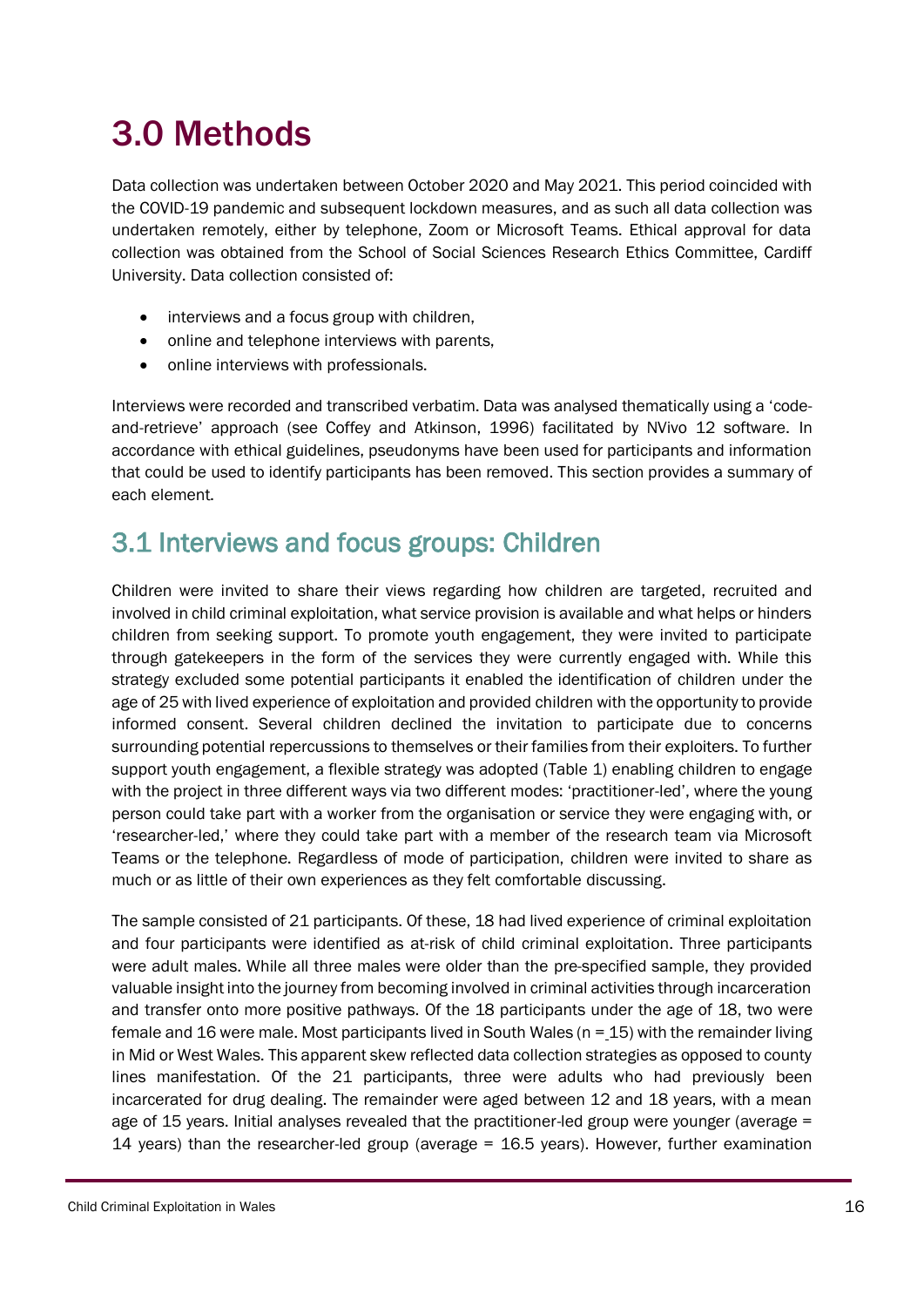# 3.0 Methods

Data collection was undertaken between October 2020 and May 2021. This period coincided with the COVID-19 pandemic and subsequent lockdown measures, and as such all data collection was undertaken remotely, either by telephone, Zoom or Microsoft Teams. Ethical approval for data collection was obtained from the School of Social Sciences Research Ethics Committee, Cardiff University. Data collection consisted of:

- interviews and a focus group with children,
- online and telephone interviews with parents,
- online interviews with professionals.

Interviews were recorded and transcribed verbatim. Data was analysed thematically using a 'code-and-retrieve' approach (see Coffey and Atkinson, 1996) facilitated by NVivo 12 software. In accordance with ethical guidelines, pseudonyms have been used for participants and information that could be used to identify participants has been removed. This section provides a summary of each element.

## 3.1 Interviews and focus groups: Children

Children were invited to share their views regarding how children are targeted, recruited and involved in child criminal exploitation, what service provision is available and what helps or hinders children from seeking support. To promote youth engagement, they were invited to participate through gatekeepers in the form of the services they were currently engaged with. While this strategy excluded some potential participants it enabled the identification of children under the age of 25 with lived experience of exploitation and provided children with the opportunity to provide informed consent. Several children declined the invitation to participate due to concerns surrounding potential repercussions to themselves or their families from their exploiters. To further support youth engagement, a flexible strategy was adopted (Table 1) enabling children to engage with the project in three different ways via two different modes: 'practitioner-led', where the young person could take part with a worker from the organisation or service they were engaging with, or 'researcher-led,' where they could take part with a member of the research team via Microsoft Teams or the telephone. Regardless of mode of participation, children were invited to share as much or as little of their own experiences as they felt comfortable discussing.

The sample consisted of 21 participants. Of these, 18 had lived experience of criminal exploitation and four participants were identified as at-risk of child criminal exploitation. Three participants were adult males. While all three males were older than the pre-specified sample, they provided valuable insight into the journey from becoming involved in criminal activities through incarceration and transfer onto more positive pathways. Of the 18 participants under the age of 18, two were female and 16 were male. Most participants lived in South Wales (n = 15) with the remainder living in Mid or West Wales. This apparent skew reflected data collection strategies as opposed to county lines manifestation. Of the 21 participants, three were adults who had previously been incarcerated for drug dealing. The remainder were aged between 12 and 18 years, with a mean age of 15 years. Initial analyses revealed that the practitioner-led group were younger (average = 14 years) than the researcher-led group (average = 16.5 years). However, further examination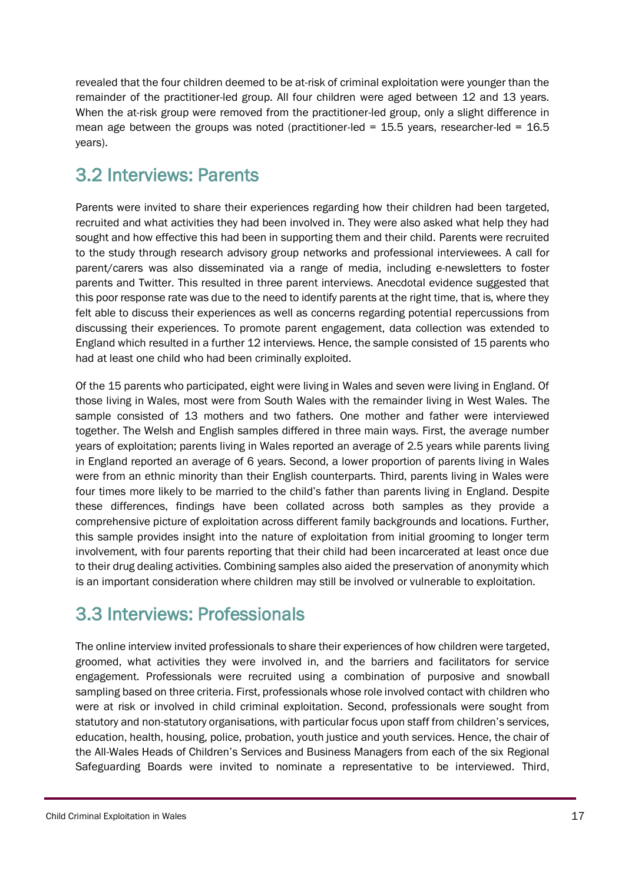revealed that the four children deemed to be at-risk of criminal exploitation were younger than the remainder of the practitioner-led group. All four children were aged between 12 and 13 years. When the at-risk group were removed from the practitioner-led group, only a slight difference in mean age between the groups was noted (practitioner-led = 15.5 years, researcher-led = 16.5 years).

## 3.2 Interviews: Parents

Parents were invited to share their experiences regarding how their children had been targeted, recruited and what activities they had been involved in. They were also asked what help they had sought and how effective this had been in supporting them and their child. Parents were recruited to the study through research advisory group networks and professional interviewees. A call for parent/carers was also disseminated via a range of media, including e-newsletters to foster parents and Twitter. This resulted in three parent interviews. Anecdotal evidence suggested that this poor response rate was due to the need to identify parents at the right time, that is, where they felt able to discuss their experiences as well as concerns regarding potential repercussions from discussing their experiences. To promote parent engagement, data collection was extended to England which resulted in a further 12 interviews. Hence, the sample consisted of 15 parents who had at least one child who had been criminally exploited.

Of the 15 parents who participated, eight were living in Wales and seven were living in England. Of those living in Wales, most were from South Wales with the remainder living in West Wales. The sample consisted of 13 mothers and two fathers. One mother and father were interviewed together. The Welsh and English samples differed in three main ways. First, the average number years of exploitation; parents living in Wales reported an average of 2.5 years while parents living in England reported an average of 6 years. Second, a lower proportion of parents living in Wales were from an ethnic minority than their English counterparts. Third, parents living in Wales were four times more likely to be married to the child's father than parents living in England. Despite these differences, findings have been collated across both samples as they provide a comprehensive picture of exploitation across different family backgrounds and locations. Further, this sample provides insight into the nature of exploitation from initial grooming to longer term involvement, with four parents reporting that their child had been incarcerated at least once due to their drug dealing activities. Combining samples also aided the preservation of anonymity which is an important consideration where children may still be involved or vulnerable to exploitation.

## 3.3 Interviews: Professionals

The online interview invited professionals to share their experiences of how children were targeted, groomed, what activities they were involved in, and the barriers and facilitators for service engagement. Professionals were recruited using a combination of purposive and snowball sampling based on three criteria. First, professionals whose role involved contact with children who were at risk or involved in child criminal exploitation. Second, professionals were sought from statutory and non-statutory organisations, with particular focus upon staff from children's services, education, health, housing, police, probation, youth justice and youth services. Hence, the chair of the All-Wales Heads of Children's Services and Business Managers from each of the six Regional Safeguarding Boards were invited to nominate a representative to be interviewed. Third,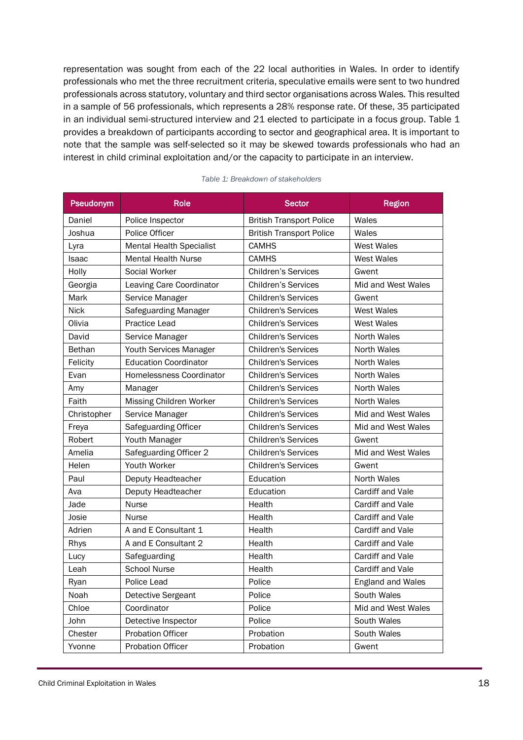representation was sought from each of the 22 local authorities in Wales. In order to identify professionals who met the three recruitment criteria, speculative emails were sent to two hundred professionals across statutory, voluntary and third sector organisations across Wales. This resulted in a sample of 56 professionals, which represents a 28% response rate. Of these, 35 participated in an individual semi-structured interview and 21 elected to participate in a focus group. Table 1 provides a breakdown of participants according to sector and geographical area. It is important to note that the sample was self-selected so it may be skewed towards professionals who had an interest in child criminal exploitation and/or the capacity to participate in an interview.

*Table 1: Breakdown of stakeholders*

| Pseudonym | Role | Sector | Region |
|---|---|---|---|
| Daniel | Police Inspector | British Transport Police | Wales |
| Joshua | Police Officer | British Transport Police | Wales |
| Lyra | Mental Health Specialist | CAMHS | West Wales |
| Isaac | Mental Health Nurse | CAMHS | West Wales |
| Holly | Social Worker | Children's Services | Gwent |
| Georgia | Leaving Care Coordinator | Children's Services | Mid and West Wales |
| Mark | Service Manager | Children's Services | Gwent |
| Nick | Safeguarding Manager | Children's Services | West Wales |
| Olivia | Practice Lead | Children's Services | West Wales |
| David | Service Manager | Children's Services | North Wales |
| Bethan | Youth Services Manager | Children's Services | North Wales |
| Felicity | Education Coordinator | Children's Services | North Wales |
| Evan | Homelessness Coordinator | Children's Services | North Wales |
| Amy | Manager | Children's Services | North Wales |
| Faith | Missing Children Worker | Children's Services | North Wales |
| Christopher | Service Manager | Children's Services | Mid and West Wales |
| Freya | Safeguarding Officer | Children's Services | Mid and West Wales |
| Robert | Youth Manager | Children's Services | Gwent |
| Amelia | Safeguarding Officer 2 | Children's Services | Mid and West Wales |
| Helen | Youth Worker | Children's Services | Gwent |
| Paul | Deputy Headteacher | Education | North Wales |
| Ava | Deputy Headteacher | Education | Cardiff and Vale |
| Jade | Nurse | Health | Cardiff and Vale |
| Josie | Nurse | Health | Cardiff and Vale |
| Adrien | A and E Consultant 1 | Health | Cardiff and Vale |
| Rhys | A and E Consultant 2 | Health | Cardiff and Vale |
| Lucy | Safeguarding | Health | Cardiff and Vale |
| Leah | School Nurse | Health | Cardiff and Vale |
| Ryan | Police Lead | Police | England and Wales |
| Noah | Detective Sergeant | Police | South Wales |
| Chloe | Coordinator | Police | Mid and West Wales |
| John | Detective Inspector | Police | South Wales |
| Chester | Probation Officer | Probation | South Wales |
| Yvonne | Probation Officer | Probation | Gwent |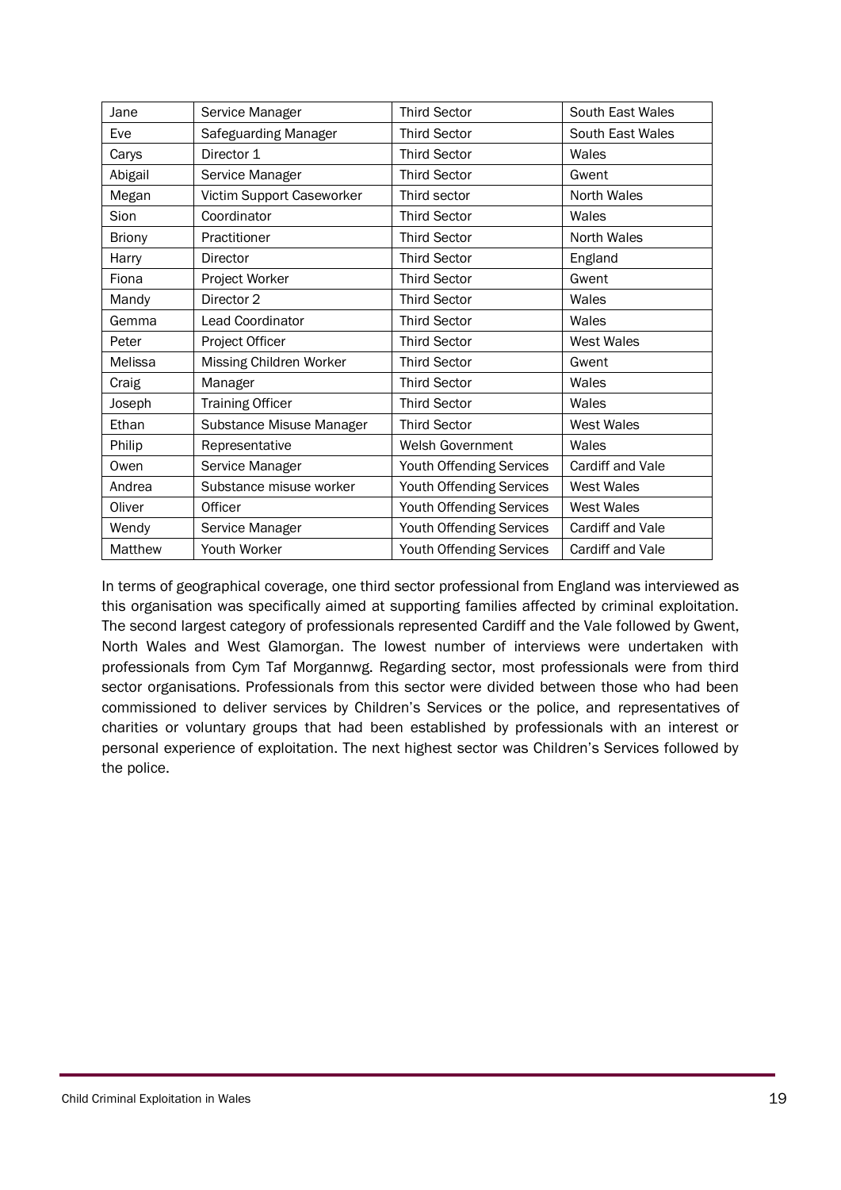| Jane | Service Manager | Third Sector | South East Wales |
|---|---|---|---|
| Eve | Safeguarding Manager | Third Sector | South East Wales |
| Carys | Director 1 | Third Sector | Wales |
| Abigail | Service Manager | Third Sector | Gwent |
| Megan | Victim Support Caseworker | Third sector | North Wales |
| Sion | Coordinator | Third Sector | Wales |
| Briony | Practitioner | Third Sector | North Wales |
| Harry | Director | Third Sector | England |
| Fiona | Project Worker | Third Sector | Gwent |
| Mandy | Director 2 | Third Sector | Wales |
| Gemma | Lead Coordinator | Third Sector | Wales |
| Peter | Project Officer | Third Sector | West Wales |
| Melissa | Missing Children Worker | Third Sector | Gwent |
| Craig | Manager | Third Sector | Wales |
| Joseph | Training Officer | Third Sector | Wales |
| Ethan | Substance Misuse Manager | Third Sector | West Wales |
| Philip | Representative | Welsh Government | Wales |
| Owen | Service Manager | Youth Offending Services | Cardiff and Vale |
| Andrea | Substance misuse worker | Youth Offending Services | West Wales |
| Oliver | Officer | Youth Offending Services | West Wales |
| Wendy | Service Manager | Youth Offending Services | Cardiff and Vale |
| Matthew | Youth Worker | Youth Offending Services | Cardiff and Vale |

In terms of geographical coverage, one third sector professional from England was interviewed as this organisation was specifically aimed at supporting families affected by criminal exploitation. The second largest category of professionals represented Cardiff and the Vale followed by Gwent, North Wales and West Glamorgan. The lowest number of interviews were undertaken with professionals from Cym Taf Morgannwg. Regarding sector, most professionals were from third sector organisations. Professionals from this sector were divided between those who had been commissioned to deliver services by Children's Services or the police, and representatives of charities or voluntary groups that had been established by professionals with an interest or personal experience of exploitation. The next highest sector was Children's Services followed by the police.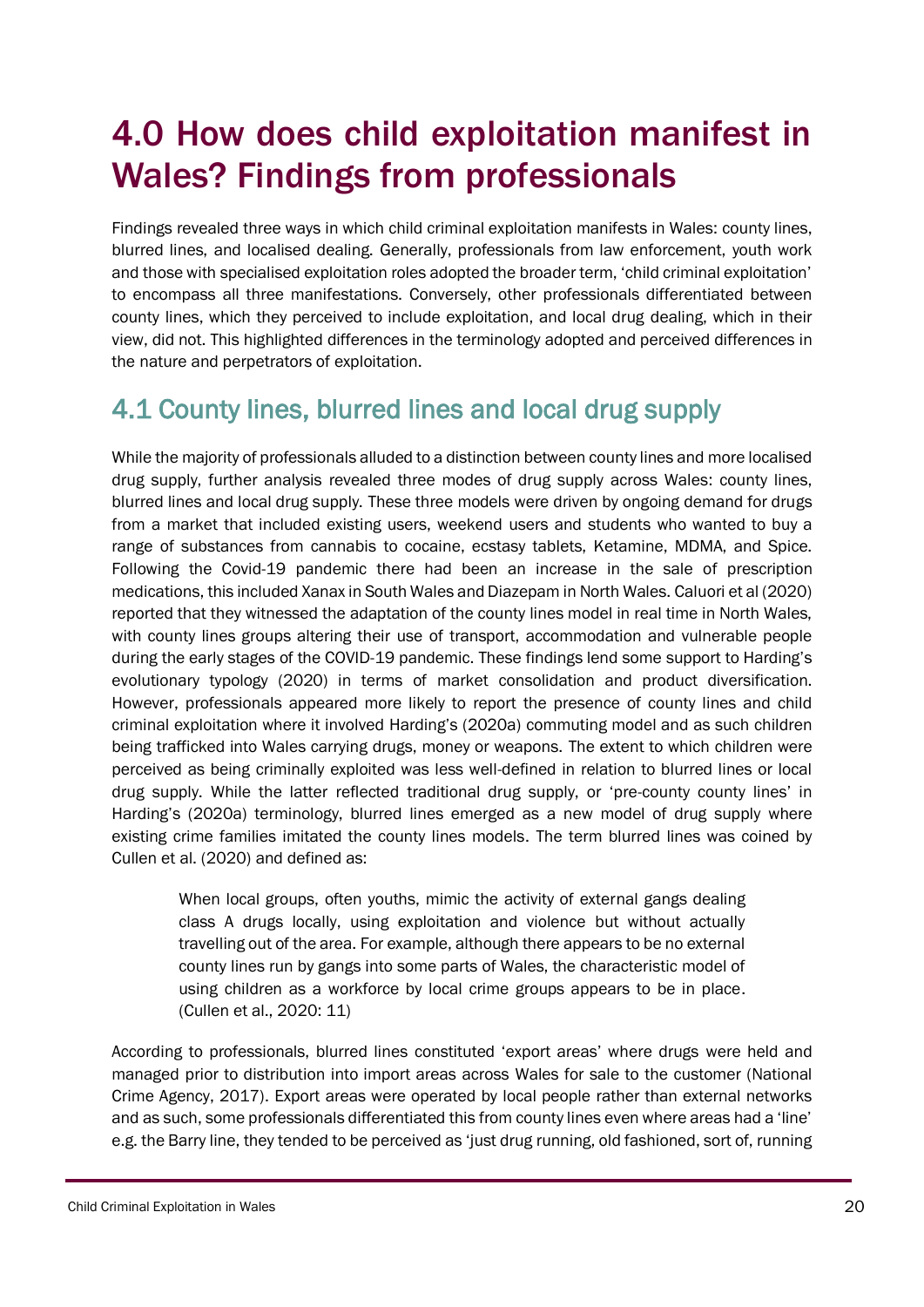# 4.0 How does child exploitation manifest in Wales? Findings from professionals

Findings revealed three ways in which child criminal exploitation manifests in Wales: county lines, blurred lines, and localised dealing. Generally, professionals from law enforcement, youth work and those with specialised exploitation roles adopted the broader term, 'child criminal exploitation' to encompass all three manifestations. Conversely, other professionals differentiated between county lines, which they perceived to include exploitation, and local drug dealing, which in their view, did not. This highlighted differences in the terminology adopted and perceived differences in the nature and perpetrators of exploitation.

## 4.1 County lines, blurred lines and local drug supply

While the majority of professionals alluded to a distinction between county lines and more localised drug supply, further analysis revealed three modes of drug supply across Wales: county lines, blurred lines and local drug supply. These three models were driven by ongoing demand for drugs from a market that included existing users, weekend users and students who wanted to buy a range of substances from cannabis to cocaine, ecstasy tablets, Ketamine, MDMA, and Spice. Following the Covid-19 pandemic there had been an increase in the sale of prescription medications, this included Xanax in South Wales and Diazepam in North Wales. Caluori et al (2020) reported that they witnessed the adaptation of the county lines model in real time in North Wales, with county lines groups altering their use of transport, accommodation and vulnerable people during the early stages of the COVID-19 pandemic. These findings lend some support to Harding's evolutionary typology (2020) in terms of market consolidation and product diversification. However, professionals appeared more likely to report the presence of county lines and child criminal exploitation where it involved Harding's (2020a) commuting model and as such children being trafficked into Wales carrying drugs, money or weapons. The extent to which children were perceived as being criminally exploited was less well-defined in relation to blurred lines or local drug supply. While the latter reflected traditional drug supply, or 'pre-county county lines' in Harding's (2020a) terminology, blurred lines emerged as a new model of drug supply where existing crime families imitated the county lines models. The term blurred lines was coined by Cullen et al. (2020) and defined as:

> When local groups, often youths, mimic the activity of external gangs dealing class A drugs locally, using exploitation and violence but without actually travelling out of the area. For example, although there appears to be no external county lines run by gangs into some parts of Wales, the characteristic model of using children as a workforce by local crime groups appears to be in place. (Cullen et al., 2020: 11)

According to professionals, blurred lines constituted 'export areas' where drugs were held and managed prior to distribution into import areas across Wales for sale to the customer (National Crime Agency, 2017). Export areas were operated by local people rather than external networks and as such, some professionals differentiated this from county lines even where areas had a 'line' e.g. the Barry line, they tended to be perceived as 'just drug running, old fashioned, sort of, running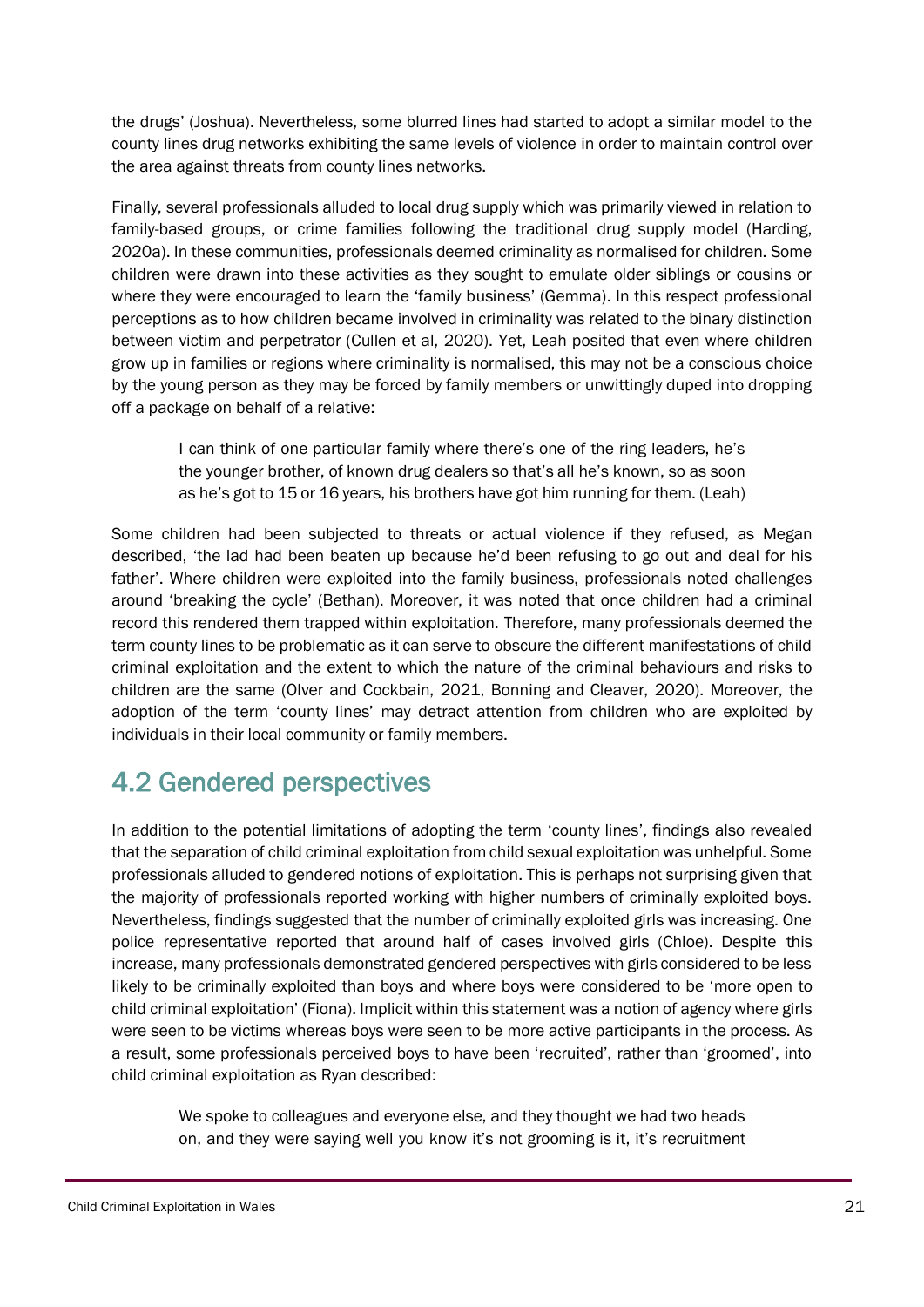the drugs' (Joshua). Nevertheless, some blurred lines had started to adopt a similar model to the county lines drug networks exhibiting the same levels of violence in order to maintain control over the area against threats from county lines networks.

Finally, several professionals alluded to local drug supply which was primarily viewed in relation to family-based groups, or crime families following the traditional drug supply model (Harding, 2020a). In these communities, professionals deemed criminality as normalised for children. Some children were drawn into these activities as they sought to emulate older siblings or cousins or where they were encouraged to learn the 'family business' (Gemma). In this respect professional perceptions as to how children became involved in criminality was related to the binary distinction between victim and perpetrator (Cullen et al, 2020). Yet, Leah posited that even where children grow up in families or regions where criminality is normalised, this may not be a conscious choice by the young person as they may be forced by family members or unwittingly duped into dropping off a package on behalf of a relative:

> I can think of one particular family where there's one of the ring leaders, he's the younger brother, of known drug dealers so that's all he's known, so as soon as he's got to 15 or 16 years, his brothers have got him running for them. (Leah)

Some children had been subjected to threats or actual violence if they refused, as Megan described, 'the lad had been beaten up because he'd been refusing to go out and deal for his father'. Where children were exploited into the family business, professionals noted challenges around 'breaking the cycle' (Bethan). Moreover, it was noted that once children had a criminal record this rendered them trapped within exploitation. Therefore, many professionals deemed the term county lines to be problematic as it can serve to obscure the different manifestations of child criminal exploitation and the extent to which the nature of the criminal behaviours and risks to children are the same (Olver and Cockbain, 2021, Bonning and Cleaver, 2020). Moreover, the adoption of the term 'county lines' may detract attention from children who are exploited by individuals in their local community or family members.

## 4.2 Gendered perspectives

In addition to the potential limitations of adopting the term 'county lines', findings also revealed that the separation of child criminal exploitation from child sexual exploitation was unhelpful. Some professionals alluded to gendered notions of exploitation. This is perhaps not surprising given that the majority of professionals reported working with higher numbers of criminally exploited boys. Nevertheless, findings suggested that the number of criminally exploited girls was increasing. One police representative reported that around half of cases involved girls (Chloe). Despite this increase, many professionals demonstrated gendered perspectives with girls considered to be less likely to be criminally exploited than boys and where boys were considered to be 'more open to child criminal exploitation' (Fiona). Implicit within this statement was a notion of agency where girls were seen to be victims whereas boys were seen to be more active participants in the process. As a result, some professionals perceived boys to have been 'recruited', rather than 'groomed', into child criminal exploitation as Ryan described:

> We spoke to colleagues and everyone else, and they thought we had two heads on, and they were saying well you know it's not grooming is it, it's recruitment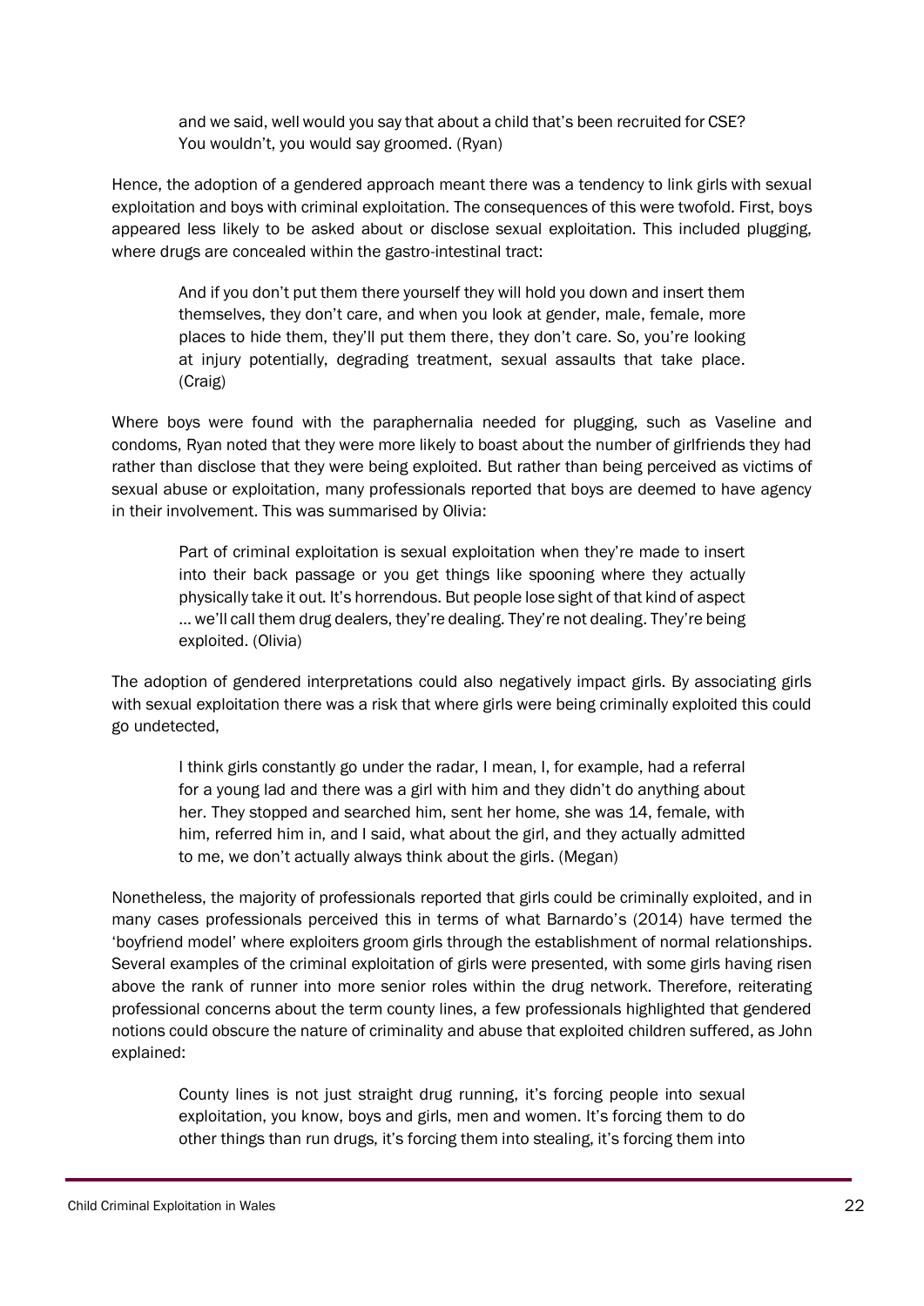> and we said, well would you say that about a child that's been recruited for CSE? You wouldn't, you would say groomed. (Ryan)

Hence, the adoption of a gendered approach meant there was a tendency to link girls with sexual exploitation and boys with criminal exploitation. The consequences of this were twofold. First, boys appeared less likely to be asked about or disclose sexual exploitation. This included plugging, where drugs are concealed within the gastro-intestinal tract:

> And if you don't put them there yourself they will hold you down and insert them themselves, they don't care, and when you look at gender, male, female, more places to hide them, they'll put them there, they don't care. So, you're looking at injury potentially, degrading treatment, sexual assaults that take place. (Craig)

Where boys were found with the paraphernalia needed for plugging, such as Vaseline and condoms, Ryan noted that they were more likely to boast about the number of girlfriends they had rather than disclose that they were being exploited. But rather than being perceived as victims of sexual abuse or exploitation, many professionals reported that boys are deemed to have agency in their involvement. This was summarised by Olivia:

> Part of criminal exploitation is sexual exploitation when they're made to insert into their back passage or you get things like spooning where they actually physically take it out. It's horrendous. But people lose sight of that kind of aspect … we'll call them drug dealers, they're dealing. They're not dealing. They're being exploited. (Olivia)

The adoption of gendered interpretations could also negatively impact girls. By associating girls with sexual exploitation there was a risk that where girls were being criminally exploited this could go undetected,

> I think girls constantly go under the radar, I mean, I, for example, had a referral for a young lad and there was a girl with him and they didn't do anything about her. They stopped and searched him, sent her home, she was 14, female, with him, referred him in, and I said, what about the girl, and they actually admitted to me, we don't actually always think about the girls. (Megan)

Nonetheless, the majority of professionals reported that girls could be criminally exploited, and in many cases professionals perceived this in terms of what Barnardo's (2014) have termed the 'boyfriend model' where exploiters groom girls through the establishment of normal relationships. Several examples of the criminal exploitation of girls were presented, with some girls having risen above the rank of runner into more senior roles within the drug network. Therefore, reiterating professional concerns about the term county lines, a few professionals highlighted that gendered notions could obscure the nature of criminality and abuse that exploited children suffered, as John explained:

> County lines is not just straight drug running, it's forcing people into sexual exploitation, you know, boys and girls, men and women. It's forcing them to do other things than run drugs, it's forcing them into stealing, it's forcing them into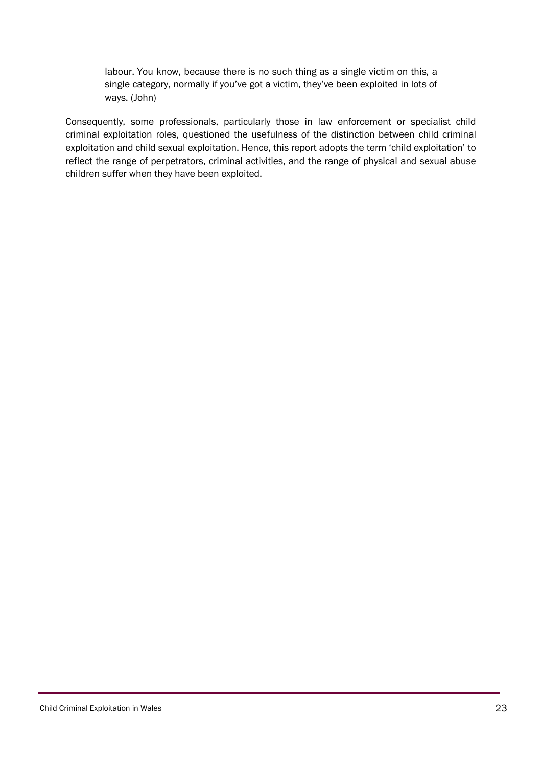> labour. You know, because there is no such thing as a single victim on this, a single category, normally if you've got a victim, they've been exploited in lots of ways. (John)

Consequently, some professionals, particularly those in law enforcement or specialist child criminal exploitation roles, questioned the usefulness of the distinction between child criminal exploitation and child sexual exploitation. Hence, this report adopts the term 'child exploitation' to reflect the range of perpetrators, criminal activities, and the range of physical and sexual abuse children suffer when they have been exploited.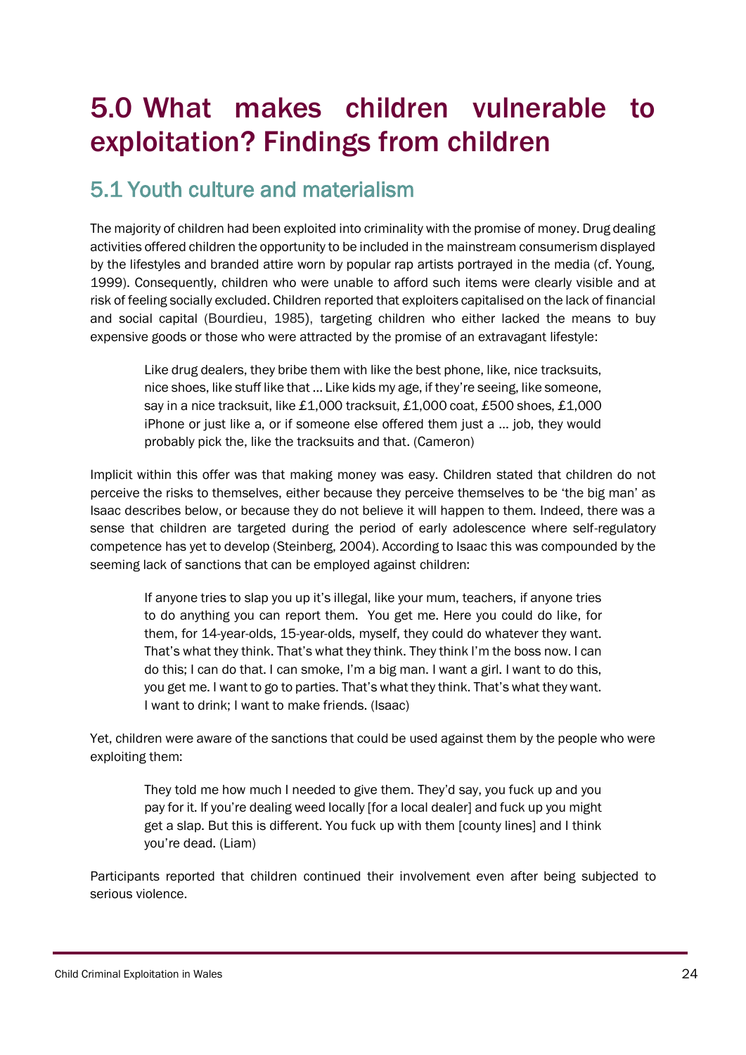# 5.0 What makes children vulnerable to exploitation? Findings from children

## 5.1 Youth culture and materialism

The majority of children had been exploited into criminality with the promise of money. Drug dealing activities offered children the opportunity to be included in the mainstream consumerism displayed by the lifestyles and branded attire worn by popular rap artists portrayed in the media (cf. Young, 1999). Consequently, children who were unable to afford such items were clearly visible and at risk of feeling socially excluded. Children reported that exploiters capitalised on the lack of financial and social capital (Bourdieu, 1985), targeting children who either lacked the means to buy expensive goods or those who were attracted by the promise of an extravagant lifestyle:

> Like drug dealers, they bribe them with like the best phone, like, nice tracksuits, nice shoes, like stuff like that … Like kids my age, if they're seeing, like someone, say in a nice tracksuit, like £1,000 tracksuit, £1,000 coat, £500 shoes, £1,000 iPhone or just like a, or if someone else offered them just a … job, they would probably pick the, like the tracksuits and that. (Cameron)

Implicit within this offer was that making money was easy. Children stated that children do not perceive the risks to themselves, either because they perceive themselves to be 'the big man' as Isaac describes below, or because they do not believe it will happen to them. Indeed, there was a sense that children are targeted during the period of early adolescence where self-regulatory competence has yet to develop (Steinberg, 2004). According to Isaac this was compounded by the seeming lack of sanctions that can be employed against children:

> If anyone tries to slap you up it's illegal, like your mum, teachers, if anyone tries to do anything you can report them. You get me. Here you could do like, for them, for 14-year-olds, 15-year-olds, myself, they could do whatever they want. That's what they think. That's what they think. They think I'm the boss now. I can do this; I can do that. I can smoke, I'm a big man. I want a girl. I want to do this, you get me. I want to go to parties. That's what they think. That's what they want. I want to drink; I want to make friends. (Isaac)

Yet, children were aware of the sanctions that could be used against them by the people who were exploiting them:

> They told me how much I needed to give them. They'd say, you fuck up and you pay for it. If you're dealing weed locally [for a local dealer] and fuck up you might get a slap. But this is different. You fuck up with them [county lines] and I think you're dead. (Liam)

Participants reported that children continued their involvement even after being subjected to serious violence.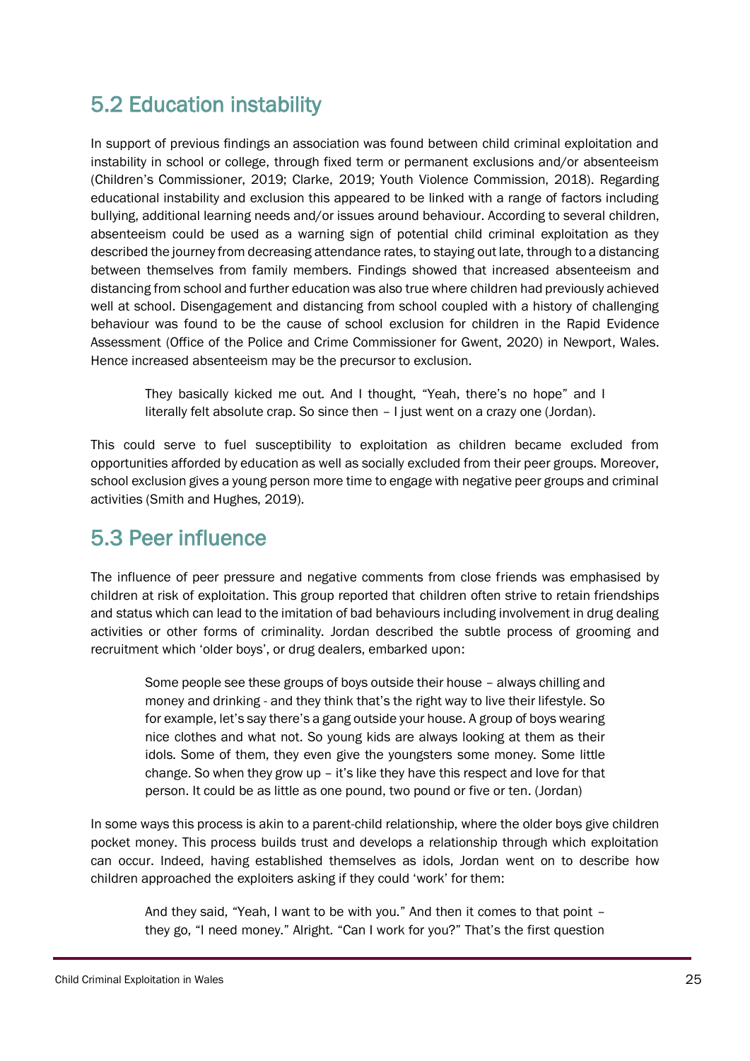## 5.2 Education instability

In support of previous findings an association was found between child criminal exploitation and instability in school or college, through fixed term or permanent exclusions and/or absenteeism (Children's Commissioner, 2019; Clarke, 2019; Youth Violence Commission, 2018). Regarding educational instability and exclusion this appeared to be linked with a range of factors including bullying, additional learning needs and/or issues around behaviour. According to several children, absenteeism could be used as a warning sign of potential child criminal exploitation as they described the journey from decreasing attendance rates, to staying out late, through to a distancing between themselves from family members. Findings showed that increased absenteeism and distancing from school and further education was also true where children had previously achieved well at school. Disengagement and distancing from school coupled with a history of challenging behaviour was found to be the cause of school exclusion for children in the Rapid Evidence Assessment (Office of the Police and Crime Commissioner for Gwent, 2020) in Newport, Wales. Hence increased absenteeism may be the precursor to exclusion.

> They basically kicked me out. And I thought, "Yeah, there's no hope" and I literally felt absolute crap. So since then – I just went on a crazy one (Jordan).

This could serve to fuel susceptibility to exploitation as children became excluded from opportunities afforded by education as well as socially excluded from their peer groups. Moreover, school exclusion gives a young person more time to engage with negative peer groups and criminal activities (Smith and Hughes, 2019).

## 5.3 Peer influence

The influence of peer pressure and negative comments from close friends was emphasised by children at risk of exploitation. This group reported that children often strive to retain friendships and status which can lead to the imitation of bad behaviours including involvement in drug dealing activities or other forms of criminality. Jordan described the subtle process of grooming and recruitment which 'older boys', or drug dealers, embarked upon:

> Some people see these groups of boys outside their house – always chilling and money and drinking - and they think that's the right way to live their lifestyle. So for example, let's say there's a gang outside your house. A group of boys wearing nice clothes and what not. So young kids are always looking at them as their idols. Some of them, they even give the youngsters some money. Some little change. So when they grow up – it's like they have this respect and love for that person. It could be as little as one pound, two pound or five or ten. (Jordan)

In some ways this process is akin to a parent-child relationship, where the older boys give children pocket money. This process builds trust and develops a relationship through which exploitation can occur. Indeed, having established themselves as idols, Jordan went on to describe how children approached the exploiters asking if they could 'work' for them:

> And they said, "Yeah, I want to be with you." And then it comes to that point – they go, "I need money." Alright. "Can I work for you?" That's the first question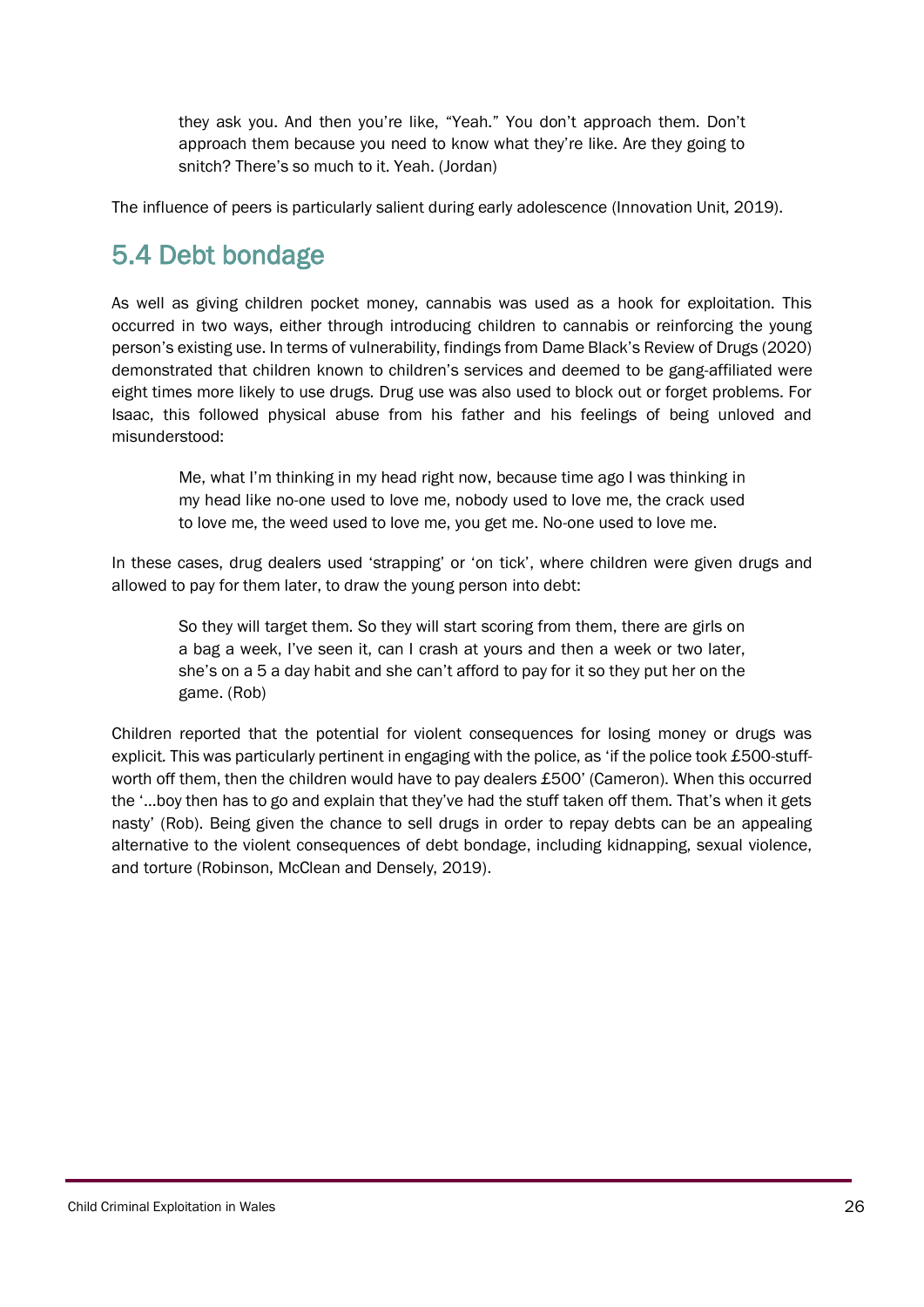> they ask you. And then you're like, "Yeah." You don't approach them. Don't approach them because you need to know what they're like. Are they going to snitch? There's so much to it. Yeah. (Jordan)

The influence of peers is particularly salient during early adolescence (Innovation Unit, 2019).

## 5.4 Debt bondage

As well as giving children pocket money, cannabis was used as a hook for exploitation. This occurred in two ways, either through introducing children to cannabis or reinforcing the young person's existing use. In terms of vulnerability, findings from Dame Black's Review of Drugs (2020) demonstrated that children known to children's services and deemed to be gang-affiliated were eight times more likely to use drugs. Drug use was also used to block out or forget problems. For Isaac, this followed physical abuse from his father and his feelings of being unloved and misunderstood:

> Me, what I'm thinking in my head right now, because time ago I was thinking in my head like no-one used to love me, nobody used to love me, the crack used to love me, the weed used to love me, you get me. No-one used to love me.

In these cases, drug dealers used 'strapping' or 'on tick', where children were given drugs and allowed to pay for them later, to draw the young person into debt:

> So they will target them. So they will start scoring from them, there are girls on a bag a week, I've seen it, can I crash at yours and then a week or two later, she's on a 5 a day habit and she can't afford to pay for it so they put her on the game. (Rob)

Children reported that the potential for violent consequences for losing money or drugs was explicit. This was particularly pertinent in engaging with the police, as 'if the police took £500-stuff-worth off them, then the children would have to pay dealers £500' (Cameron). When this occurred the '…boy then has to go and explain that they've had the stuff taken off them. That's when it gets nasty' (Rob). Being given the chance to sell drugs in order to repay debts can be an appealing alternative to the violent consequences of debt bondage, including kidnapping, sexual violence, and torture (Robinson, McClean and Densely, 2019).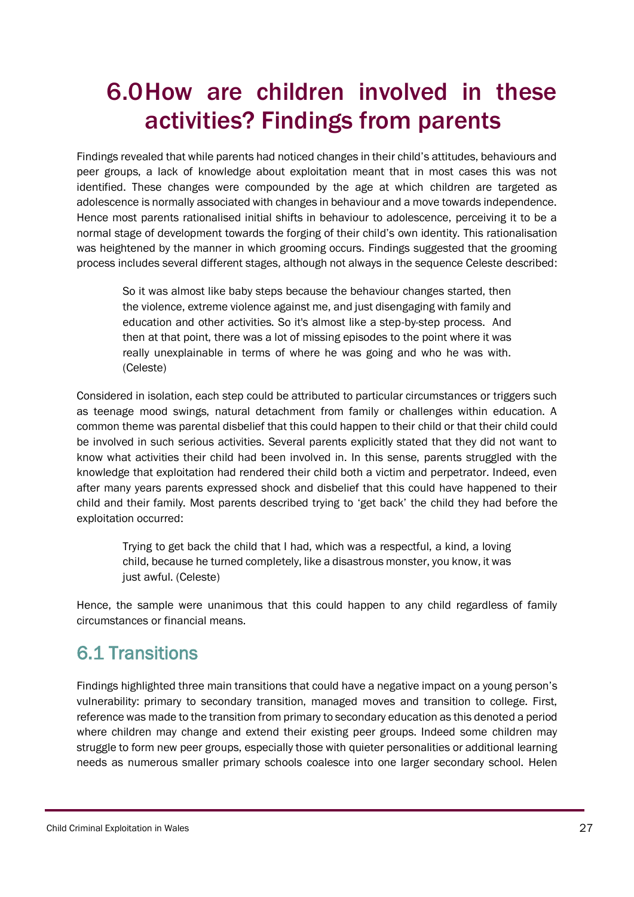# 6.0 How are children involved in these activities? Findings from parents

Findings revealed that while parents had noticed changes in their child's attitudes, behaviours and peer groups, a lack of knowledge about exploitation meant that in most cases this was not identified. These changes were compounded by the age at which children are targeted as adolescence is normally associated with changes in behaviour and a move towards independence. Hence most parents rationalised initial shifts in behaviour to adolescence, perceiving it to be a normal stage of development towards the forging of their child's own identity. This rationalisation was heightened by the manner in which grooming occurs. Findings suggested that the grooming process includes several different stages, although not always in the sequence Celeste described:

> So it was almost like baby steps because the behaviour changes started, then the violence, extreme violence against me, and just disengaging with family and education and other activities. So it's almost like a step-by-step process. And then at that point, there was a lot of missing episodes to the point where it was really unexplainable in terms of where he was going and who he was with. (Celeste)

Considered in isolation, each step could be attributed to particular circumstances or triggers such as teenage mood swings, natural detachment from family or challenges within education. A common theme was parental disbelief that this could happen to their child or that their child could be involved in such serious activities. Several parents explicitly stated that they did not want to know what activities their child had been involved in. In this sense, parents struggled with the knowledge that exploitation had rendered their child both a victim and perpetrator. Indeed, even after many years parents expressed shock and disbelief that this could have happened to their child and their family. Most parents described trying to 'get back' the child they had before the exploitation occurred:

> Trying to get back the child that I had, which was a respectful, a kind, a loving child, because he turned completely, like a disastrous monster, you know, it was just awful. (Celeste)

Hence, the sample were unanimous that this could happen to any child regardless of family circumstances or financial means.

## 6.1 Transitions

Findings highlighted three main transitions that could have a negative impact on a young person's vulnerability: primary to secondary transition, managed moves and transition to college. First, reference was made to the transition from primary to secondary education as this denoted a period where children may change and extend their existing peer groups. Indeed some children may struggle to form new peer groups, especially those with quieter personalities or additional learning needs as numerous smaller primary schools coalesce into one larger secondary school. Helen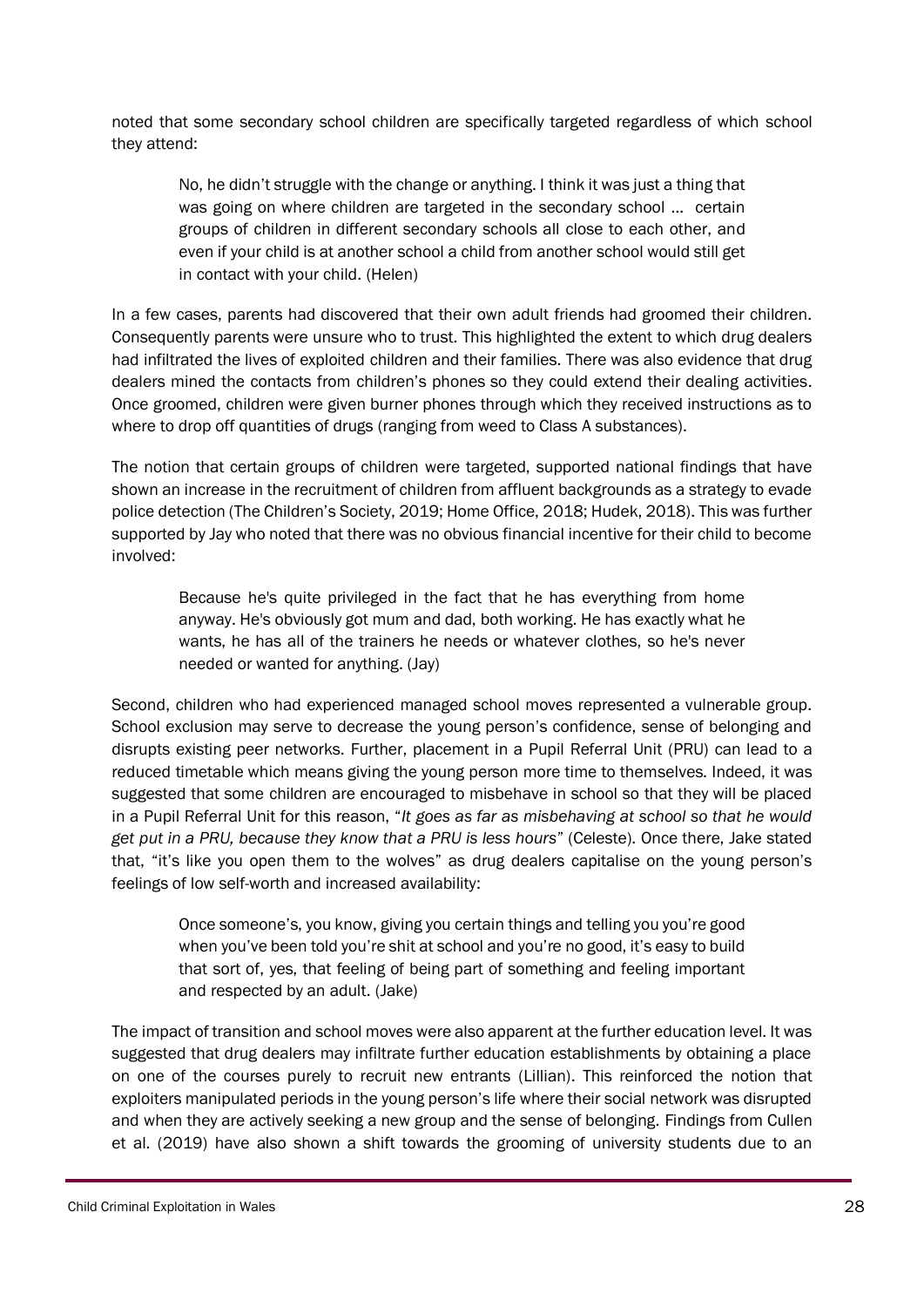noted that some secondary school children are specifically targeted regardless of which school they attend:

> No, he didn't struggle with the change or anything. I think it was just a thing that was going on where children are targeted in the secondary school … certain groups of children in different secondary schools all close to each other, and even if your child is at another school a child from another school would still get in contact with your child. (Helen)

In a few cases, parents had discovered that their own adult friends had groomed their children. Consequently parents were unsure who to trust. This highlighted the extent to which drug dealers had infiltrated the lives of exploited children and their families. There was also evidence that drug dealers mined the contacts from children's phones so they could extend their dealing activities. Once groomed, children were given burner phones through which they received instructions as to where to drop off quantities of drugs (ranging from weed to Class A substances).

The notion that certain groups of children were targeted, supported national findings that have shown an increase in the recruitment of children from affluent backgrounds as a strategy to evade police detection (The Children's Society, 2019; Home Office, 2018; Hudek, 2018). This was further supported by Jay who noted that there was no obvious financial incentive for their child to become involved:

> Because he's quite privileged in the fact that he has everything from home anyway. He's obviously got mum and dad, both working. He has exactly what he wants, he has all of the trainers he needs or whatever clothes, so he's never needed or wanted for anything. (Jay)

Second, children who had experienced managed school moves represented a vulnerable group. School exclusion may serve to decrease the young person's confidence, sense of belonging and disrupts existing peer networks. Further, placement in a Pupil Referral Unit (PRU) can lead to a reduced timetable which means giving the young person more time to themselves. Indeed, it was suggested that some children are encouraged to misbehave in school so that they will be placed in a Pupil Referral Unit for this reason, "*It goes as far as misbehaving at school so that he would get put in a PRU, because they know that a PRU is less hours*" (Celeste). Once there, Jake stated that, "it's like you open them to the wolves" as drug dealers capitalise on the young person's feelings of low self-worth and increased availability:

> Once someone's, you know, giving you certain things and telling you you're good when you've been told you're shit at school and you're no good, it's easy to build that sort of, yes, that feeling of being part of something and feeling important and respected by an adult. (Jake)

The impact of transition and school moves were also apparent at the further education level. It was suggested that drug dealers may infiltrate further education establishments by obtaining a place on one of the courses purely to recruit new entrants (Lillian). This reinforced the notion that exploiters manipulated periods in the young person's life where their social network was disrupted and when they are actively seeking a new group and the sense of belonging. Findings from Cullen et al. (2019) have also shown a shift towards the grooming of university students due to an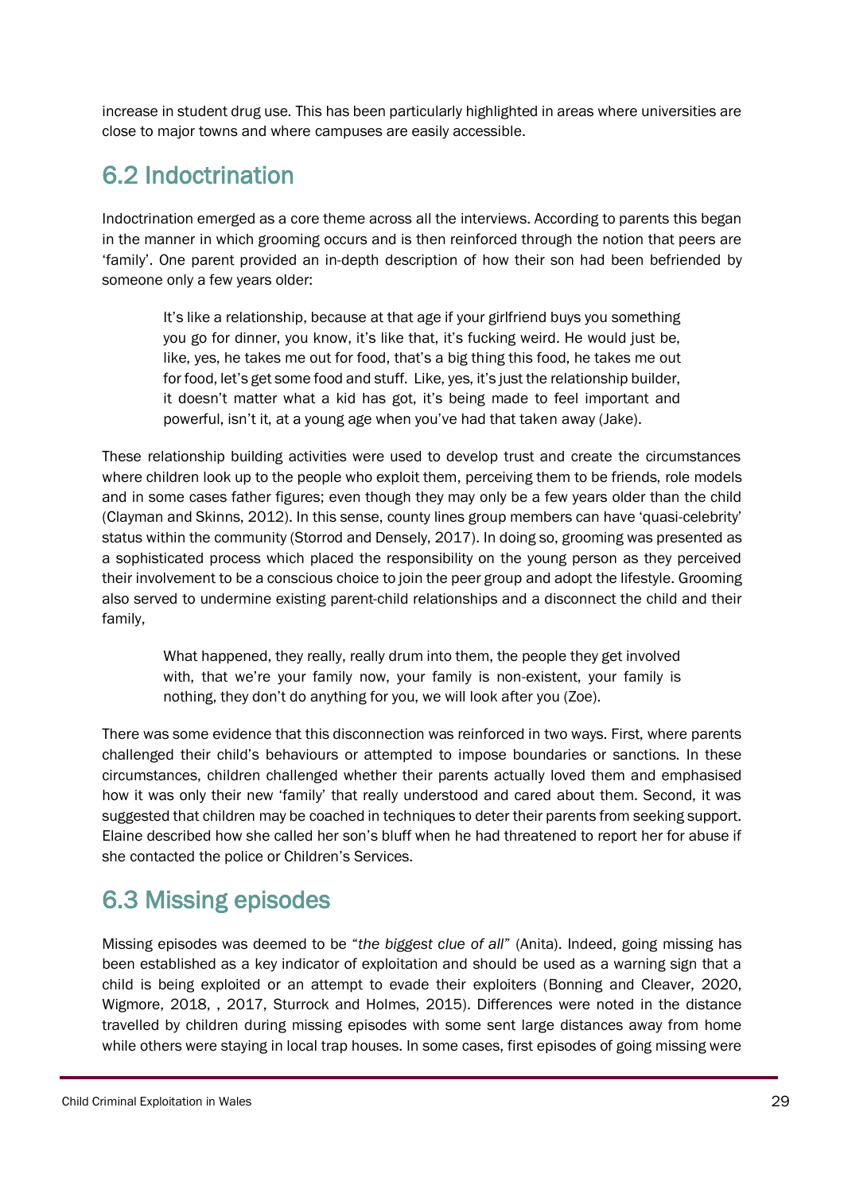increase in student drug use. This has been particularly highlighted in areas where universities are close to major towns and where campuses are easily accessible.

## 6.2 Indoctrination

Indoctrination emerged as a core theme across all the interviews. According to parents this began in the manner in which grooming occurs and is then reinforced through the notion that peers are 'family'. One parent provided an in-depth description of how their son had been befriended by someone only a few years older:

> It's like a relationship, because at that age if your girlfriend buys you something you go for dinner, you know, it's like that, it's fucking weird. He would just be, like, yes, he takes me out for food, that's a big thing this food, he takes me out for food, let's get some food and stuff. Like, yes, it's just the relationship builder, it doesn't matter what a kid has got, it's being made to feel important and powerful, isn't it, at a young age when you've had that taken away (Jake).

These relationship building activities were used to develop trust and create the circumstances where children look up to the people who exploit them, perceiving them to be friends, role models and in some cases father figures; even though they may only be a few years older than the child (Clayman and Skinns, 2012). In this sense, county lines group members can have 'quasi-celebrity' status within the community (Storrod and Densely, 2017). In doing so, grooming was presented as a sophisticated process which placed the responsibility on the young person as they perceived their involvement to be a conscious choice to join the peer group and adopt the lifestyle. Grooming also served to undermine existing parent-child relationships and a disconnect the child and their family,

> What happened, they really, really drum into them, the people they get involved with, that we're your family now, your family is non-existent, your family is nothing, they don't do anything for you, we will look after you (Zoe).

There was some evidence that this disconnection was reinforced in two ways. First, where parents challenged their child's behaviours or attempted to impose boundaries or sanctions. In these circumstances, children challenged whether their parents actually loved them and emphasised how it was only their new 'family' that really understood and cared about them. Second, it was suggested that children may be coached in techniques to deter their parents from seeking support. Elaine described how she called her son's bluff when he had threatened to report her for abuse if she contacted the police or Children's Services.

## 6.3 Missing episodes

Missing episodes was deemed to be "*the biggest clue of all*" (Anita). Indeed, going missing has been established as a key indicator of exploitation and should be used as a warning sign that a child is being exploited or an attempt to evade their exploiters (Bonning and Cleaver, 2020, Wigmore, 2018, , 2017, Sturrock and Holmes, 2015). Differences were noted in the distance travelled by children during missing episodes with some sent large distances away from home while others were staying in local trap houses. In some cases, first episodes of going missing were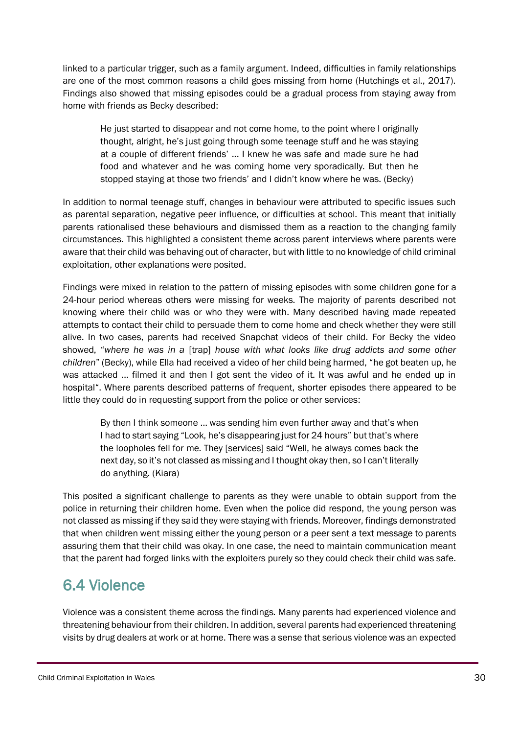linked to a particular trigger, such as a family argument. Indeed, difficulties in family relationships are one of the most common reasons a child goes missing from home (Hutchings et al., 2017). Findings also showed that missing episodes could be a gradual process from staying away from home with friends as Becky described:

> He just started to disappear and not come home, to the point where I originally thought, alright, he's just going through some teenage stuff and he was staying at a couple of different friends' … I knew he was safe and made sure he had food and whatever and he was coming home very sporadically. But then he stopped staying at those two friends' and I didn't know where he was. (Becky)

In addition to normal teenage stuff, changes in behaviour were attributed to specific issues such as parental separation, negative peer influence, or difficulties at school. This meant that initially parents rationalised these behaviours and dismissed them as a reaction to the changing family circumstances. This highlighted a consistent theme across parent interviews where parents were aware that their child was behaving out of character, but with little to no knowledge of child criminal exploitation, other explanations were posited.

Findings were mixed in relation to the pattern of missing episodes with some children gone for a 24-hour period whereas others were missing for weeks. The majority of parents described not knowing where their child was or who they were with. Many described having made repeated attempts to contact their child to persuade them to come home and check whether they were still alive. In two cases, parents had received Snapchat videos of their child. For Becky the video showed, "*where he was in a* [trap] *house with what looks like drug addicts and some other children*" (Becky), while Ella had received a video of her child being harmed, "he got beaten up, he was attacked … filmed it and then I got sent the video of it. It was awful and he ended up in hospital". Where parents described patterns of frequent, shorter episodes there appeared to be little they could do in requesting support from the police or other services:

> By then I think someone … was sending him even further away and that's when I had to start saying "Look, he's disappearing just for 24 hours" but that's where the loopholes fell for me. They [services] said "Well, he always comes back the next day, so it's not classed as missing and I thought okay then, so I can't literally do anything. (Kiara)

This posited a significant challenge to parents as they were unable to obtain support from the police in returning their children home. Even when the police did respond, the young person was not classed as missing if they said they were staying with friends. Moreover, findings demonstrated that when children went missing either the young person or a peer sent a text message to parents assuring them that their child was okay. In one case, the need to maintain communication meant that the parent had forged links with the exploiters purely so they could check their child was safe.

## 6.4 Violence

Violence was a consistent theme across the findings. Many parents had experienced violence and threatening behaviour from their children. In addition, several parents had experienced threatening visits by drug dealers at work or at home. There was a sense that serious violence was an expected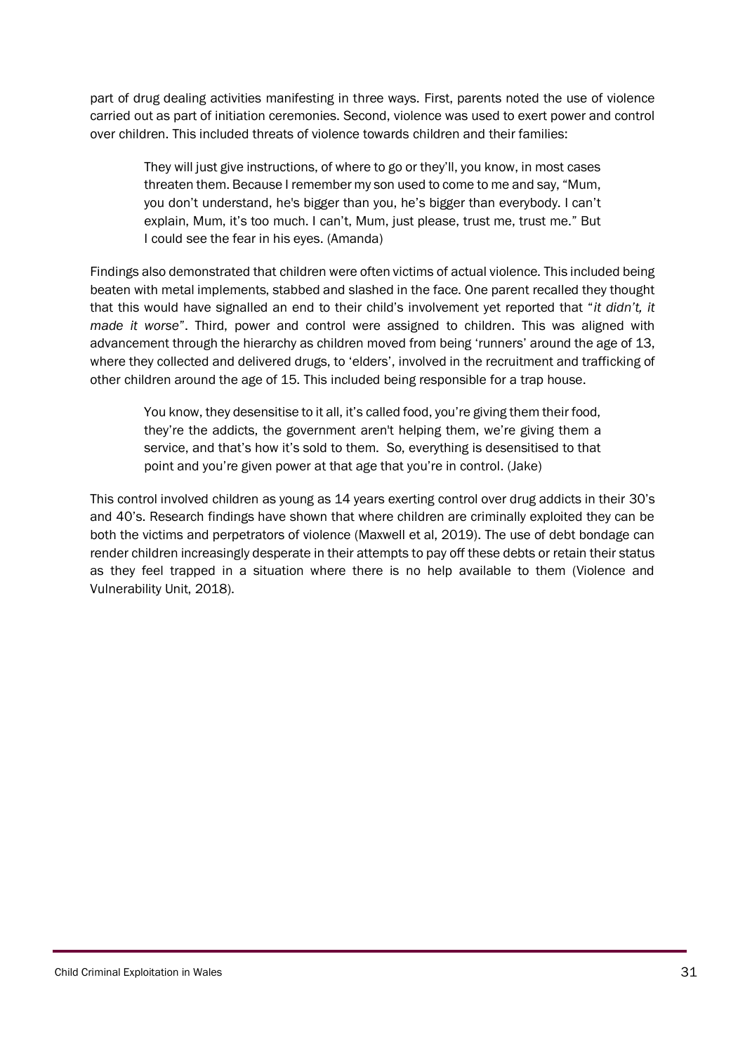part of drug dealing activities manifesting in three ways. First, parents noted the use of violence carried out as part of initiation ceremonies. Second, violence was used to exert power and control over children. This included threats of violence towards children and their families:

> They will just give instructions, of where to go or they'll, you know, in most cases threaten them. Because I remember my son used to come to me and say, "Mum, you don't understand, he's bigger than you, he's bigger than everybody. I can't explain, Mum, it's too much. I can't, Mum, just please, trust me, trust me." But I could see the fear in his eyes. (Amanda)

Findings also demonstrated that children were often victims of actual violence. This included being beaten with metal implements, stabbed and slashed in the face. One parent recalled they thought that this would have signalled an end to their child's involvement yet reported that "*it didn't, it made it worse*". Third, power and control were assigned to children. This was aligned with advancement through the hierarchy as children moved from being 'runners' around the age of 13, where they collected and delivered drugs, to 'elders', involved in the recruitment and trafficking of other children around the age of 15. This included being responsible for a trap house.

> You know, they desensitise to it all, it's called food, you're giving them their food, they're the addicts, the government aren't helping them, we're giving them a service, and that's how it's sold to them. So, everything is desensitised to that point and you're given power at that age that you're in control. (Jake)

This control involved children as young as 14 years exerting control over drug addicts in their 30's and 40's. Research findings have shown that where children are criminally exploited they can be both the victims and perpetrators of violence (Maxwell et al, 2019). The use of debt bondage can render children increasingly desperate in their attempts to pay off these debts or retain their status as they feel trapped in a situation where there is no help available to them (Violence and Vulnerability Unit, 2018).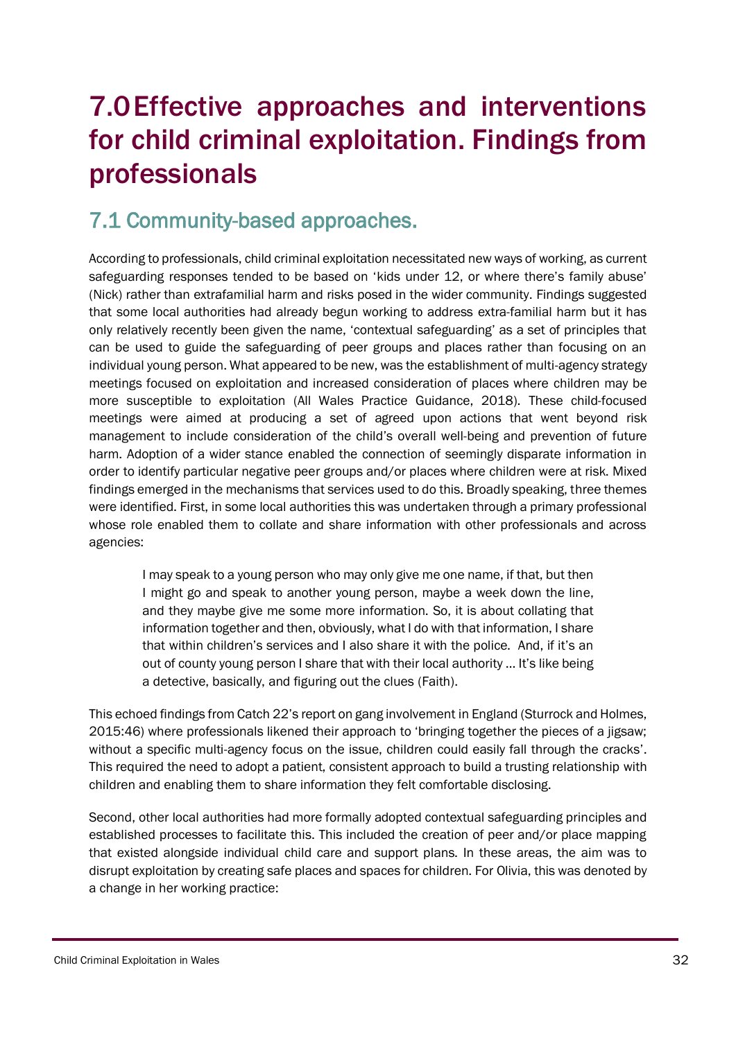# 7.0 Effective approaches and interventions for child criminal exploitation. Findings from professionals

## 7.1 Community-based approaches.

According to professionals, child criminal exploitation necessitated new ways of working, as current safeguarding responses tended to be based on 'kids under 12, or where there's family abuse' (Nick) rather than extrafamilial harm and risks posed in the wider community. Findings suggested that some local authorities had already begun working to address extra-familial harm but it has only relatively recently been given the name, 'contextual safeguarding' as a set of principles that can be used to guide the safeguarding of peer groups and places rather than focusing on an individual young person. What appeared to be new, was the establishment of multi-agency strategy meetings focused on exploitation and increased consideration of places where children may be more susceptible to exploitation (All Wales Practice Guidance, 2018). These child-focused meetings were aimed at producing a set of agreed upon actions that went beyond risk management to include consideration of the child's overall well-being and prevention of future harm. Adoption of a wider stance enabled the connection of seemingly disparate information in order to identify particular negative peer groups and/or places where children were at risk. Mixed findings emerged in the mechanisms that services used to do this. Broadly speaking, three themes were identified. First, in some local authorities this was undertaken through a primary professional whose role enabled them to collate and share information with other professionals and across agencies:

> I may speak to a young person who may only give me one name, if that, but then I might go and speak to another young person, maybe a week down the line, and they maybe give me some more information. So, it is about collating that information together and then, obviously, what I do with that information, I share that within children's services and I also share it with the police. And, if it's an out of county young person I share that with their local authority … It's like being a detective, basically, and figuring out the clues (Faith).

This echoed findings from Catch 22's report on gang involvement in England (Sturrock and Holmes, 2015:46) where professionals likened their approach to 'bringing together the pieces of a jigsaw; without a specific multi-agency focus on the issue, children could easily fall through the cracks'. This required the need to adopt a patient, consistent approach to build a trusting relationship with children and enabling them to share information they felt comfortable disclosing.

Second, other local authorities had more formally adopted contextual safeguarding principles and established processes to facilitate this. This included the creation of peer and/or place mapping that existed alongside individual child care and support plans. In these areas, the aim was to disrupt exploitation by creating safe places and spaces for children. For Olivia, this was denoted by a change in her working practice: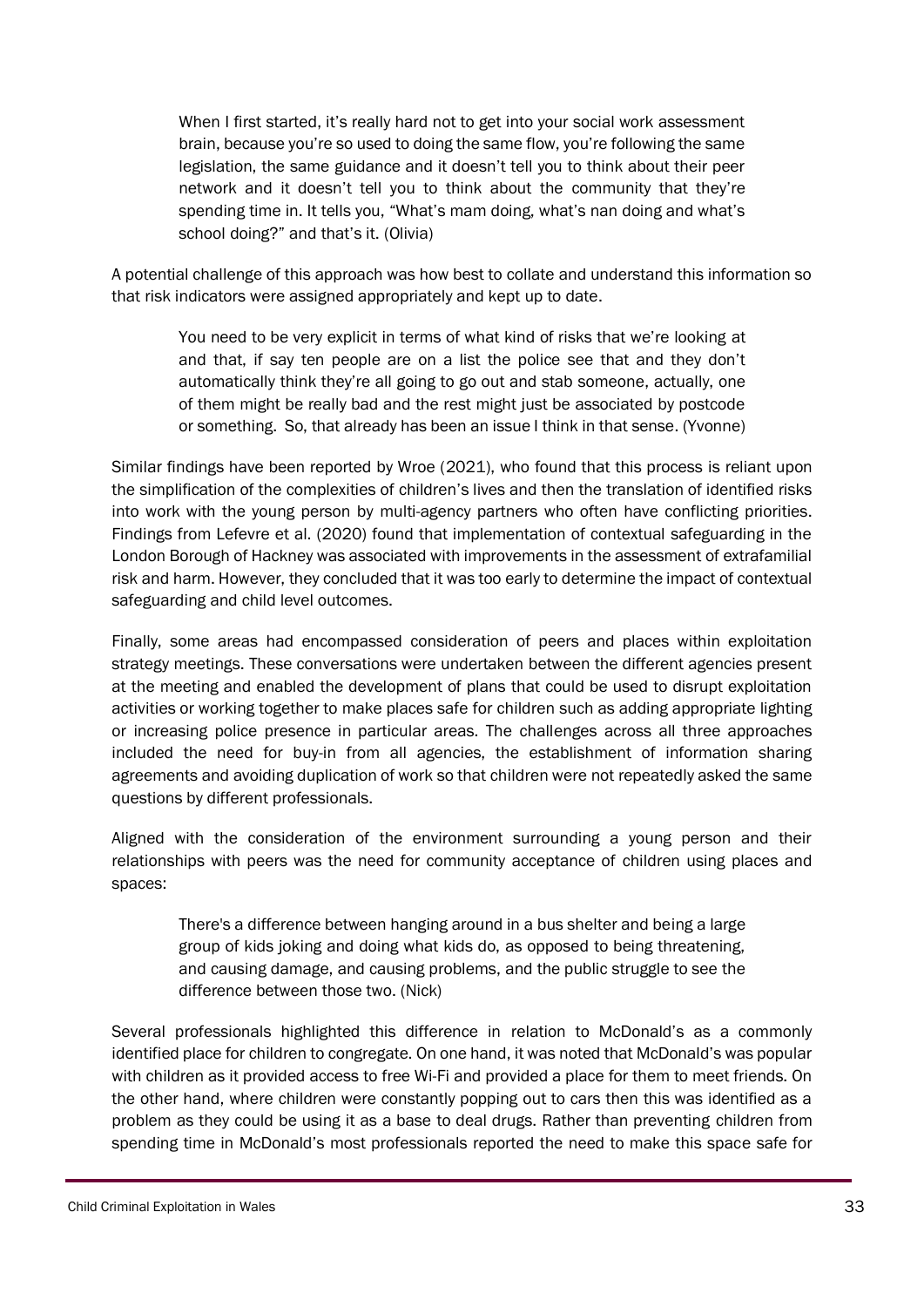> When I first started, it's really hard not to get into your social work assessment brain, because you're so used to doing the same flow, you're following the same legislation, the same guidance and it doesn't tell you to think about their peer network and it doesn't tell you to think about the community that they're spending time in. It tells you, "What's mam doing, what's nan doing and what's school doing?" and that's it. (Olivia)

A potential challenge of this approach was how best to collate and understand this information so that risk indicators were assigned appropriately and kept up to date.

> You need to be very explicit in terms of what kind of risks that we're looking at and that, if say ten people are on a list the police see that and they don't automatically think they're all going to go out and stab someone, actually, one of them might be really bad and the rest might just be associated by postcode or something. So, that already has been an issue I think in that sense. (Yvonne)

Similar findings have been reported by Wroe (2021), who found that this process is reliant upon the simplification of the complexities of children's lives and then the translation of identified risks into work with the young person by multi-agency partners who often have conflicting priorities. Findings from Lefevre et al. (2020) found that implementation of contextual safeguarding in the London Borough of Hackney was associated with improvements in the assessment of extrafamilial risk and harm. However, they concluded that it was too early to determine the impact of contextual safeguarding and child level outcomes.

Finally, some areas had encompassed consideration of peers and places within exploitation strategy meetings. These conversations were undertaken between the different agencies present at the meeting and enabled the development of plans that could be used to disrupt exploitation activities or working together to make places safe for children such as adding appropriate lighting or increasing police presence in particular areas. The challenges across all three approaches included the need for buy-in from all agencies, the establishment of information sharing agreements and avoiding duplication of work so that children were not repeatedly asked the same questions by different professionals.

Aligned with the consideration of the environment surrounding a young person and their relationships with peers was the need for community acceptance of children using places and spaces:

> There's a difference between hanging around in a bus shelter and being a large group of kids joking and doing what kids do, as opposed to being threatening, and causing damage, and causing problems, and the public struggle to see the difference between those two. (Nick)

Several professionals highlighted this difference in relation to McDonald's as a commonly identified place for children to congregate. On one hand, it was noted that McDonald's was popular with children as it provided access to free Wi-Fi and provided a place for them to meet friends. On the other hand, where children were constantly popping out to cars then this was identified as a problem as they could be using it as a base to deal drugs. Rather than preventing children from spending time in McDonald's most professionals reported the need to make this space safe for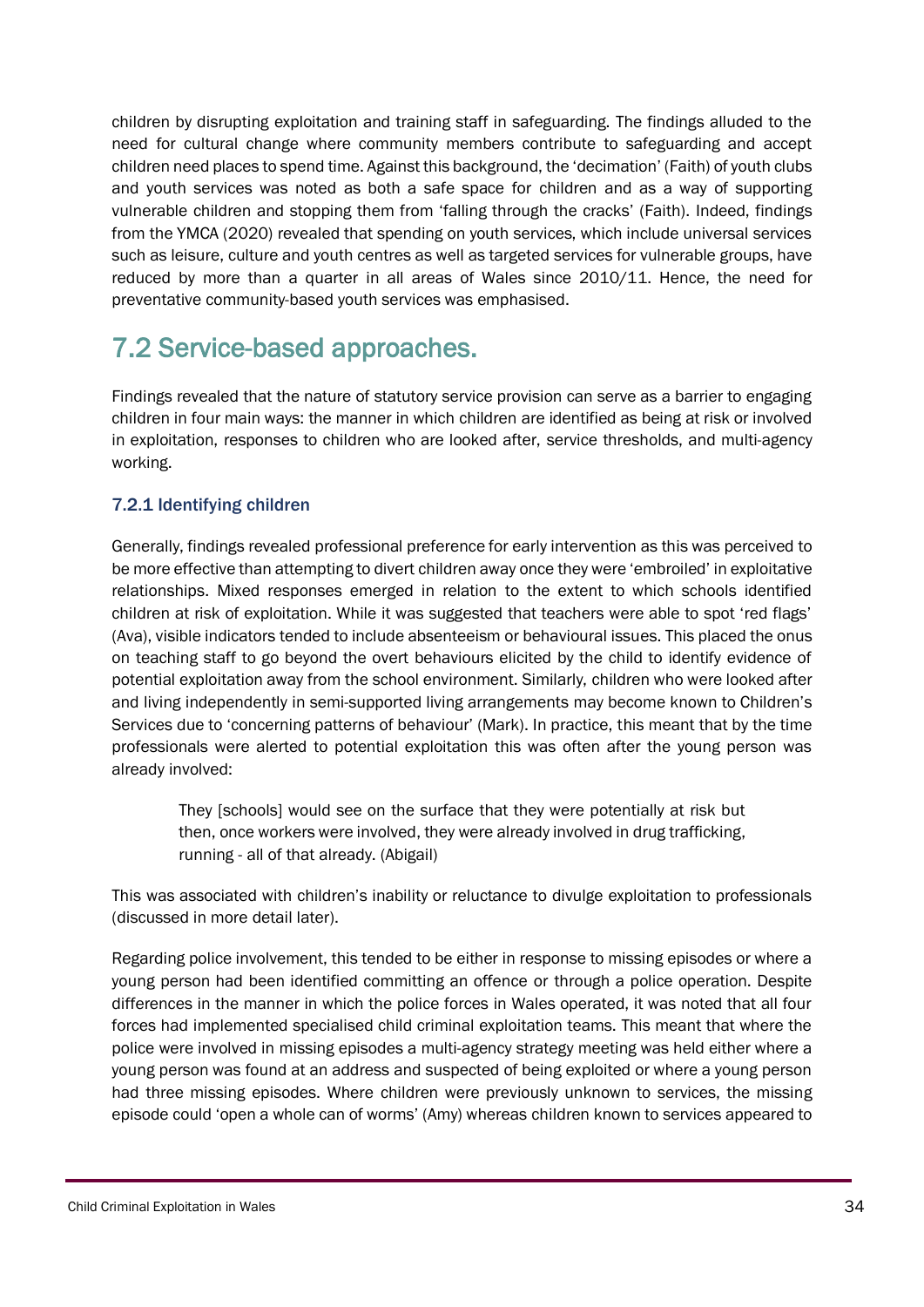children by disrupting exploitation and training staff in safeguarding. The findings alluded to the need for cultural change where community members contribute to safeguarding and accept children need places to spend time. Against this background, the 'decimation' (Faith) of youth clubs and youth services was noted as both a safe space for children and as a way of supporting vulnerable children and stopping them from 'falling through the cracks' (Faith). Indeed, findings from the YMCA (2020) revealed that spending on youth services, which include universal services such as leisure, culture and youth centres as well as targeted services for vulnerable groups, have reduced by more than a quarter in all areas of Wales since 2010/11. Hence, the need for preventative community-based youth services was emphasised.

## 7.2 Service-based approaches.

Findings revealed that the nature of statutory service provision can serve as a barrier to engaging children in four main ways: the manner in which children are identified as being at risk or involved in exploitation, responses to children who are looked after, service thresholds, and multi-agency working.

### 7.2.1 Identifying children

Generally, findings revealed professional preference for early intervention as this was perceived to be more effective than attempting to divert children away once they were 'embroiled' in exploitative relationships. Mixed responses emerged in relation to the extent to which schools identified children at risk of exploitation. While it was suggested that teachers were able to spot 'red flags' (Ava), visible indicators tended to include absenteeism or behavioural issues. This placed the onus on teaching staff to go beyond the overt behaviours elicited by the child to identify evidence of potential exploitation away from the school environment. Similarly, children who were looked after and living independently in semi-supported living arrangements may become known to Children's Services due to 'concerning patterns of behaviour' (Mark). In practice, this meant that by the time professionals were alerted to potential exploitation this was often after the young person was already involved:

> They [schools] would see on the surface that they were potentially at risk but then, once workers were involved, they were already involved in drug trafficking, running - all of that already. (Abigail)

This was associated with children's inability or reluctance to divulge exploitation to professionals (discussed in more detail later).

Regarding police involvement, this tended to be either in response to missing episodes or where a young person had been identified committing an offence or through a police operation. Despite differences in the manner in which the police forces in Wales operated, it was noted that all four forces had implemented specialised child criminal exploitation teams. This meant that where the police were involved in missing episodes a multi-agency strategy meeting was held either where a young person was found at an address and suspected of being exploited or where a young person had three missing episodes. Where children were previously unknown to services, the missing episode could 'open a whole can of worms' (Amy) whereas children known to services appeared to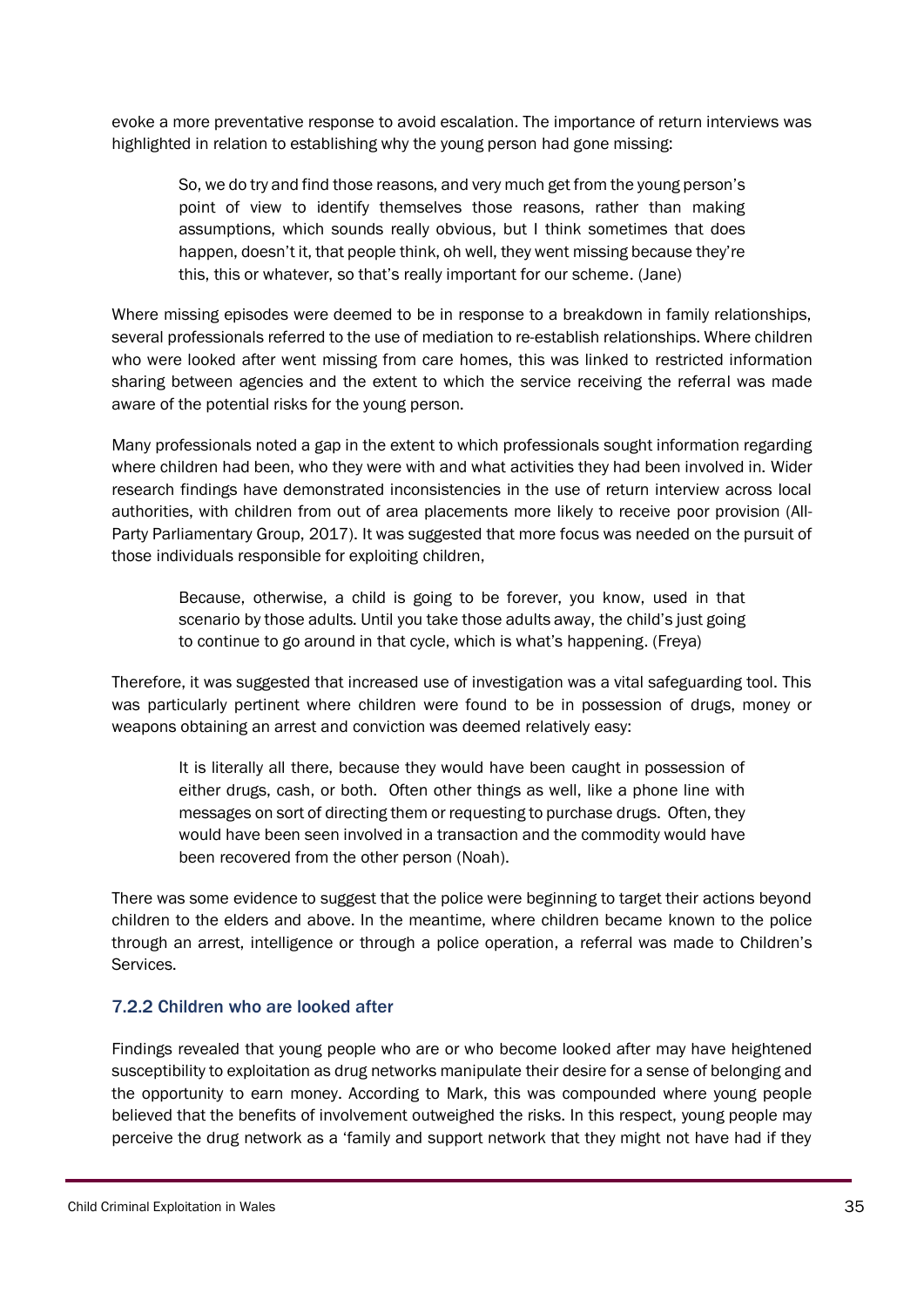evoke a more preventative response to avoid escalation. The importance of return interviews was highlighted in relation to establishing why the young person had gone missing:

> So, we do try and find those reasons, and very much get from the young person's point of view to identify themselves those reasons, rather than making assumptions, which sounds really obvious, but I think sometimes that does happen, doesn't it, that people think, oh well, they went missing because they're this, this or whatever, so that's really important for our scheme. (Jane)

Where missing episodes were deemed to be in response to a breakdown in family relationships, several professionals referred to the use of mediation to re-establish relationships. Where children who were looked after went missing from care homes, this was linked to restricted information sharing between agencies and the extent to which the service receiving the referral was made aware of the potential risks for the young person.

Many professionals noted a gap in the extent to which professionals sought information regarding where children had been, who they were with and what activities they had been involved in. Wider research findings have demonstrated inconsistencies in the use of return interview across local authorities, with children from out of area placements more likely to receive poor provision (All-Party Parliamentary Group, 2017). It was suggested that more focus was needed on the pursuit of those individuals responsible for exploiting children,

> Because, otherwise, a child is going to be forever, you know, used in that scenario by those adults. Until you take those adults away, the child's just going to continue to go around in that cycle, which is what's happening. (Freya)

Therefore, it was suggested that increased use of investigation was a vital safeguarding tool. This was particularly pertinent where children were found to be in possession of drugs, money or weapons obtaining an arrest and conviction was deemed relatively easy:

> It is literally all there, because they would have been caught in possession of either drugs, cash, or both. Often other things as well, like a phone line with messages on sort of directing them or requesting to purchase drugs. Often, they would have been seen involved in a transaction and the commodity would have been recovered from the other person (Noah).

There was some evidence to suggest that the police were beginning to target their actions beyond children to the elders and above. In the meantime, where children became known to the police through an arrest, intelligence or through a police operation, a referral was made to Children's Services.

### 7.2.2 Children who are looked after

Findings revealed that young people who are or who become looked after may have heightened susceptibility to exploitation as drug networks manipulate their desire for a sense of belonging and the opportunity to earn money. According to Mark, this was compounded where young people believed that the benefits of involvement outweighed the risks. In this respect, young people may perceive the drug network as a 'family and support network that they might not have had if they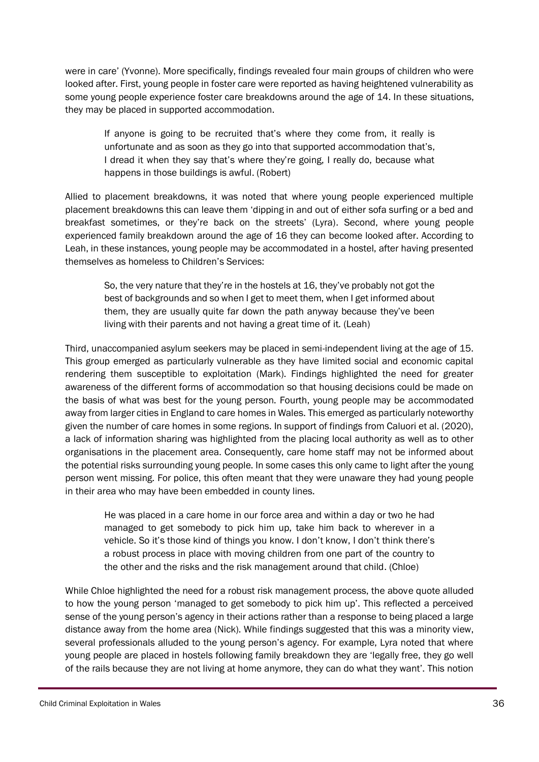were in care' (Yvonne). More specifically, findings revealed four main groups of children who were looked after. First, young people in foster care were reported as having heightened vulnerability as some young people experience foster care breakdowns around the age of 14. In these situations, they may be placed in supported accommodation.

> If anyone is going to be recruited that's where they come from, it really is unfortunate and as soon as they go into that supported accommodation that's, I dread it when they say that's where they're going, I really do, because what happens in those buildings is awful. (Robert)

Allied to placement breakdowns, it was noted that where young people experienced multiple placement breakdowns this can leave them 'dipping in and out of either sofa surfing or a bed and breakfast sometimes, or they're back on the streets' (Lyra). Second, where young people experienced family breakdown around the age of 16 they can become looked after. According to Leah, in these instances, young people may be accommodated in a hostel, after having presented themselves as homeless to Children's Services:

> So, the very nature that they're in the hostels at 16, they've probably not got the best of backgrounds and so when I get to meet them, when I get informed about them, they are usually quite far down the path anyway because they've been living with their parents and not having a great time of it. (Leah)

Third, unaccompanied asylum seekers may be placed in semi-independent living at the age of 15. This group emerged as particularly vulnerable as they have limited social and economic capital rendering them susceptible to exploitation (Mark). Findings highlighted the need for greater awareness of the different forms of accommodation so that housing decisions could be made on the basis of what was best for the young person. Fourth, young people may be accommodated away from larger cities in England to care homes in Wales. This emerged as particularly noteworthy given the number of care homes in some regions. In support of findings from Caluori et al. (2020), a lack of information sharing was highlighted from the placing local authority as well as to other organisations in the placement area. Consequently, care home staff may not be informed about the potential risks surrounding young people. In some cases this only came to light after the young person went missing. For police, this often meant that they were unaware they had young people in their area who may have been embedded in county lines.

> He was placed in a care home in our force area and within a day or two he had managed to get somebody to pick him up, take him back to wherever in a vehicle. So it's those kind of things you know. I don't know, I don't think there's a robust process in place with moving children from one part of the country to the other and the risks and the risk management around that child. (Chloe)

While Chloe highlighted the need for a robust risk management process, the above quote alluded to how the young person 'managed to get somebody to pick him up'. This reflected a perceived sense of the young person's agency in their actions rather than a response to being placed a large distance away from the home area (Nick). While findings suggested that this was a minority view, several professionals alluded to the young person's agency. For example, Lyra noted that where young people are placed in hostels following family breakdown they are 'legally free, they go well of the rails because they are not living at home anymore, they can do what they want'. This notion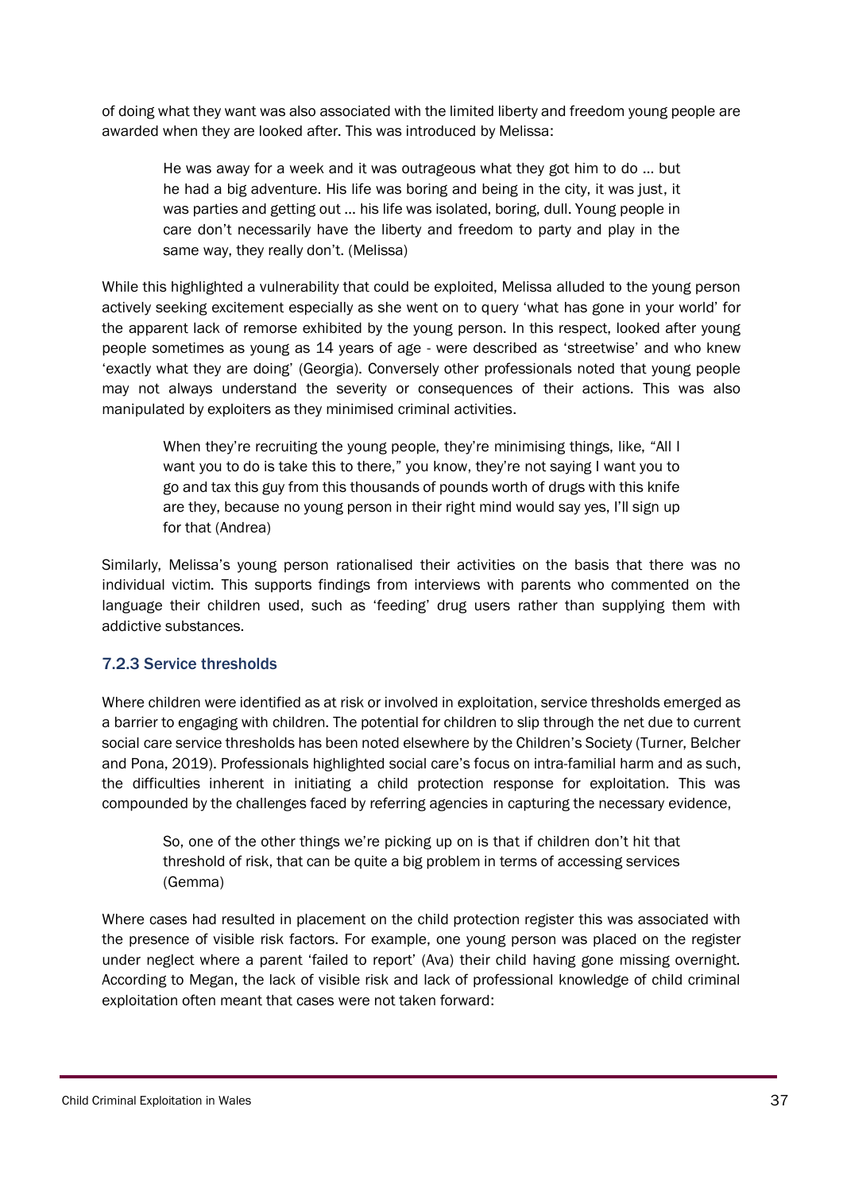of doing what they want was also associated with the limited liberty and freedom young people are awarded when they are looked after. This was introduced by Melissa:

> He was away for a week and it was outrageous what they got him to do … but he had a big adventure. His life was boring and being in the city, it was just, it was parties and getting out … his life was isolated, boring, dull. Young people in care don't necessarily have the liberty and freedom to party and play in the same way, they really don't. (Melissa)

While this highlighted a vulnerability that could be exploited, Melissa alluded to the young person actively seeking excitement especially as she went on to query 'what has gone in your world' for the apparent lack of remorse exhibited by the young person. In this respect, looked after young people sometimes as young as 14 years of age - were described as 'streetwise' and who knew 'exactly what they are doing' (Georgia). Conversely other professionals noted that young people may not always understand the severity or consequences of their actions. This was also manipulated by exploiters as they minimised criminal activities.

> When they're recruiting the young people, they're minimising things, like, "All I want you to do is take this to there," you know, they're not saying I want you to go and tax this guy from this thousands of pounds worth of drugs with this knife are they, because no young person in their right mind would say yes, I'll sign up for that (Andrea)

Similarly, Melissa's young person rationalised their activities on the basis that there was no individual victim. This supports findings from interviews with parents who commented on the language their children used, such as 'feeding' drug users rather than supplying them with addictive substances.

### 7.2.3 Service thresholds

Where children were identified as at risk or involved in exploitation, service thresholds emerged as a barrier to engaging with children. The potential for children to slip through the net due to current social care service thresholds has been noted elsewhere by the Children's Society (Turner, Belcher and Pona, 2019). Professionals highlighted social care's focus on intra-familial harm and as such, the difficulties inherent in initiating a child protection response for exploitation. This was compounded by the challenges faced by referring agencies in capturing the necessary evidence,

> So, one of the other things we're picking up on is that if children don't hit that threshold of risk, that can be quite a big problem in terms of accessing services (Gemma)

Where cases had resulted in placement on the child protection register this was associated with the presence of visible risk factors. For example, one young person was placed on the register under neglect where a parent 'failed to report' (Ava) their child having gone missing overnight. According to Megan, the lack of visible risk and lack of professional knowledge of child criminal exploitation often meant that cases were not taken forward: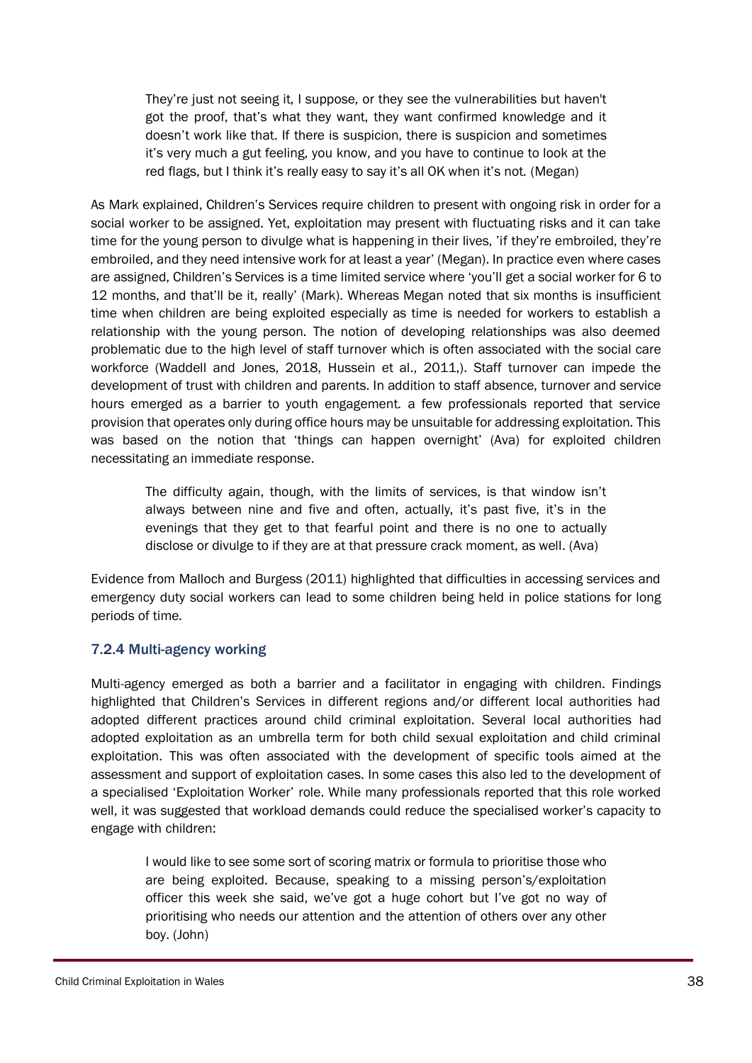> They're just not seeing it, I suppose, or they see the vulnerabilities but haven't got the proof, that's what they want, they want confirmed knowledge and it doesn't work like that. If there is suspicion, there is suspicion and sometimes it's very much a gut feeling, you know, and you have to continue to look at the red flags, but I think it's really easy to say it's all OK when it's not. (Megan)

As Mark explained, Children's Services require children to present with ongoing risk in order for a social worker to be assigned. Yet, exploitation may present with fluctuating risks and it can take time for the young person to divulge what is happening in their lives, 'if they're embroiled, they're embroiled, and they need intensive work for at least a year' (Megan). In practice even where cases are assigned, Children's Services is a time limited service where 'you'll get a social worker for 6 to 12 months, and that'll be it, really' (Mark). Whereas Megan noted that six months is insufficient time when children are being exploited especially as time is needed for workers to establish a relationship with the young person. The notion of developing relationships was also deemed problematic due to the high level of staff turnover which is often associated with the social care workforce (Waddell and Jones, 2018, Hussein et al., 2011,). Staff turnover can impede the development of trust with children and parents. In addition to staff absence, turnover and service hours emerged as a barrier to youth engagement. a few professionals reported that service provision that operates only during office hours may be unsuitable for addressing exploitation. This was based on the notion that 'things can happen overnight' (Ava) for exploited children necessitating an immediate response.

> The difficulty again, though, with the limits of services, is that window isn't always between nine and five and often, actually, it's past five, it's in the evenings that they get to that fearful point and there is no one to actually disclose or divulge to if they are at that pressure crack moment, as well. (Ava)

Evidence from Malloch and Burgess (2011) highlighted that difficulties in accessing services and emergency duty social workers can lead to some children being held in police stations for long periods of time.

### 7.2.4 Multi-agency working

Multi-agency emerged as both a barrier and a facilitator in engaging with children. Findings highlighted that Children's Services in different regions and/or different local authorities had adopted different practices around child criminal exploitation. Several local authorities had adopted exploitation as an umbrella term for both child sexual exploitation and child criminal exploitation. This was often associated with the development of specific tools aimed at the assessment and support of exploitation cases. In some cases this also led to the development of a specialised 'Exploitation Worker' role. While many professionals reported that this role worked well, it was suggested that workload demands could reduce the specialised worker's capacity to engage with children:

> I would like to see some sort of scoring matrix or formula to prioritise those who are being exploited. Because, speaking to a missing person's/exploitation officer this week she said, we've got a huge cohort but I've got no way of prioritising who needs our attention and the attention of others over any other boy. (John)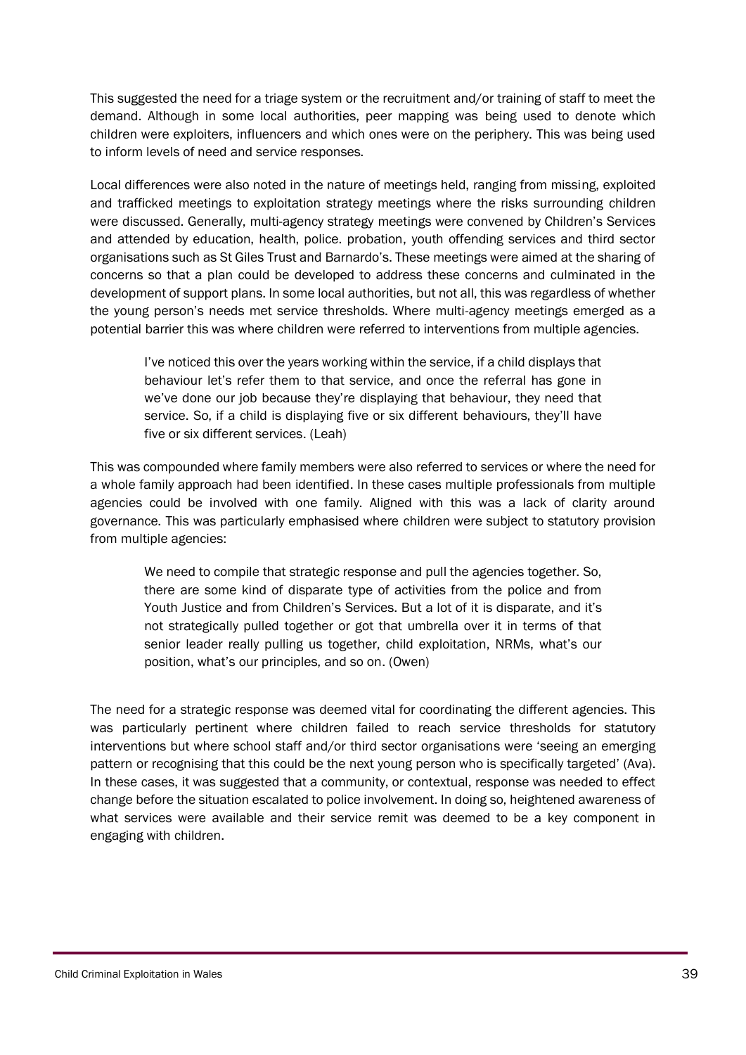This suggested the need for a triage system or the recruitment and/or training of staff to meet the demand. Although in some local authorities, peer mapping was being used to denote which children were exploiters, influencers and which ones were on the periphery. This was being used to inform levels of need and service responses.

Local differences were also noted in the nature of meetings held, ranging from missing, exploited and trafficked meetings to exploitation strategy meetings where the risks surrounding children were discussed. Generally, multi-agency strategy meetings were convened by Children's Services and attended by education, health, police. probation, youth offending services and third sector organisations such as St Giles Trust and Barnardo's. These meetings were aimed at the sharing of concerns so that a plan could be developed to address these concerns and culminated in the development of support plans. In some local authorities, but not all, this was regardless of whether the young person's needs met service thresholds. Where multi-agency meetings emerged as a potential barrier this was where children were referred to interventions from multiple agencies.

> I've noticed this over the years working within the service, if a child displays that behaviour let's refer them to that service, and once the referral has gone in we've done our job because they're displaying that behaviour, they need that service. So, if a child is displaying five or six different behaviours, they'll have five or six different services. (Leah)

This was compounded where family members were also referred to services or where the need for a whole family approach had been identified. In these cases multiple professionals from multiple agencies could be involved with one family. Aligned with this was a lack of clarity around governance. This was particularly emphasised where children were subject to statutory provision from multiple agencies:

> We need to compile that strategic response and pull the agencies together. So, there are some kind of disparate type of activities from the police and from Youth Justice and from Children's Services. But a lot of it is disparate, and it's not strategically pulled together or got that umbrella over it in terms of that senior leader really pulling us together, child exploitation, NRMs, what's our position, what's our principles, and so on. (Owen)

The need for a strategic response was deemed vital for coordinating the different agencies. This was particularly pertinent where children failed to reach service thresholds for statutory interventions but where school staff and/or third sector organisations were 'seeing an emerging pattern or recognising that this could be the next young person who is specifically targeted' (Ava). In these cases, it was suggested that a community, or contextual, response was needed to effect change before the situation escalated to police involvement. In doing so, heightened awareness of what services were available and their service remit was deemed to be a key component in engaging with children.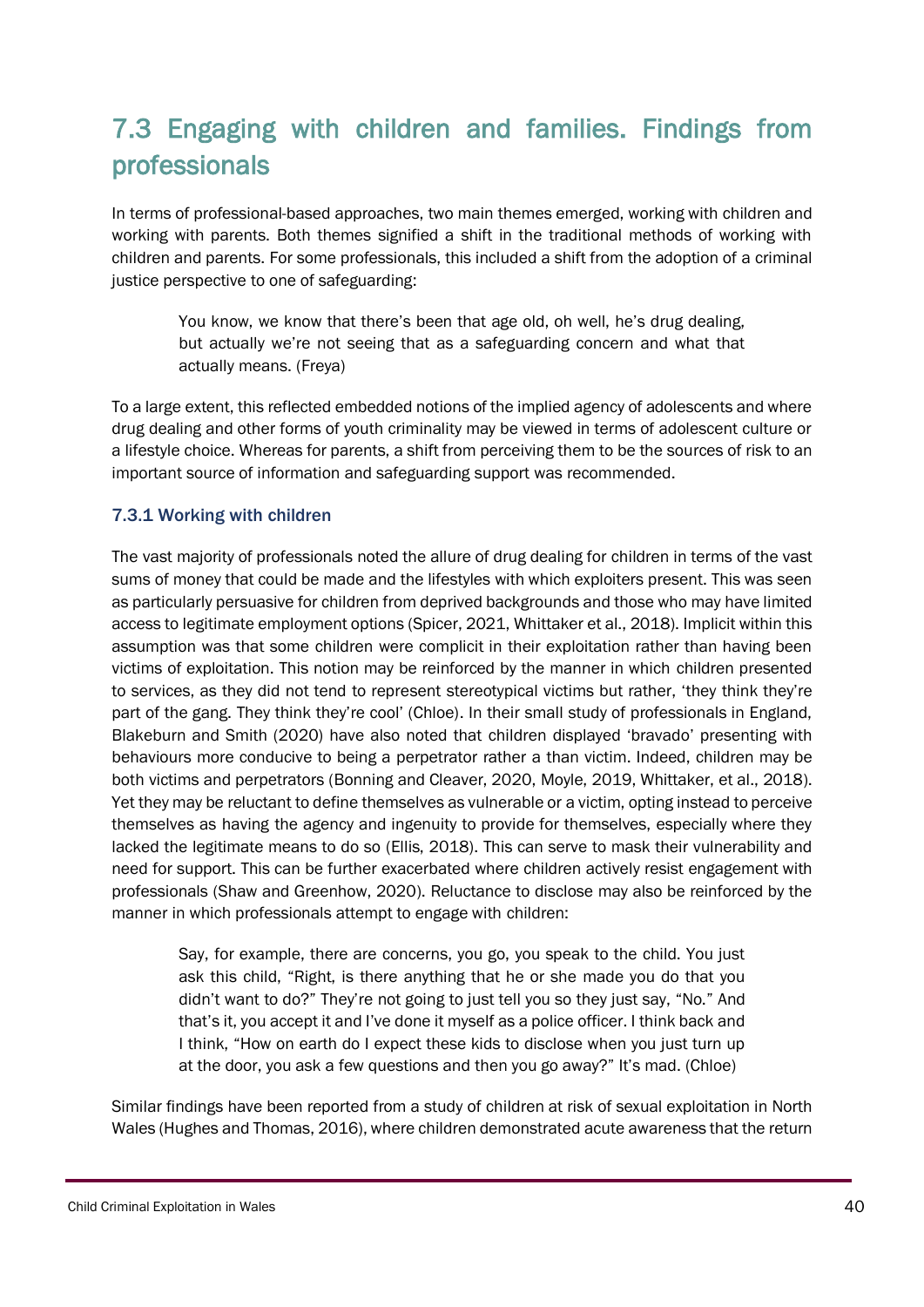## 7.3 Engaging with children and families. Findings from professionals

In terms of professional-based approaches, two main themes emerged, working with children and working with parents. Both themes signified a shift in the traditional methods of working with children and parents. For some professionals, this included a shift from the adoption of a criminal justice perspective to one of safeguarding:

> You know, we know that there's been that age old, oh well, he's drug dealing, but actually we're not seeing that as a safeguarding concern and what that actually means. (Freya)

To a large extent, this reflected embedded notions of the implied agency of adolescents and where drug dealing and other forms of youth criminality may be viewed in terms of adolescent culture or a lifestyle choice. Whereas for parents, a shift from perceiving them to be the sources of risk to an important source of information and safeguarding support was recommended.

### 7.3.1 Working with children

The vast majority of professionals noted the allure of drug dealing for children in terms of the vast sums of money that could be made and the lifestyles with which exploiters present. This was seen as particularly persuasive for children from deprived backgrounds and those who may have limited access to legitimate employment options (Spicer, 2021, Whittaker et al., 2018). Implicit within this assumption was that some children were complicit in their exploitation rather than having been victims of exploitation. This notion may be reinforced by the manner in which children presented to services, as they did not tend to represent stereotypical victims but rather, 'they think they're part of the gang. They think they're cool' (Chloe). In their small study of professionals in England, Blakeburn and Smith (2020) have also noted that children displayed 'bravado' presenting with behaviours more conducive to being a perpetrator rather a than victim. Indeed, children may be both victims and perpetrators (Bonning and Cleaver, 2020, Moyle, 2019, Whittaker, et al., 2018). Yet they may be reluctant to define themselves as vulnerable or a victim, opting instead to perceive themselves as having the agency and ingenuity to provide for themselves, especially where they lacked the legitimate means to do so (Ellis, 2018). This can serve to mask their vulnerability and need for support. This can be further exacerbated where children actively resist engagement with professionals (Shaw and Greenhow, 2020). Reluctance to disclose may also be reinforced by the manner in which professionals attempt to engage with children:

> Say, for example, there are concerns, you go, you speak to the child. You just ask this child, "Right, is there anything that he or she made you do that you didn't want to do?" They're not going to just tell you so they just say, "No." And that's it, you accept it and I've done it myself as a police officer. I think back and I think, "How on earth do I expect these kids to disclose when you just turn up at the door, you ask a few questions and then you go away?" It's mad. (Chloe)

Similar findings have been reported from a study of children at risk of sexual exploitation in North Wales (Hughes and Thomas, 2016), where children demonstrated acute awareness that the return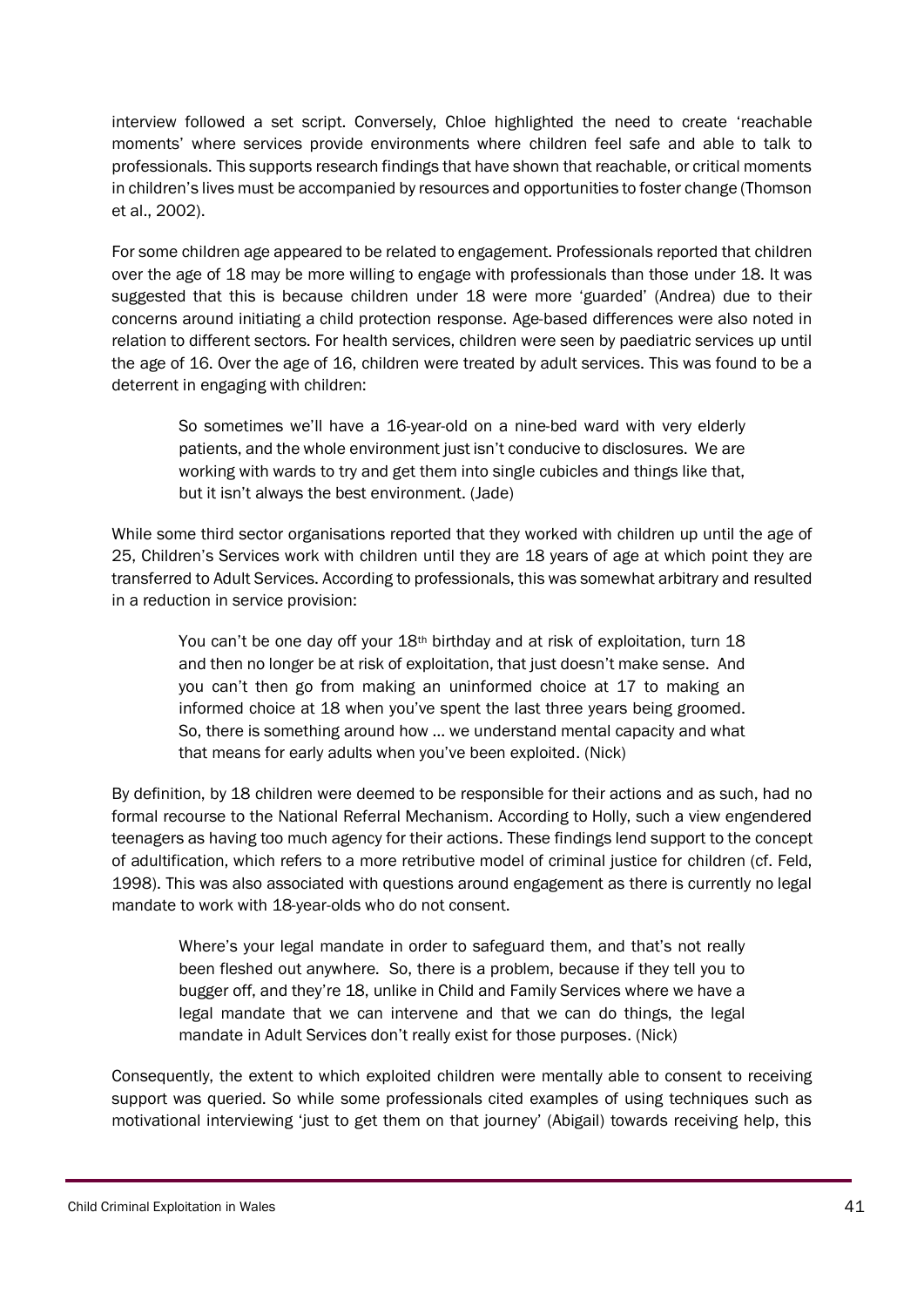interview followed a set script. Conversely, Chloe highlighted the need to create 'reachable moments' where services provide environments where children feel safe and able to talk to professionals. This supports research findings that have shown that reachable, or critical moments in children's lives must be accompanied by resources and opportunities to foster change (Thomson et al., 2002).

For some children age appeared to be related to engagement. Professionals reported that children over the age of 18 may be more willing to engage with professionals than those under 18. It was suggested that this is because children under 18 were more 'guarded' (Andrea) due to their concerns around initiating a child protection response. Age-based differences were also noted in relation to different sectors. For health services, children were seen by paediatric services up until the age of 16. Over the age of 16, children were treated by adult services. This was found to be a deterrent in engaging with children:

> So sometimes we'll have a 16-year-old on a nine-bed ward with very elderly patients, and the whole environment just isn't conducive to disclosures. We are working with wards to try and get them into single cubicles and things like that, but it isn't always the best environment. (Jade)

While some third sector organisations reported that they worked with children up until the age of 25, Children's Services work with children until they are 18 years of age at which point they are transferred to Adult Services. According to professionals, this was somewhat arbitrary and resulted in a reduction in service provision:

> You can't be one day off your 18th birthday and at risk of exploitation, turn 18 and then no longer be at risk of exploitation, that just doesn't make sense. And you can't then go from making an uninformed choice at 17 to making an informed choice at 18 when you've spent the last three years being groomed. So, there is something around how … we understand mental capacity and what that means for early adults when you've been exploited. (Nick)

By definition, by 18 children were deemed to be responsible for their actions and as such, had no formal recourse to the National Referral Mechanism. According to Holly, such a view engendered teenagers as having too much agency for their actions. These findings lend support to the concept of adultification, which refers to a more retributive model of criminal justice for children (cf. Feld, 1998). This was also associated with questions around engagement as there is currently no legal mandate to work with 18-year-olds who do not consent.

> Where's your legal mandate in order to safeguard them, and that's not really been fleshed out anywhere. So, there is a problem, because if they tell you to bugger off, and they're 18, unlike in Child and Family Services where we have a legal mandate that we can intervene and that we can do things, the legal mandate in Adult Services don't really exist for those purposes. (Nick)

Consequently, the extent to which exploited children were mentally able to consent to receiving support was queried. So while some professionals cited examples of using techniques such as motivational interviewing 'just to get them on that journey' (Abigail) towards receiving help, this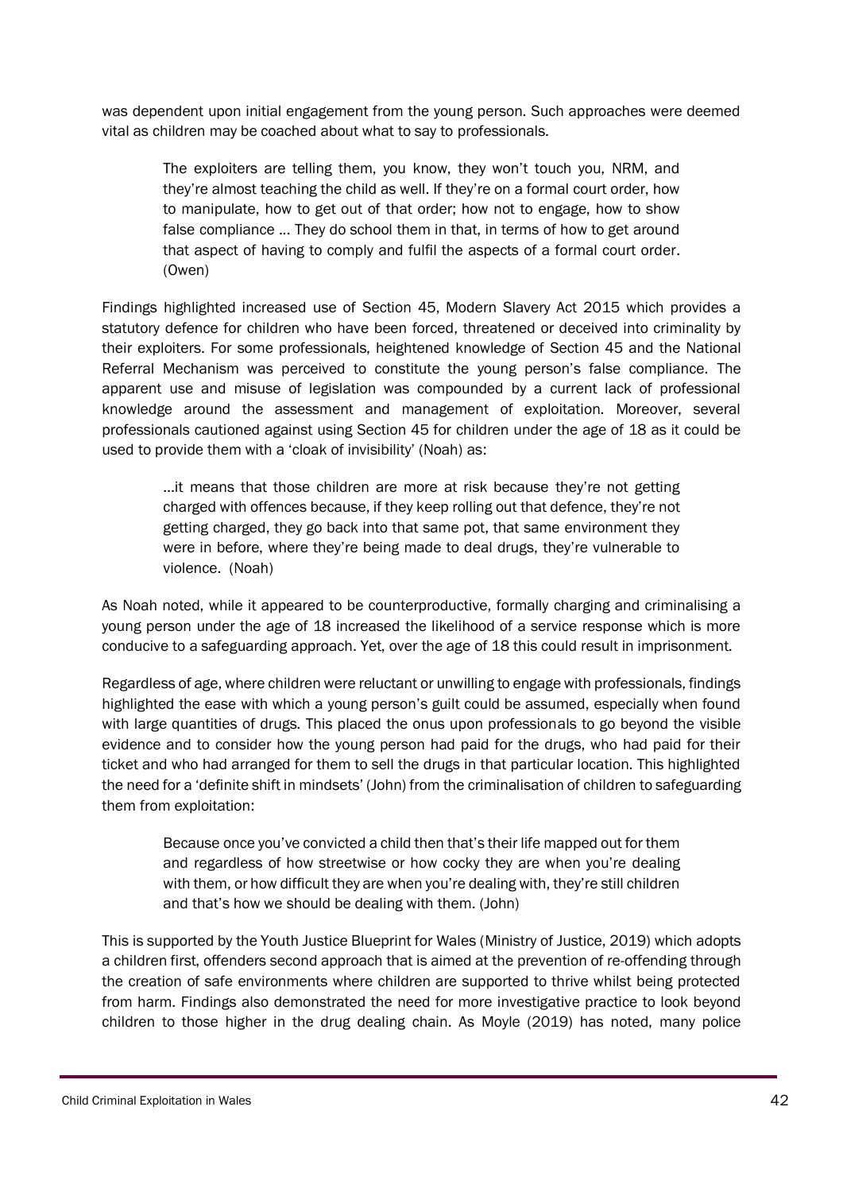was dependent upon initial engagement from the young person. Such approaches were deemed vital as children may be coached about what to say to professionals.

> The exploiters are telling them, you know, they won't touch you, NRM, and they're almost teaching the child as well. If they're on a formal court order, how to manipulate, how to get out of that order; how not to engage, how to show false compliance … They do school them in that, in terms of how to get around that aspect of having to comply and fulfil the aspects of a formal court order. (Owen)

Findings highlighted increased use of Section 45, Modern Slavery Act 2015 which provides a statutory defence for children who have been forced, threatened or deceived into criminality by their exploiters. For some professionals, heightened knowledge of Section 45 and the National Referral Mechanism was perceived to constitute the young person's false compliance. The apparent use and misuse of legislation was compounded by a current lack of professional knowledge around the assessment and management of exploitation. Moreover, several professionals cautioned against using Section 45 for children under the age of 18 as it could be used to provide them with a 'cloak of invisibility' (Noah) as:

> …it means that those children are more at risk because they're not getting charged with offences because, if they keep rolling out that defence, they're not getting charged, they go back into that same pot, that same environment they were in before, where they're being made to deal drugs, they're vulnerable to violence. (Noah)

As Noah noted, while it appeared to be counterproductive, formally charging and criminalising a young person under the age of 18 increased the likelihood of a service response which is more conducive to a safeguarding approach. Yet, over the age of 18 this could result in imprisonment.

Regardless of age, where children were reluctant or unwilling to engage with professionals, findings highlighted the ease with which a young person's guilt could be assumed, especially when found with large quantities of drugs. This placed the onus upon professionals to go beyond the visible evidence and to consider how the young person had paid for the drugs, who had paid for their ticket and who had arranged for them to sell the drugs in that particular location. This highlighted the need for a 'definite shift in mindsets' (John) from the criminalisation of children to safeguarding them from exploitation:

> Because once you've convicted a child then that's their life mapped out for them and regardless of how streetwise or how cocky they are when you're dealing with them, or how difficult they are when you're dealing with, they're still children and that's how we should be dealing with them. (John)

This is supported by the Youth Justice Blueprint for Wales (Ministry of Justice, 2019) which adopts a children first, offenders second approach that is aimed at the prevention of re-offending through the creation of safe environments where children are supported to thrive whilst being protected from harm. Findings also demonstrated the need for more investigative practice to look beyond children to those higher in the drug dealing chain. As Moyle (2019) has noted, many police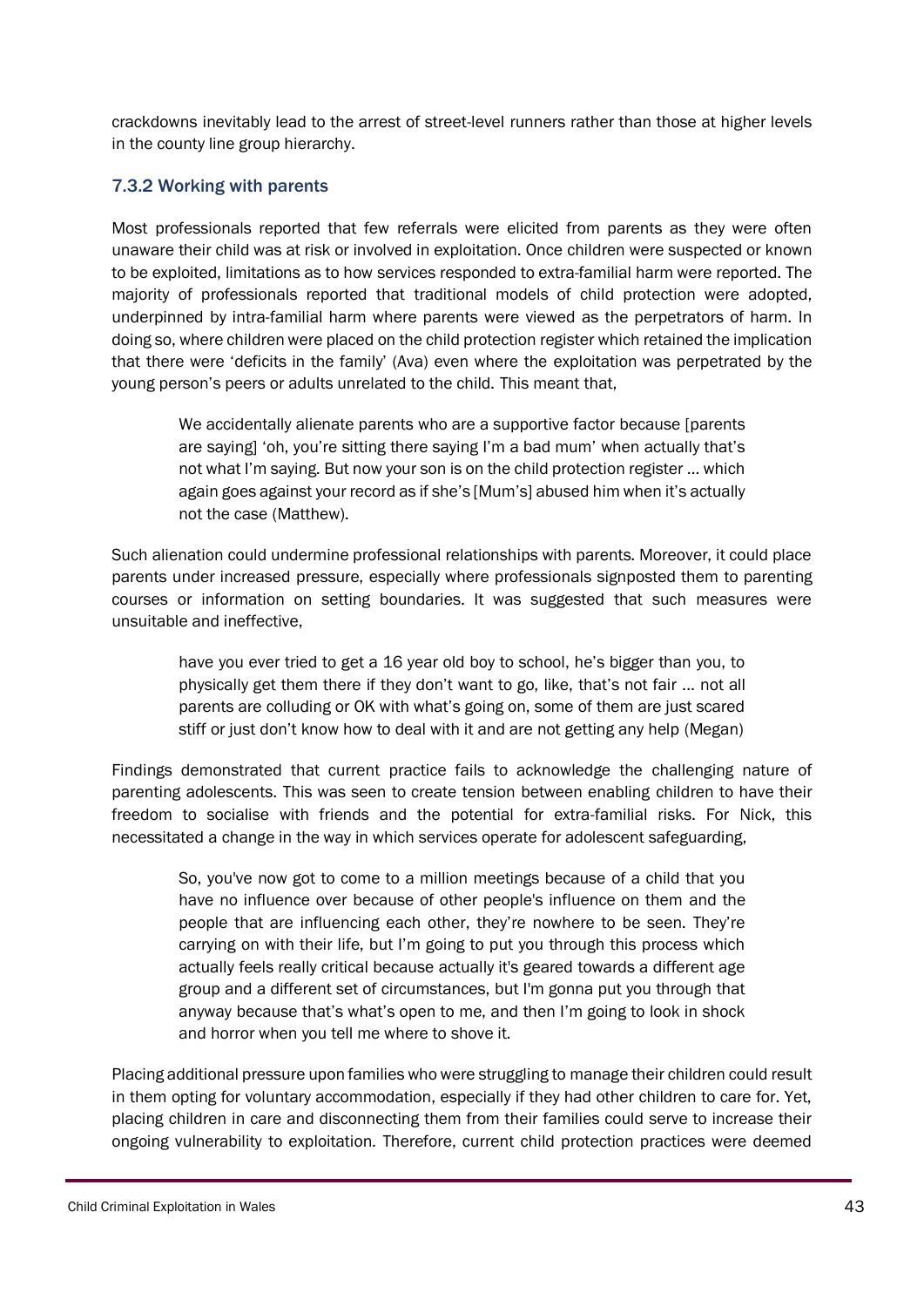crackdowns inevitably lead to the arrest of street-level runners rather than those at higher levels in the county line group hierarchy.

### 7.3.2 Working with parents

Most professionals reported that few referrals were elicited from parents as they were often unaware their child was at risk or involved in exploitation. Once children were suspected or known to be exploited, limitations as to how services responded to extra-familial harm were reported. The majority of professionals reported that traditional models of child protection were adopted, underpinned by intra-familial harm where parents were viewed as the perpetrators of harm. In doing so, where children were placed on the child protection register which retained the implication that there were 'deficits in the family' (Ava) even where the exploitation was perpetrated by the young person's peers or adults unrelated to the child. This meant that,

> We accidentally alienate parents who are a supportive factor because [parents are saying] 'oh, you're sitting there saying I'm a bad mum' when actually that's not what I'm saying. But now your son is on the child protection register … which again goes against your record as if she's [Mum's] abused him when it's actually not the case (Matthew).

Such alienation could undermine professional relationships with parents. Moreover, it could place parents under increased pressure, especially where professionals signposted them to parenting courses or information on setting boundaries. It was suggested that such measures were unsuitable and ineffective,

> have you ever tried to get a 16 year old boy to school, he's bigger than you, to physically get them there if they don't want to go, like, that's not fair … not all parents are colluding or OK with what's going on, some of them are just scared stiff or just don't know how to deal with it and are not getting any help (Megan)

Findings demonstrated that current practice fails to acknowledge the challenging nature of parenting adolescents. This was seen to create tension between enabling children to have their freedom to socialise with friends and the potential for extra-familial risks. For Nick, this necessitated a change in the way in which services operate for adolescent safeguarding,

> So, you've now got to come to a million meetings because of a child that you have no influence over because of other people's influence on them and the people that are influencing each other, they're nowhere to be seen. They're carrying on with their life, but I'm going to put you through this process which actually feels really critical because actually it's geared towards a different age group and a different set of circumstances, but I'm gonna put you through that anyway because that's what's open to me, and then I'm going to look in shock and horror when you tell me where to shove it.

Placing additional pressure upon families who were struggling to manage their children could result in them opting for voluntary accommodation, especially if they had other children to care for. Yet, placing children in care and disconnecting them from their families could serve to increase their ongoing vulnerability to exploitation. Therefore, current child protection practices were deemed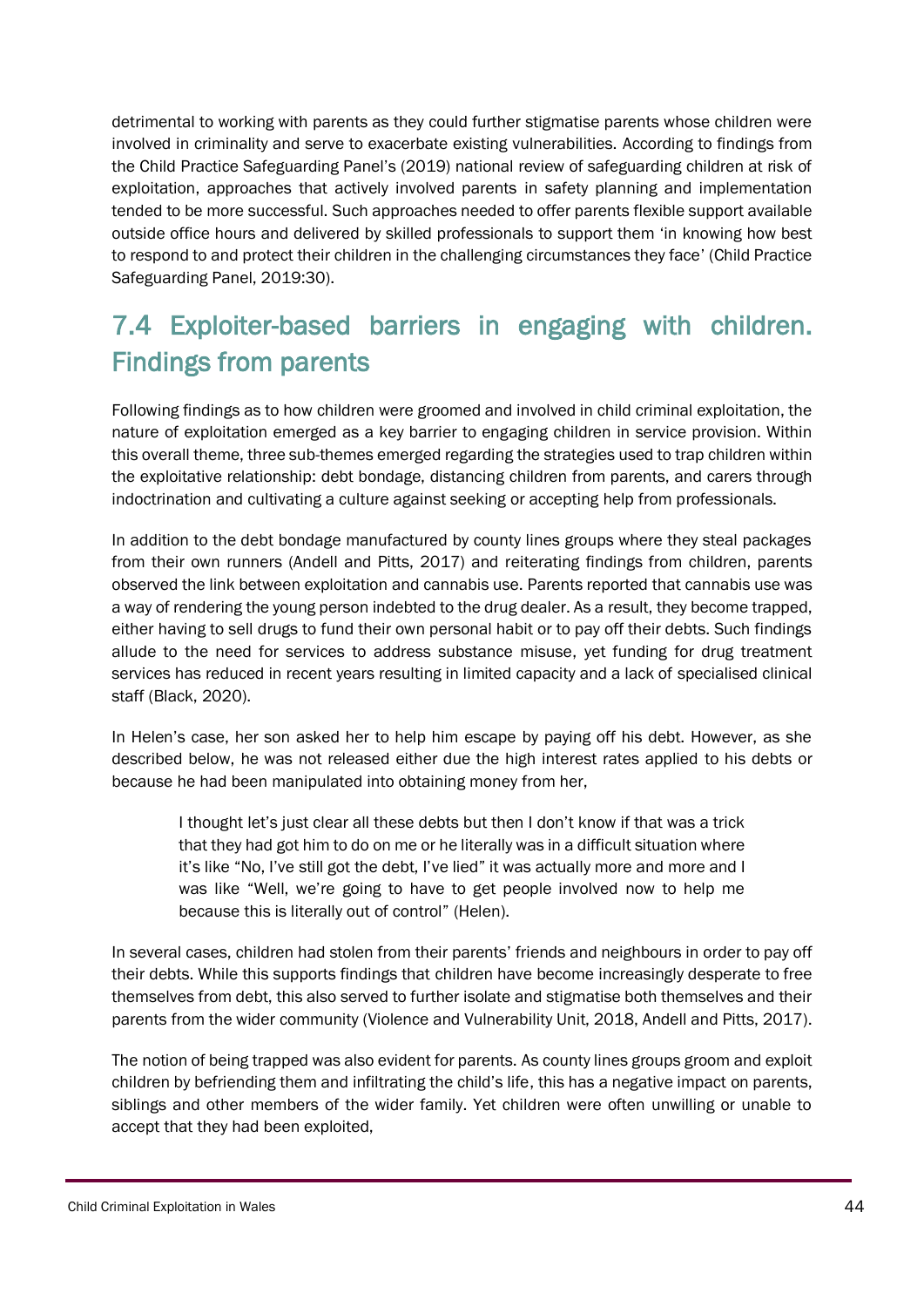detrimental to working with parents as they could further stigmatise parents whose children were involved in criminality and serve to exacerbate existing vulnerabilities. According to findings from the Child Practice Safeguarding Panel's (2019) national review of safeguarding children at risk of exploitation, approaches that actively involved parents in safety planning and implementation tended to be more successful. Such approaches needed to offer parents flexible support available outside office hours and delivered by skilled professionals to support them 'in knowing how best to respond to and protect their children in the challenging circumstances they face' (Child Practice Safeguarding Panel, 2019:30).

## 7.4 Exploiter-based barriers in engaging with children. Findings from parents

Following findings as to how children were groomed and involved in child criminal exploitation, the nature of exploitation emerged as a key barrier to engaging children in service provision. Within this overall theme, three sub-themes emerged regarding the strategies used to trap children within the exploitative relationship: debt bondage, distancing children from parents, and carers through indoctrination and cultivating a culture against seeking or accepting help from professionals.

In addition to the debt bondage manufactured by county lines groups where they steal packages from their own runners (Andell and Pitts, 2017) and reiterating findings from children, parents observed the link between exploitation and cannabis use. Parents reported that cannabis use was a way of rendering the young person indebted to the drug dealer. As a result, they become trapped, either having to sell drugs to fund their own personal habit or to pay off their debts. Such findings allude to the need for services to address substance misuse, yet funding for drug treatment services has reduced in recent years resulting in limited capacity and a lack of specialised clinical staff (Black, 2020).

In Helen's case, her son asked her to help him escape by paying off his debt. However, as she described below, he was not released either due the high interest rates applied to his debts or because he had been manipulated into obtaining money from her,

> I thought let's just clear all these debts but then I don't know if that was a trick that they had got him to do on me or he literally was in a difficult situation where it's like "No, I've still got the debt, I've lied" it was actually more and more and I was like "Well, we're going to have to get people involved now to help me because this is literally out of control" (Helen).

In several cases, children had stolen from their parents' friends and neighbours in order to pay off their debts. While this supports findings that children have become increasingly desperate to free themselves from debt, this also served to further isolate and stigmatise both themselves and their parents from the wider community (Violence and Vulnerability Unit, 2018, Andell and Pitts, 2017).

The notion of being trapped was also evident for parents. As county lines groups groom and exploit children by befriending them and infiltrating the child's life, this has a negative impact on parents, siblings and other members of the wider family. Yet children were often unwilling or unable to accept that they had been exploited,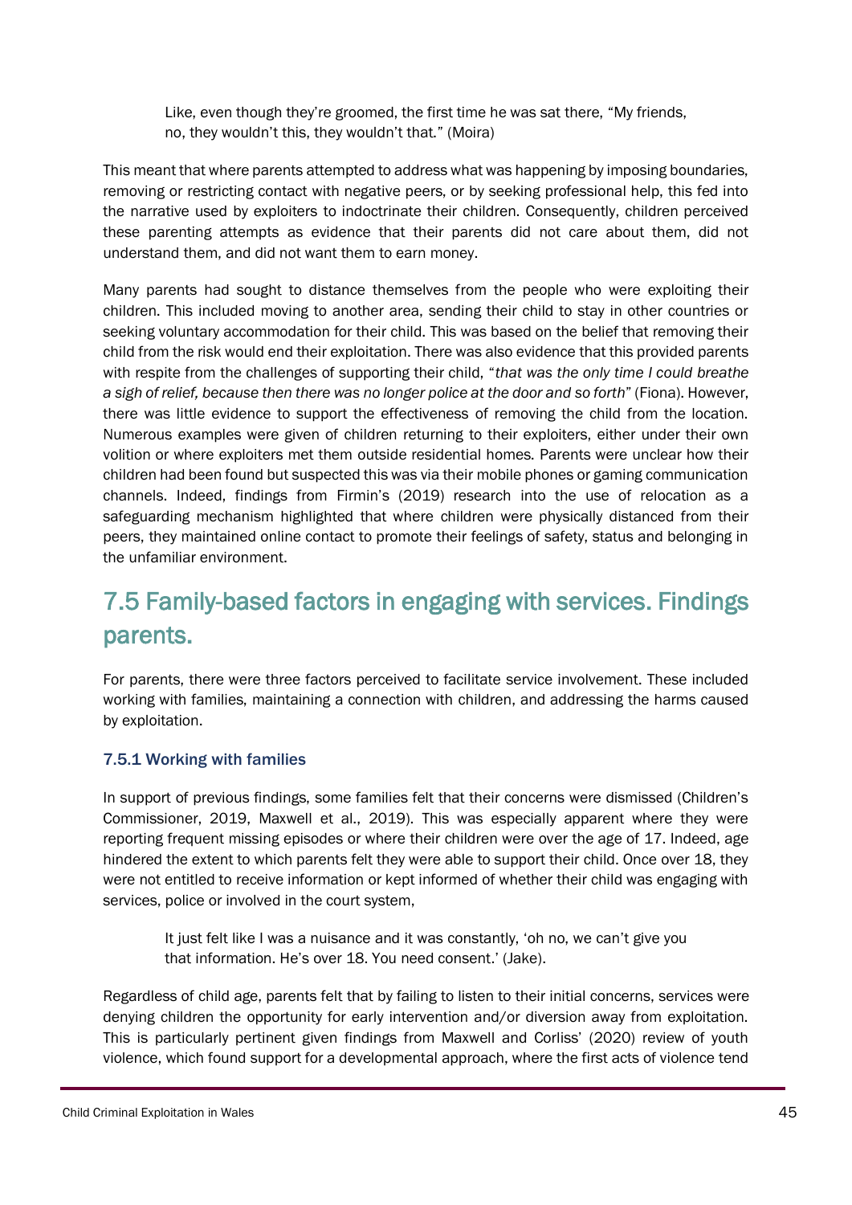> Like, even though they're groomed, the first time he was sat there, "My friends, no, they wouldn't this, they wouldn't that." (Moira)

This meant that where parents attempted to address what was happening by imposing boundaries, removing or restricting contact with negative peers, or by seeking professional help, this fed into the narrative used by exploiters to indoctrinate their children. Consequently, children perceived these parenting attempts as evidence that their parents did not care about them, did not understand them, and did not want them to earn money.

Many parents had sought to distance themselves from the people who were exploiting their children. This included moving to another area, sending their child to stay in other countries or seeking voluntary accommodation for their child. This was based on the belief that removing their child from the risk would end their exploitation. There was also evidence that this provided parents with respite from the challenges of supporting their child, "*that was the only time I could breathe a sigh of relief, because then there was no longer police at the door and so forth*" (Fiona). However, there was little evidence to support the effectiveness of removing the child from the location. Numerous examples were given of children returning to their exploiters, either under their own volition or where exploiters met them outside residential homes. Parents were unclear how their children had been found but suspected this was via their mobile phones or gaming communication channels. Indeed, findings from Firmin's (2019) research into the use of relocation as a safeguarding mechanism highlighted that where children were physically distanced from their peers, they maintained online contact to promote their feelings of safety, status and belonging in the unfamiliar environment.

## 7.5 Family-based factors in engaging with services. Findings parents.

For parents, there were three factors perceived to facilitate service involvement. These included working with families, maintaining a connection with children, and addressing the harms caused by exploitation.

### 7.5.1 Working with families

In support of previous findings, some families felt that their concerns were dismissed (Children's Commissioner, 2019, Maxwell et al., 2019). This was especially apparent where they were reporting frequent missing episodes or where their children were over the age of 17. Indeed, age hindered the extent to which parents felt they were able to support their child. Once over 18, they were not entitled to receive information or kept informed of whether their child was engaging with services, police or involved in the court system,

> It just felt like I was a nuisance and it was constantly, 'oh no, we can't give you that information. He's over 18. You need consent.' (Jake).

Regardless of child age, parents felt that by failing to listen to their initial concerns, services were denying children the opportunity for early intervention and/or diversion away from exploitation. This is particularly pertinent given findings from Maxwell and Corliss' (2020) review of youth violence, which found support for a developmental approach, where the first acts of violence tend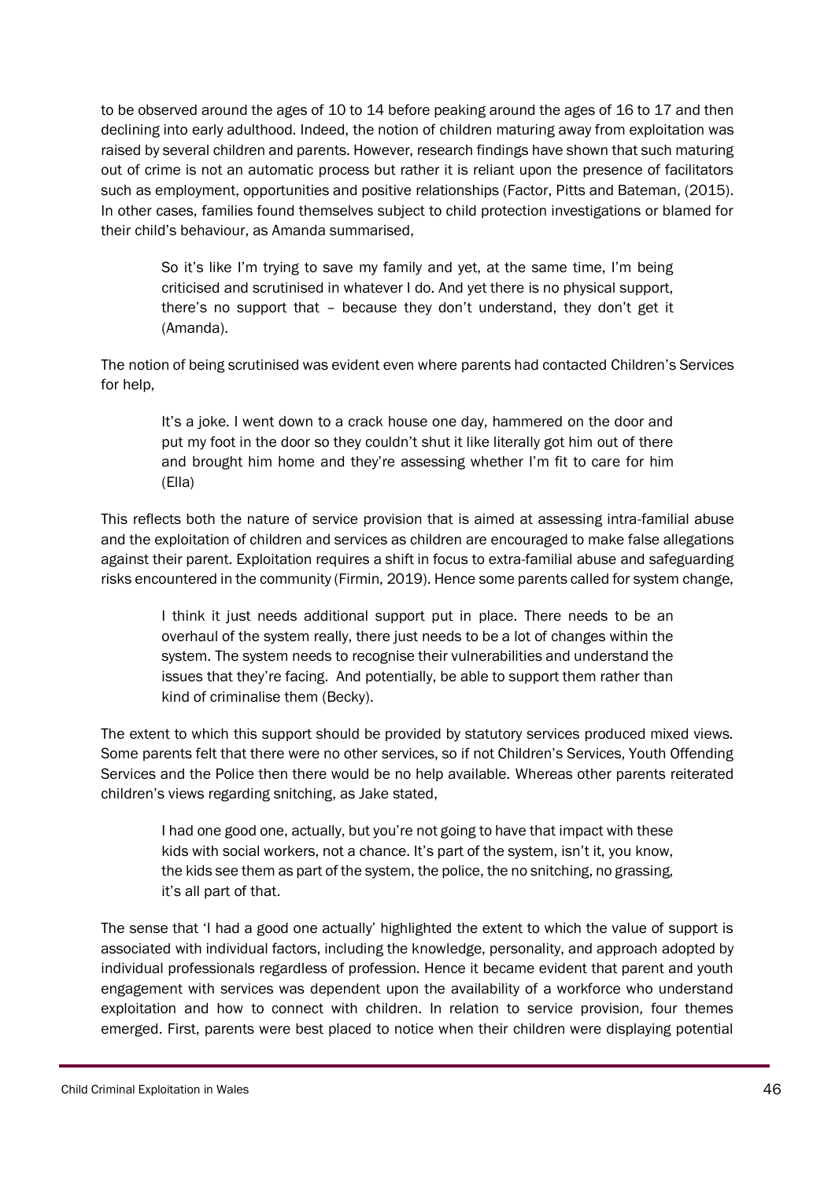to be observed around the ages of 10 to 14 before peaking around the ages of 16 to 17 and then declining into early adulthood. Indeed, the notion of children maturing away from exploitation was raised by several children and parents. However, research findings have shown that such maturing out of crime is not an automatic process but rather it is reliant upon the presence of facilitators such as employment, opportunities and positive relationships (Factor, Pitts and Bateman, (2015). In other cases, families found themselves subject to child protection investigations or blamed for their child's behaviour, as Amanda summarised,

> So it's like I'm trying to save my family and yet, at the same time, I'm being criticised and scrutinised in whatever I do. And yet there is no physical support, there's no support that – because they don't understand, they don't get it (Amanda).

The notion of being scrutinised was evident even where parents had contacted Children's Services for help,

> It's a joke. I went down to a crack house one day, hammered on the door and put my foot in the door so they couldn't shut it like literally got him out of there and brought him home and they're assessing whether I'm fit to care for him (Ella)

This reflects both the nature of service provision that is aimed at assessing intra-familial abuse and the exploitation of children and services as children are encouraged to make false allegations against their parent. Exploitation requires a shift in focus to extra-familial abuse and safeguarding risks encountered in the community (Firmin, 2019). Hence some parents called for system change,

> I think it just needs additional support put in place. There needs to be an overhaul of the system really, there just needs to be a lot of changes within the system. The system needs to recognise their vulnerabilities and understand the issues that they're facing. And potentially, be able to support them rather than kind of criminalise them (Becky).

The extent to which this support should be provided by statutory services produced mixed views. Some parents felt that there were no other services, so if not Children's Services, Youth Offending Services and the Police then there would be no help available. Whereas other parents reiterated children's views regarding snitching, as Jake stated,

> I had one good one, actually, but you're not going to have that impact with these kids with social workers, not a chance. It's part of the system, isn't it, you know, the kids see them as part of the system, the police, the no snitching, no grassing, it's all part of that.

The sense that 'I had a good one actually' highlighted the extent to which the value of support is associated with individual factors, including the knowledge, personality, and approach adopted by individual professionals regardless of profession. Hence it became evident that parent and youth engagement with services was dependent upon the availability of a workforce who understand exploitation and how to connect with children. In relation to service provision, four themes emerged. First, parents were best placed to notice when their children were displaying potential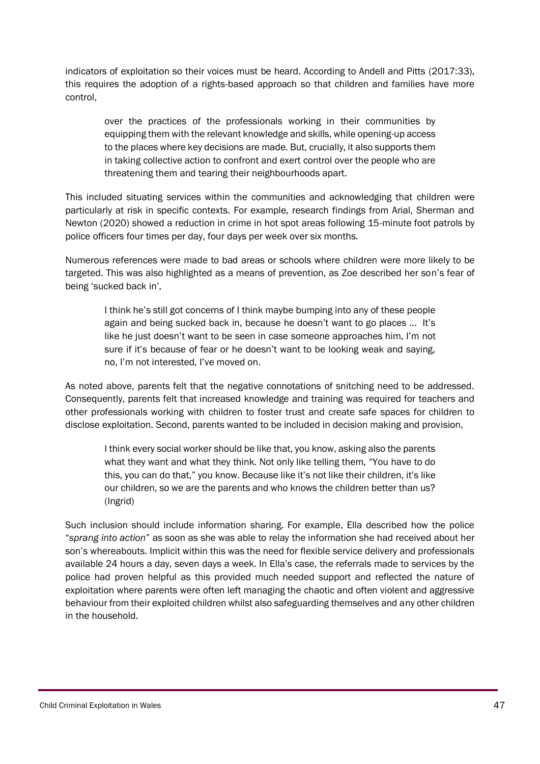indicators of exploitation so their voices must be heard. According to Andell and Pitts (2017:33), this requires the adoption of a rights-based approach so that children and families have more control,

> over the practices of the professionals working in their communities by equipping them with the relevant knowledge and skills, while opening-up access to the places where key decisions are made. But, crucially, it also supports them in taking collective action to confront and exert control over the people who are threatening them and tearing their neighbourhoods apart.

This included situating services within the communities and acknowledging that children were particularly at risk in specific contexts. For example, research findings from Arial, Sherman and Newton (2020) showed a reduction in crime in hot spot areas following 15-minute foot patrols by police officers four times per day, four days per week over six months.

Numerous references were made to bad areas or schools where children were more likely to be targeted. This was also highlighted as a means of prevention, as Zoe described her son's fear of being 'sucked back in',

> I think he's still got concerns of I think maybe bumping into any of these people again and being sucked back in, because he doesn't want to go places … It's like he just doesn't want to be seen in case someone approaches him, I'm not sure if it's because of fear or he doesn't want to be looking weak and saying, no, I'm not interested, I've moved on.

As noted above, parents felt that the negative connotations of snitching need to be addressed. Consequently, parents felt that increased knowledge and training was required for teachers and other professionals working with children to foster trust and create safe spaces for children to disclose exploitation. Second, parents wanted to be included in decision making and provision,

> I think every social worker should be like that, you know, asking also the parents what they want and what they think. Not only like telling them, "You have to do this, you can do that," you know. Because like it's not like their children, it's like our children, so we are the parents and who knows the children better than us? (Ingrid)

Such inclusion should include information sharing. For example, Ella described how the police "*sprang into action*" as soon as she was able to relay the information she had received about her son's whereabouts. Implicit within this was the need for flexible service delivery and professionals available 24 hours a day, seven days a week. In Ella's case, the referrals made to services by the police had proven helpful as this provided much needed support and reflected the nature of exploitation where parents were often left managing the chaotic and often violent and aggressive behaviour from their exploited children whilst also safeguarding themselves and any other children in the household.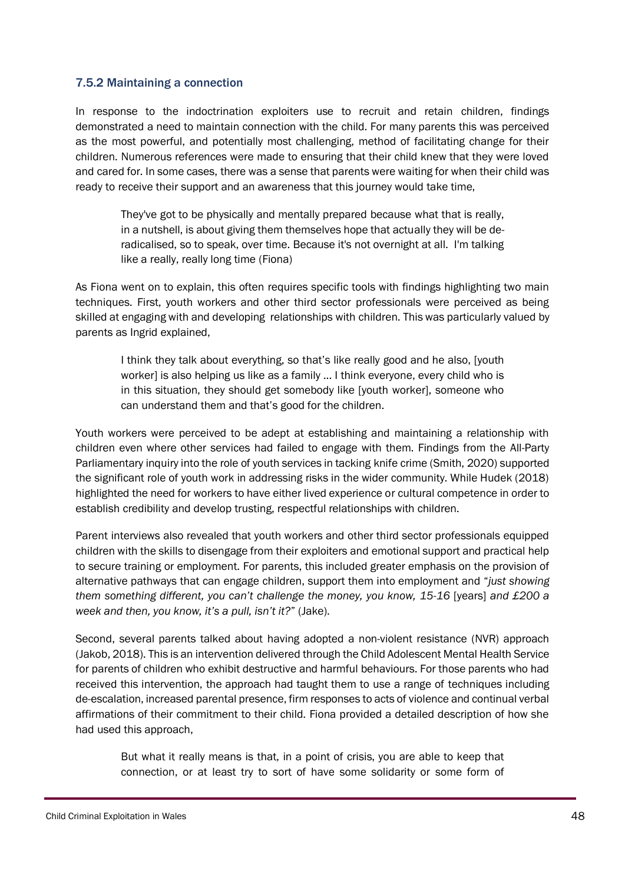### 7.5.2 Maintaining a connection

In response to the indoctrination exploiters use to recruit and retain children, findings demonstrated a need to maintain connection with the child. For many parents this was perceived as the most powerful, and potentially most challenging, method of facilitating change for their children. Numerous references were made to ensuring that their child knew that they were loved and cared for. In some cases, there was a sense that parents were waiting for when their child was ready to receive their support and an awareness that this journey would take time,

> They've got to be physically and mentally prepared because what that is really, in a nutshell, is about giving them themselves hope that actually they will be de-radicalised, so to speak, over time. Because it's not overnight at all. I'm talking like a really, really long time (Fiona)

As Fiona went on to explain, this often requires specific tools with findings highlighting two main techniques. First, youth workers and other third sector professionals were perceived as being skilled at engaging with and developing relationships with children. This was particularly valued by parents as Ingrid explained,

> I think they talk about everything, so that's like really good and he also, [youth worker] is also helping us like as a family … I think everyone, every child who is in this situation, they should get somebody like [youth worker], someone who can understand them and that's good for the children.

Youth workers were perceived to be adept at establishing and maintaining a relationship with children even where other services had failed to engage with them. Findings from the All-Party Parliamentary inquiry into the role of youth services in tacking knife crime (Smith, 2020) supported the significant role of youth work in addressing risks in the wider community. While Hudek (2018) highlighted the need for workers to have either lived experience or cultural competence in order to establish credibility and develop trusting, respectful relationships with children.

Parent interviews also revealed that youth workers and other third sector professionals equipped children with the skills to disengage from their exploiters and emotional support and practical help to secure training or employment. For parents, this included greater emphasis on the provision of alternative pathways that can engage children, support them into employment and "*just showing them something different, you can't challenge the money, you know, 15-16* [years] *and £200 a week and then, you know, it's a pull, isn't it?*" (Jake).

Second, several parents talked about having adopted a non-violent resistance (NVR) approach (Jakob, 2018). This is an intervention delivered through the Child Adolescent Mental Health Service for parents of children who exhibit destructive and harmful behaviours. For those parents who had received this intervention, the approach had taught them to use a range of techniques including de-escalation, increased parental presence, firm responses to acts of violence and continual verbal affirmations of their commitment to their child. Fiona provided a detailed description of how she had used this approach,

> But what it really means is that, in a point of crisis, you are able to keep that connection, or at least try to sort of have some solidarity or some form of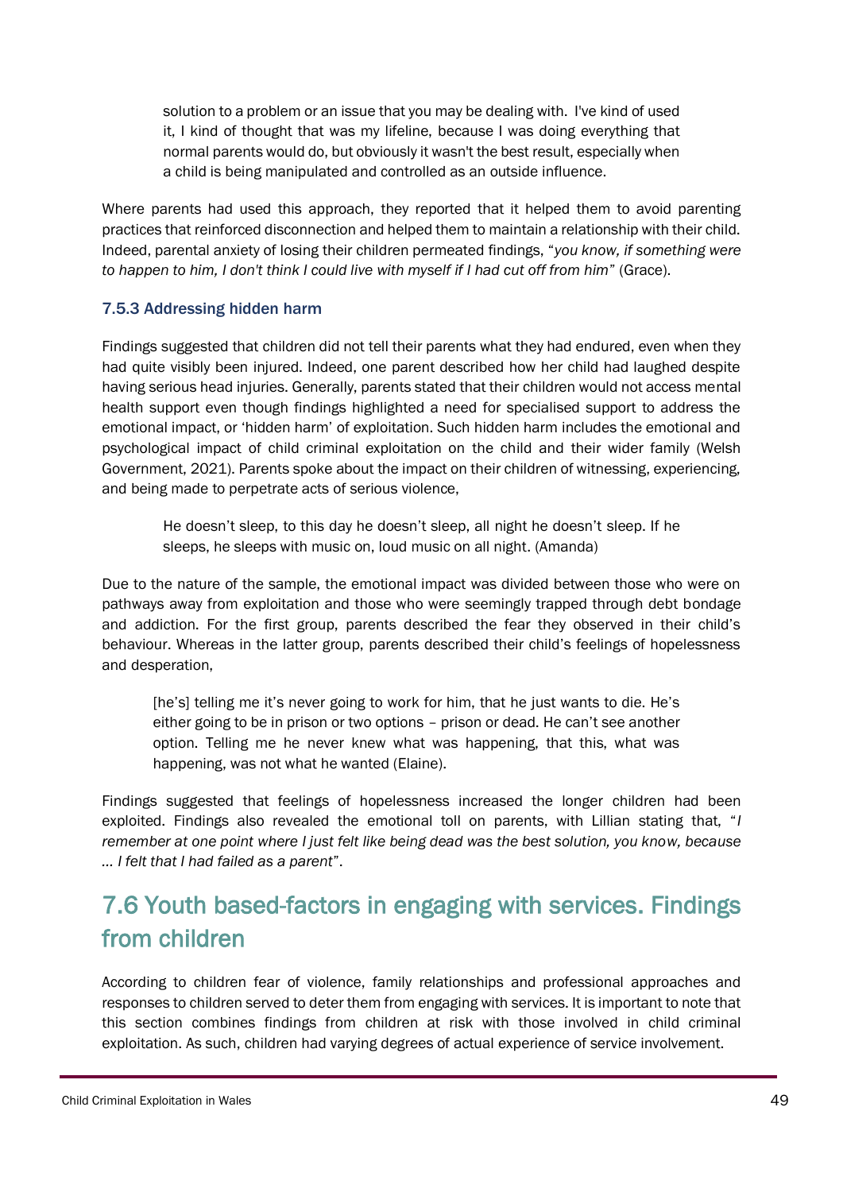> solution to a problem or an issue that you may be dealing with. I've kind of used it, I kind of thought that was my lifeline, because I was doing everything that normal parents would do, but obviously it wasn't the best result, especially when a child is being manipulated and controlled as an outside influence.

Where parents had used this approach, they reported that it helped them to avoid parenting practices that reinforced disconnection and helped them to maintain a relationship with their child. Indeed, parental anxiety of losing their children permeated findings, "*you know, if something were to happen to him, I don't think I could live with myself if I had cut off from him*" (Grace).

### 7.5.3 Addressing hidden harm

Findings suggested that children did not tell their parents what they had endured, even when they had quite visibly been injured. Indeed, one parent described how her child had laughed despite having serious head injuries. Generally, parents stated that their children would not access mental health support even though findings highlighted a need for specialised support to address the emotional impact, or 'hidden harm' of exploitation. Such hidden harm includes the emotional and psychological impact of child criminal exploitation on the child and their wider family (Welsh Government, 2021). Parents spoke about the impact on their children of witnessing, experiencing, and being made to perpetrate acts of serious violence,

> He doesn't sleep, to this day he doesn't sleep, all night he doesn't sleep. If he sleeps, he sleeps with music on, loud music on all night. (Amanda)

Due to the nature of the sample, the emotional impact was divided between those who were on pathways away from exploitation and those who were seemingly trapped through debt bondage and addiction. For the first group, parents described the fear they observed in their child's behaviour. Whereas in the latter group, parents described their child's feelings of hopelessness and desperation,

> [he's] telling me it's never going to work for him, that he just wants to die. He's either going to be in prison or two options – prison or dead. He can't see another option. Telling me he never knew what was happening, that this, what was happening, was not what he wanted (Elaine).

Findings suggested that feelings of hopelessness increased the longer children had been exploited. Findings also revealed the emotional toll on parents, with Lillian stating that, "*I remember at one point where I just felt like being dead was the best solution, you know, because … I felt that I had failed as a parent*".

## 7.6 Youth based-factors in engaging with services. Findings from children

According to children fear of violence, family relationships and professional approaches and responses to children served to deter them from engaging with services. It is important to note that this section combines findings from children at risk with those involved in child criminal exploitation. As such, children had varying degrees of actual experience of service involvement.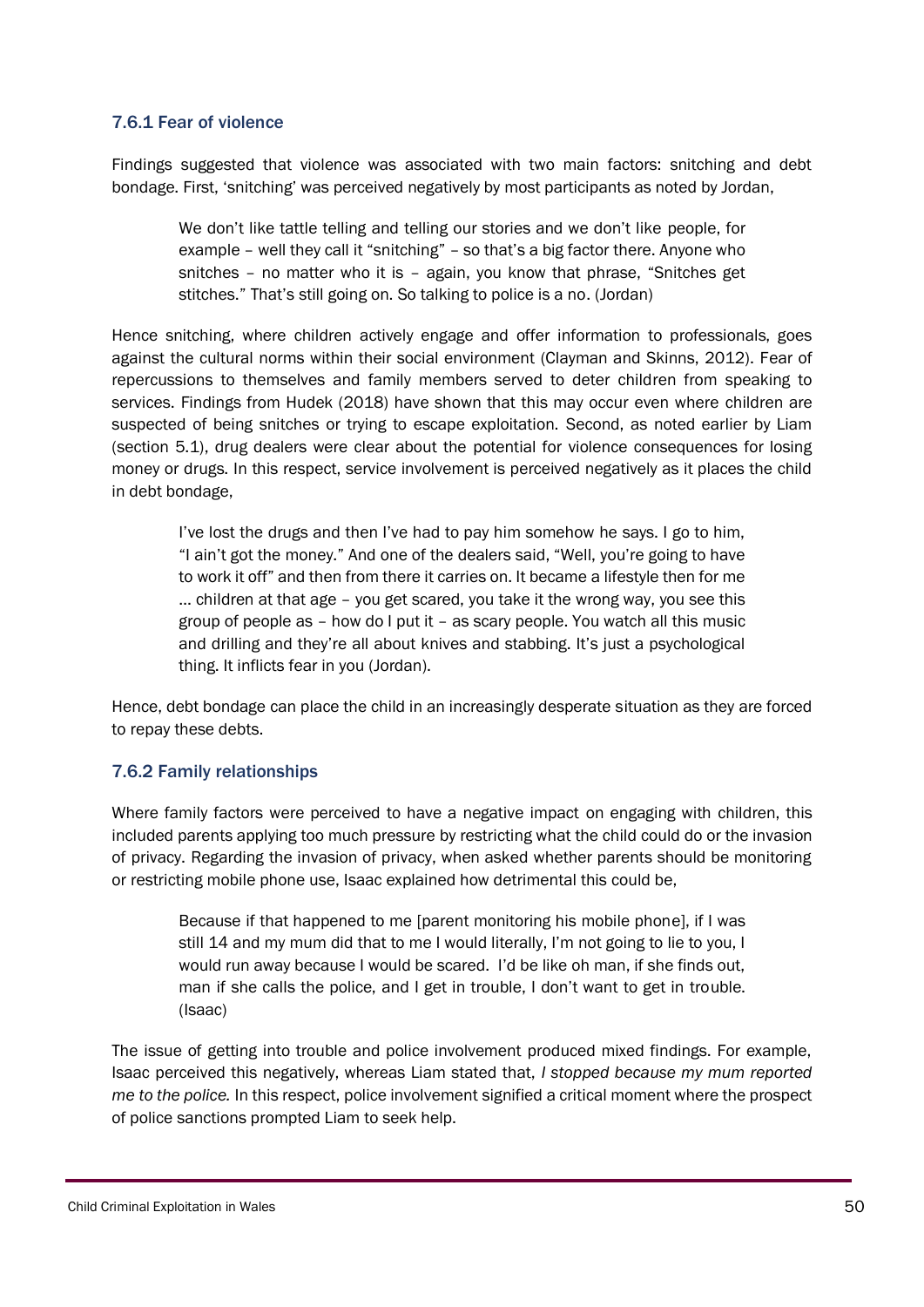### 7.6.1 Fear of violence

Findings suggested that violence was associated with two main factors: snitching and debt bondage. First, 'snitching' was perceived negatively by most participants as noted by Jordan,

> We don't like tattle telling and telling our stories and we don't like people, for example – well they call it "snitching" – so that's a big factor there. Anyone who snitches – no matter who it is – again, you know that phrase, "Snitches get stitches." That's still going on. So talking to police is a no. (Jordan)

Hence snitching, where children actively engage and offer information to professionals, goes against the cultural norms within their social environment (Clayman and Skinns, 2012). Fear of repercussions to themselves and family members served to deter children from speaking to services. Findings from Hudek (2018) have shown that this may occur even where children are suspected of being snitches or trying to escape exploitation. Second, as noted earlier by Liam (section 5.1), drug dealers were clear about the potential for violence consequences for losing money or drugs. In this respect, service involvement is perceived negatively as it places the child in debt bondage,

> I've lost the drugs and then I've had to pay him somehow he says. I go to him, "I ain't got the money." And one of the dealers said, "Well, you're going to have to work it off" and then from there it carries on. It became a lifestyle then for me … children at that age – you get scared, you take it the wrong way, you see this group of people as – how do I put it – as scary people. You watch all this music and drilling and they're all about knives and stabbing. It's just a psychological thing. It inflicts fear in you (Jordan).

Hence, debt bondage can place the child in an increasingly desperate situation as they are forced to repay these debts.

### 7.6.2 Family relationships

Where family factors were perceived to have a negative impact on engaging with children, this included parents applying too much pressure by restricting what the child could do or the invasion of privacy. Regarding the invasion of privacy, when asked whether parents should be monitoring or restricting mobile phone use, Isaac explained how detrimental this could be,

> Because if that happened to me [parent monitoring his mobile phone], if I was still 14 and my mum did that to me I would literally, I'm not going to lie to you, I would run away because I would be scared. I'd be like oh man, if she finds out, man if she calls the police, and I get in trouble, I don't want to get in trouble. (Isaac)

The issue of getting into trouble and police involvement produced mixed findings. For example, Isaac perceived this negatively, whereas Liam stated that, *I stopped because my mum reported me to the police.* In this respect, police involvement signified a critical moment where the prospect of police sanctions prompted Liam to seek help.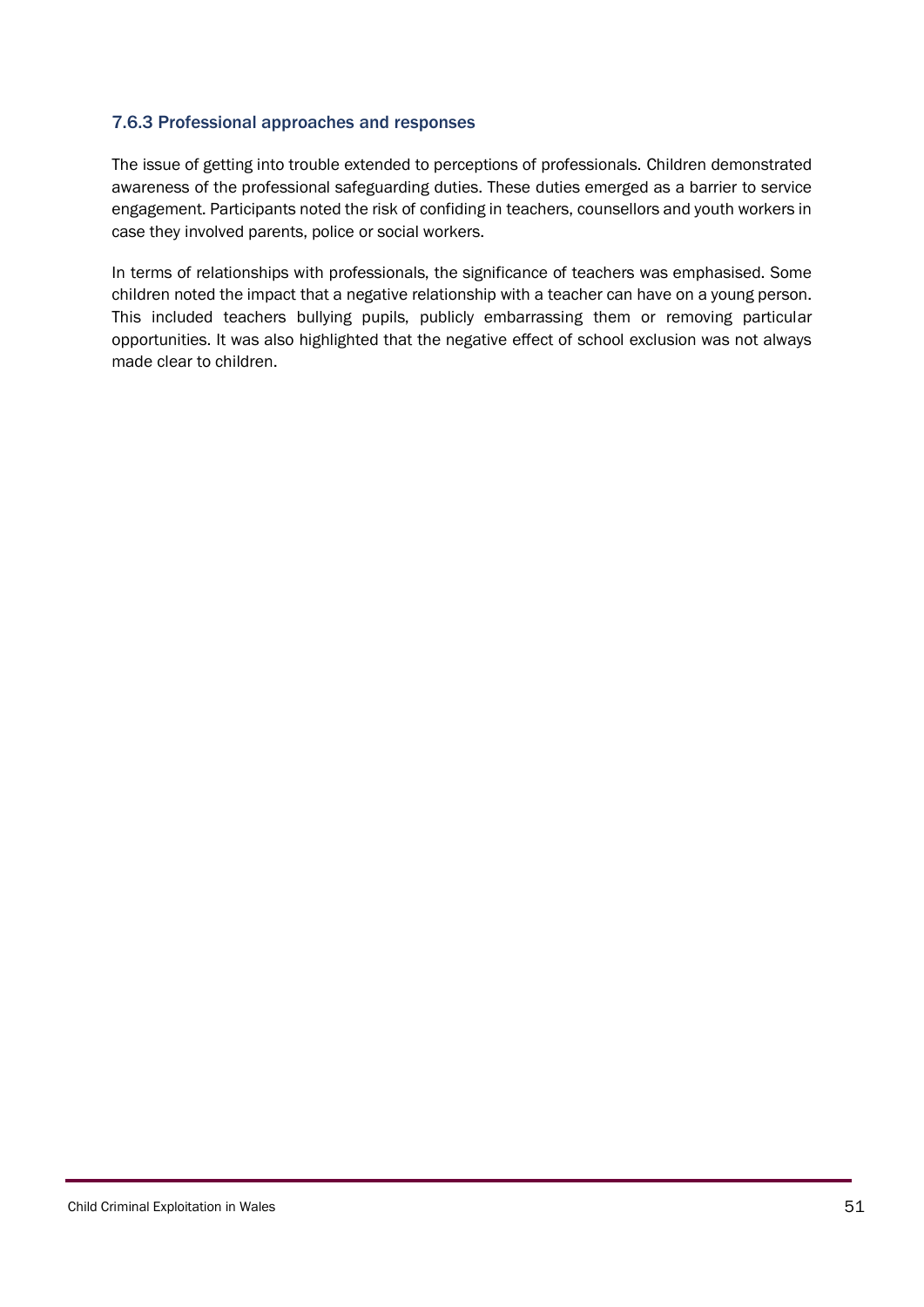### 7.6.3 Professional approaches and responses

The issue of getting into trouble extended to perceptions of professionals. Children demonstrated awareness of the professional safeguarding duties. These duties emerged as a barrier to service engagement. Participants noted the risk of confiding in teachers, counsellors and youth workers in case they involved parents, police or social workers.

In terms of relationships with professionals, the significance of teachers was emphasised. Some children noted the impact that a negative relationship with a teacher can have on a young person. This included teachers bullying pupils, publicly embarrassing them or removing particular opportunities. It was also highlighted that the negative effect of school exclusion was not always made clear to children.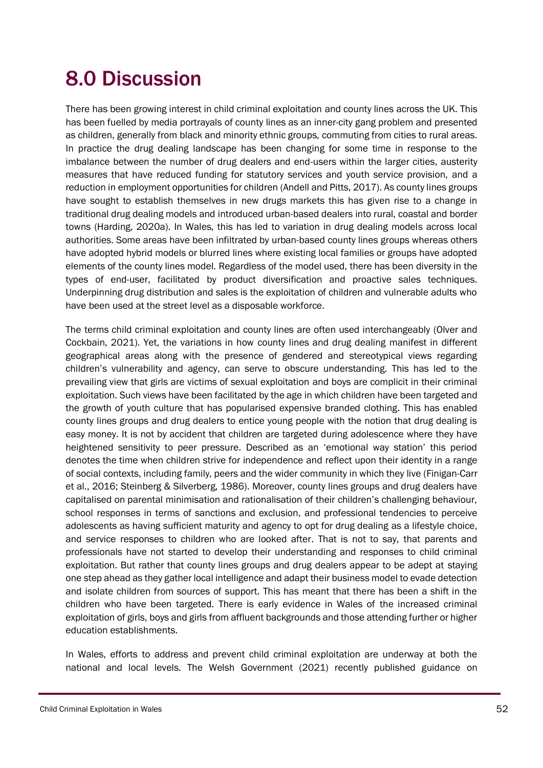# 8.0 Discussion

There has been growing interest in child criminal exploitation and county lines across the UK. This has been fuelled by media portrayals of county lines as an inner-city gang problem and presented as children, generally from black and minority ethnic groups, commuting from cities to rural areas. In practice the drug dealing landscape has been changing for some time in response to the imbalance between the number of drug dealers and end-users within the larger cities, austerity measures that have reduced funding for statutory services and youth service provision, and a reduction in employment opportunities for children (Andell and Pitts, 2017). As county lines groups have sought to establish themselves in new drugs markets this has given rise to a change in traditional drug dealing models and introduced urban-based dealers into rural, coastal and border towns (Harding, 2020a). In Wales, this has led to variation in drug dealing models across local authorities. Some areas have been infiltrated by urban-based county lines groups whereas others have adopted hybrid models or blurred lines where existing local families or groups have adopted elements of the county lines model. Regardless of the model used, there has been diversity in the types of end-user, facilitated by product diversification and proactive sales techniques. Underpinning drug distribution and sales is the exploitation of children and vulnerable adults who have been used at the street level as a disposable workforce.

The terms child criminal exploitation and county lines are often used interchangeably (Olver and Cockbain, 2021). Yet, the variations in how county lines and drug dealing manifest in different geographical areas along with the presence of gendered and stereotypical views regarding children's vulnerability and agency, can serve to obscure understanding. This has led to the prevailing view that girls are victims of sexual exploitation and boys are complicit in their criminal exploitation. Such views have been facilitated by the age in which children have been targeted and the growth of youth culture that has popularised expensive branded clothing. This has enabled county lines groups and drug dealers to entice young people with the notion that drug dealing is easy money. It is not by accident that children are targeted during adolescence where they have heightened sensitivity to peer pressure. Described as an 'emotional way station' this period denotes the time when children strive for independence and reflect upon their identity in a range of social contexts, including family, peers and the wider community in which they live (Finigan-Carr et al., 2016; Steinberg & Silverberg, 1986). Moreover, county lines groups and drug dealers have capitalised on parental minimisation and rationalisation of their children's challenging behaviour, school responses in terms of sanctions and exclusion, and professional tendencies to perceive adolescents as having sufficient maturity and agency to opt for drug dealing as a lifestyle choice, and service responses to children who are looked after. That is not to say, that parents and professionals have not started to develop their understanding and responses to child criminal exploitation. But rather that county lines groups and drug dealers appear to be adept at staying one step ahead as they gather local intelligence and adapt their business model to evade detection and isolate children from sources of support. This has meant that there has been a shift in the children who have been targeted. There is early evidence in Wales of the increased criminal exploitation of girls, boys and girls from affluent backgrounds and those attending further or higher education establishments.

In Wales, efforts to address and prevent child criminal exploitation are underway at both the national and local levels. The Welsh Government (2021) recently published guidance on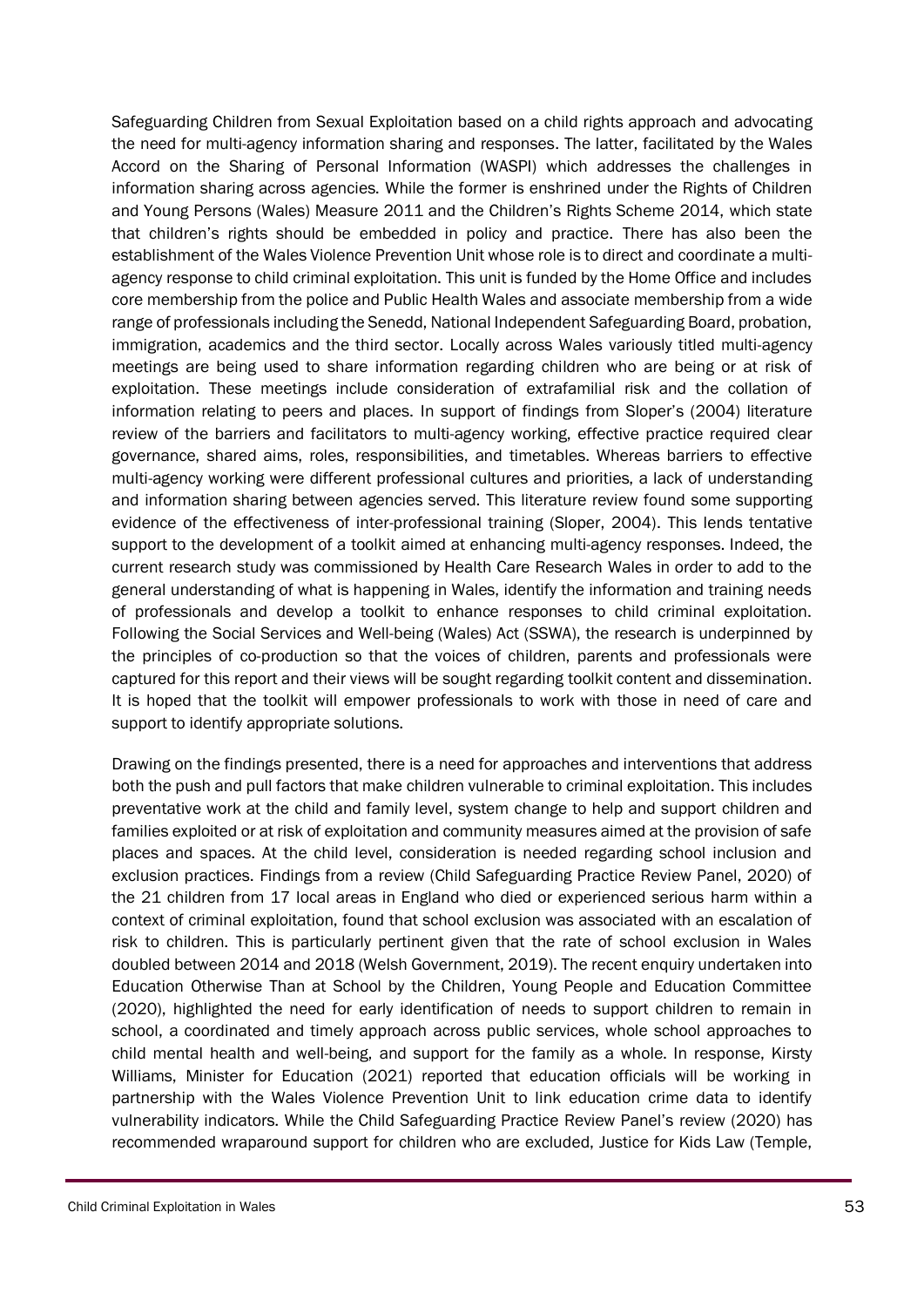Safeguarding Children from Sexual Exploitation based on a child rights approach and advocating the need for multi-agency information sharing and responses. The latter, facilitated by the Wales Accord on the Sharing of Personal Information (WASPI) which addresses the challenges in information sharing across agencies. While the former is enshrined under the Rights of Children and Young Persons (Wales) Measure 2011 and the Children's Rights Scheme 2014, which state that children's rights should be embedded in policy and practice. There has also been the establishment of the Wales Violence Prevention Unit whose role is to direct and coordinate a multi-agency response to child criminal exploitation. This unit is funded by the Home Office and includes core membership from the police and Public Health Wales and associate membership from a wide range of professionals including the Senedd, National Independent Safeguarding Board, probation, immigration, academics and the third sector. Locally across Wales variously titled multi-agency meetings are being used to share information regarding children who are being or at risk of exploitation. These meetings include consideration of extrafamilial risk and the collation of information relating to peers and places. In support of findings from Sloper's (2004) literature review of the barriers and facilitators to multi-agency working, effective practice required clear governance, shared aims, roles, responsibilities, and timetables. Whereas barriers to effective multi-agency working were different professional cultures and priorities, a lack of understanding and information sharing between agencies served. This literature review found some supporting evidence of the effectiveness of inter-professional training (Sloper, 2004). This lends tentative support to the development of a toolkit aimed at enhancing multi-agency responses. Indeed, the current research study was commissioned by Health Care Research Wales in order to add to the general understanding of what is happening in Wales, identify the information and training needs of professionals and develop a toolkit to enhance responses to child criminal exploitation. Following the Social Services and Well-being (Wales) Act (SSWA), the research is underpinned by the principles of co-production so that the voices of children, parents and professionals were captured for this report and their views will be sought regarding toolkit content and dissemination. It is hoped that the toolkit will empower professionals to work with those in need of care and support to identify appropriate solutions.

Drawing on the findings presented, there is a need for approaches and interventions that address both the push and pull factors that make children vulnerable to criminal exploitation. This includes preventative work at the child and family level, system change to help and support children and families exploited or at risk of exploitation and community measures aimed at the provision of safe places and spaces. At the child level, consideration is needed regarding school inclusion and exclusion practices. Findings from a review (Child Safeguarding Practice Review Panel, 2020) of the 21 children from 17 local areas in England who died or experienced serious harm within a context of criminal exploitation, found that school exclusion was associated with an escalation of risk to children. This is particularly pertinent given that the rate of school exclusion in Wales doubled between 2014 and 2018 (Welsh Government, 2019). The recent enquiry undertaken into Education Otherwise Than at School by the Children, Young People and Education Committee (2020), highlighted the need for early identification of needs to support children to remain in school, a coordinated and timely approach across public services, whole school approaches to child mental health and well-being, and support for the family as a whole. In response, Kirsty Williams, Minister for Education (2021) reported that education officials will be working in partnership with the Wales Violence Prevention Unit to link education crime data to identify vulnerability indicators. While the Child Safeguarding Practice Review Panel's review (2020) has recommended wraparound support for children who are excluded, Justice for Kids Law (Temple,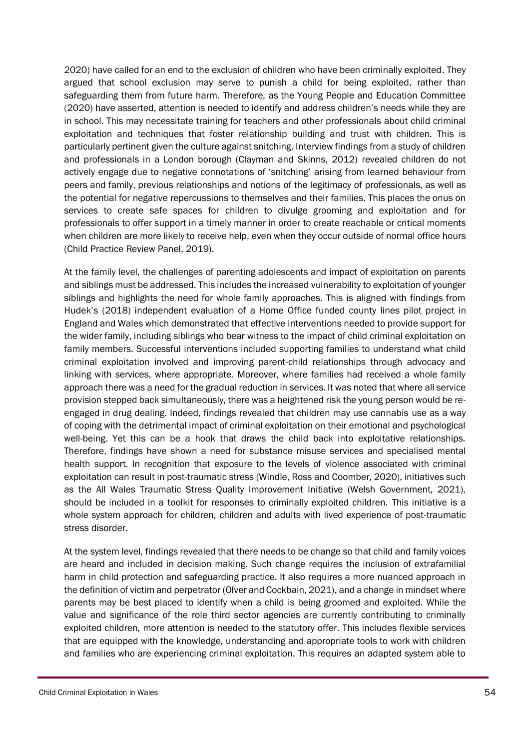2020) have called for an end to the exclusion of children who have been criminally exploited. They argued that school exclusion may serve to punish a child for being exploited, rather than safeguarding them from future harm. Therefore, as the Young People and Education Committee (2020) have asserted, attention is needed to identify and address children's needs while they are in school. This may necessitate training for teachers and other professionals about child criminal exploitation and techniques that foster relationship building and trust with children. This is particularly pertinent given the culture against snitching. Interview findings from a study of children and professionals in a London borough (Clayman and Skinns, 2012) revealed children do not actively engage due to negative connotations of 'snitching' arising from learned behaviour from peers and family, previous relationships and notions of the legitimacy of professionals, as well as the potential for negative repercussions to themselves and their families. This places the onus on services to create safe spaces for children to divulge grooming and exploitation and for professionals to offer support in a timely manner in order to create reachable or critical moments when children are more likely to receive help, even when they occur outside of normal office hours (Child Practice Review Panel, 2019).

At the family level, the challenges of parenting adolescents and impact of exploitation on parents and siblings must be addressed. This includes the increased vulnerability to exploitation of younger siblings and highlights the need for whole family approaches. This is aligned with findings from Hudek's (2018) independent evaluation of a Home Office funded county lines pilot project in England and Wales which demonstrated that effective interventions needed to provide support for the wider family, including siblings who bear witness to the impact of child criminal exploitation on family members. Successful interventions included supporting families to understand what child criminal exploitation involved and improving parent-child relationships through advocacy and linking with services, where appropriate. Moreover, where families had received a whole family approach there was a need for the gradual reduction in services. It was noted that where all service provision stepped back simultaneously, there was a heightened risk the young person would be re-engaged in drug dealing. Indeed, findings revealed that children may use cannabis use as a way of coping with the detrimental impact of criminal exploitation on their emotional and psychological well-being. Yet this can be a hook that draws the child back into exploitative relationships. Therefore, findings have shown a need for substance misuse services and specialised mental health support. In recognition that exposure to the levels of violence associated with criminal exploitation can result in post-traumatic stress (Windle, Ross and Coomber, 2020), initiatives such as the All Wales Traumatic Stress Quality Improvement Initiative (Welsh Government, 2021), should be included in a toolkit for responses to criminally exploited children. This initiative is a whole system approach for children, children and adults with lived experience of post-traumatic stress disorder.

At the system level, findings revealed that there needs to be change so that child and family voices are heard and included in decision making. Such change requires the inclusion of extrafamilial harm in child protection and safeguarding practice. It also requires a more nuanced approach in the definition of victim and perpetrator (Olver and Cockbain, 2021), and a change in mindset where parents may be best placed to identify when a child is being groomed and exploited. While the value and significance of the role third sector agencies are currently contributing to criminally exploited children, more attention is needed to the statutory offer. This includes flexible services that are equipped with the knowledge, understanding and appropriate tools to work with children and families who are experiencing criminal exploitation. This requires an adapted system able to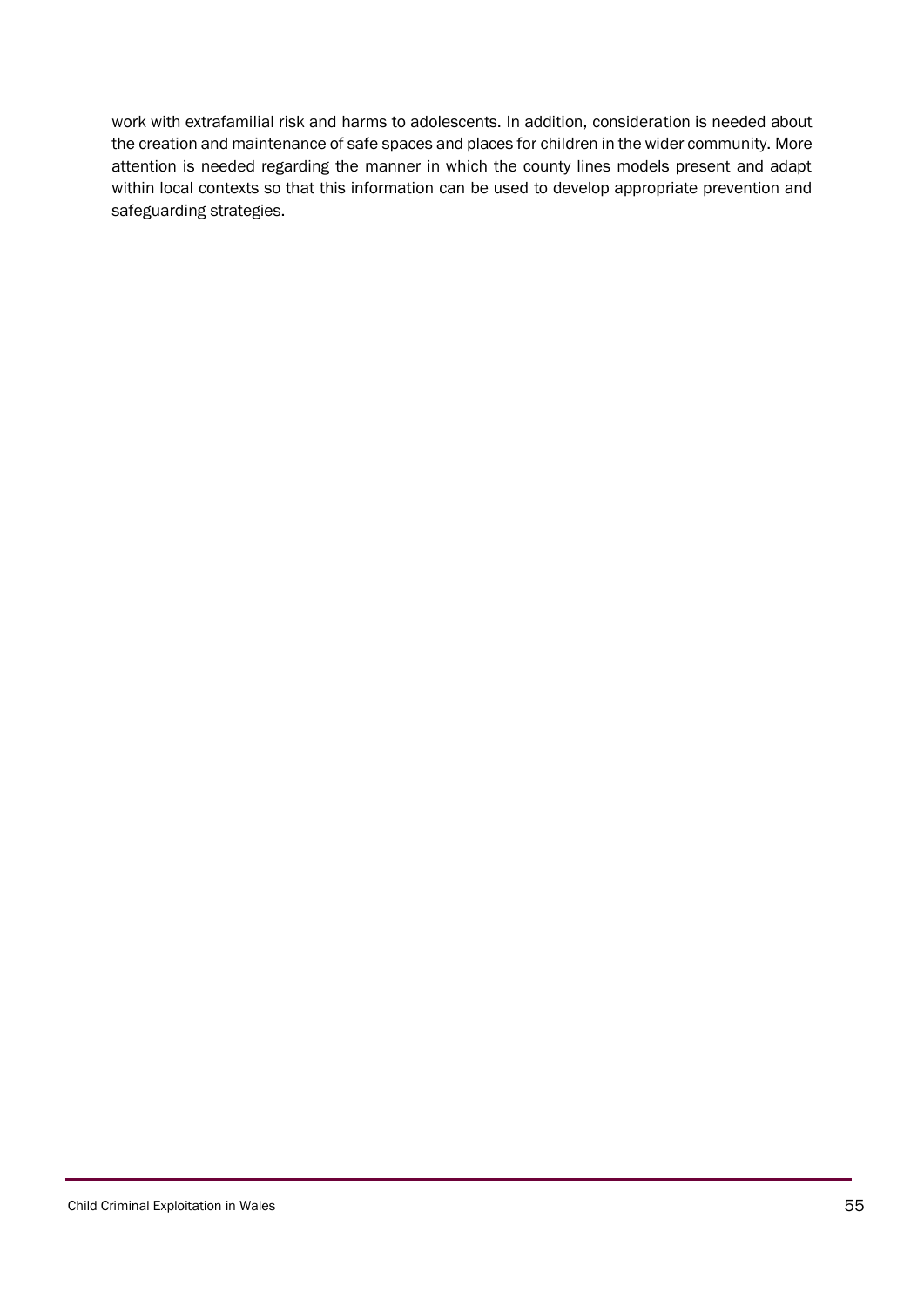work with extrafamilial risk and harms to adolescents. In addition, consideration is needed about the creation and maintenance of safe spaces and places for children in the wider community. More attention is needed regarding the manner in which the county lines models present and adapt within local contexts so that this information can be used to develop appropriate prevention and safeguarding strategies.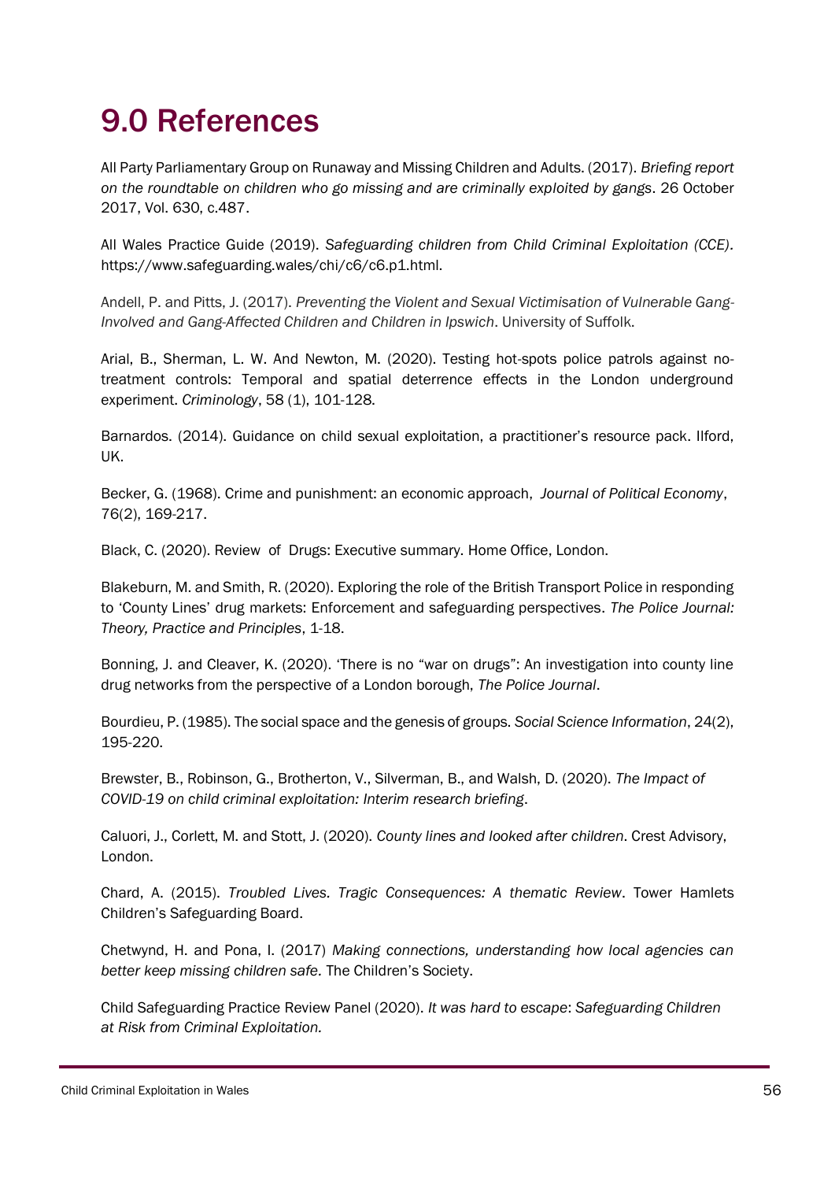# 9.0 References

All Party Parliamentary Group on Runaway and Missing Children and Adults. (2017). *Briefing report on the roundtable on children who go missing and are criminally exploited by gangs*. 26 October 2017, Vol. 630, c.487.

All Wales Practice Guide (2019). *Safeguarding children from Child Criminal Exploitation (CCE)*. https://www.safeguarding.wales/chi/c6/c6.p1.html.

Andell, P. and Pitts, J. (2017). *Preventing the Violent and Sexual Victimisation of Vulnerable Gang-Involved and Gang-Affected Children and Children in Ipswich*. University of Suffolk.

Arial, B., Sherman, L. W. And Newton, M. (2020). Testing hot-spots police patrols against no-treatment controls: Temporal and spatial deterrence effects in the London underground experiment. *Criminology*, 58 (1), 101-128.

Barnardos. (2014). Guidance on child sexual exploitation, a practitioner's resource pack. Ilford, UK.

Becker, G. (1968). Crime and punishment: an economic approach, *Journal of Political Economy*, 76(2), 169-217.

Black, C. (2020). Review of Drugs: Executive summary. Home Office, London.

Blakeburn, M. and Smith, R. (2020). Exploring the role of the British Transport Police in responding to 'County Lines' drug markets: Enforcement and safeguarding perspectives. *The Police Journal: Theory, Practice and Principles*, 1-18.

Bonning, J. and Cleaver, K. (2020). 'There is no "war on drugs": An investigation into county line drug networks from the perspective of a London borough, *The Police Journal*.

Bourdieu, P. (1985). The social space and the genesis of groups. *Social Science Information*, 24(2), 195-220.

Brewster, B., Robinson, G., Brotherton, V., Silverman, B., and Walsh, D. (2020). *The Impact of COVID-19 on child criminal exploitation: Interim research briefing*.

Caluori, J., Corlett, M. and Stott, J. (2020). *County lines and looked after children*. Crest Advisory, London.

Chard, A. (2015). *Troubled Lives. Tragic Consequences: A thematic Review*. Tower Hamlets Children's Safeguarding Board.

Chetwynd, H. and Pona, I. (2017) *Making connections, understanding how local agencies can better keep missing children safe.* The Children's Society.

Child Safeguarding Practice Review Panel (2020). *It was hard to escape*: *Safeguarding Children at Risk from Criminal Exploitation.*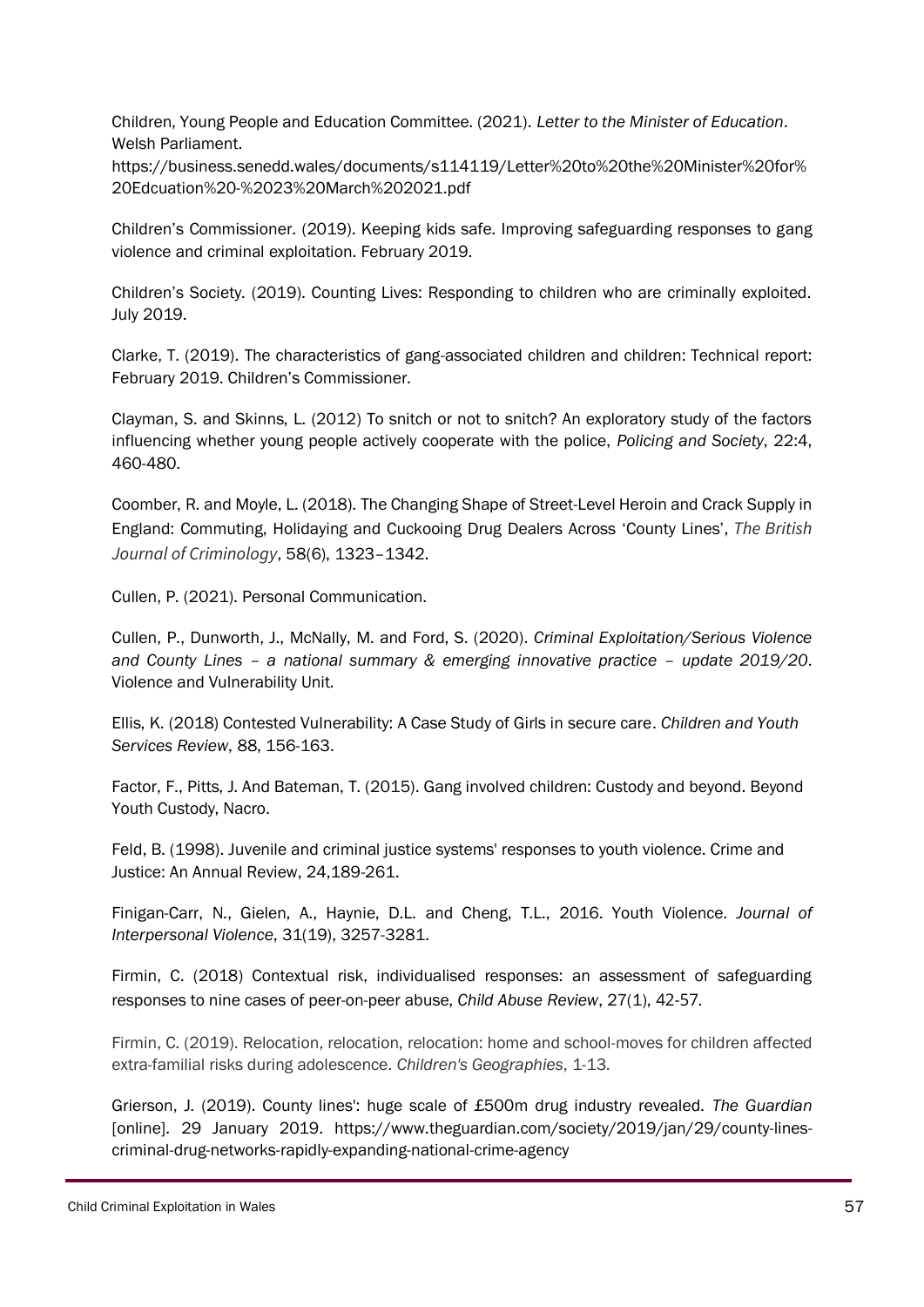Children, Young People and Education Committee. (2021). *Letter to the Minister of Education*. Welsh Parliament. https://business.senedd.wales/documents/s114119/Letter%20to%20the%20Minister%20for%20Edcuation%20-%2023%20March%202021.pdf

Children's Commissioner. (2019). Keeping kids safe. Improving safeguarding responses to gang violence and criminal exploitation. February 2019.

Children's Society. (2019). Counting Lives: Responding to children who are criminally exploited. July 2019.

Clarke, T. (2019). The characteristics of gang-associated children and children: Technical report: February 2019. Children's Commissioner.

Clayman, S. and Skinns, L. (2012) To snitch or not to snitch? An exploratory study of the factors influencing whether young people actively cooperate with the police, *Policing and Society*, 22:4, 460-480.

Coomber, R. and Moyle, L. (2018). The Changing Shape of Street-Level Heroin and Crack Supply in England: Commuting, Holidaying and Cuckooing Drug Dealers Across 'County Lines', *The British Journal of Criminology*, 58(6), 1323–1342.

Cullen, P. (2021). Personal Communication.

Cullen, P., Dunworth, J., McNally, M. and Ford, S. (2020). *Criminal Exploitation/Serious Violence and County Lines – a national summary & emerging innovative practice – update 2019/20*. Violence and Vulnerability Unit.

Ellis, K. (2018) Contested Vulnerability: A Case Study of Girls in secure care. *Children and Youth Services Review*, 88, 156-163.

Factor, F., Pitts, J. And Bateman, T. (2015). Gang involved children: Custody and beyond. Beyond Youth Custody, Nacro.

Feld, B. (1998). Juvenile and criminal justice systems' responses to youth violence. Crime and Justice: An Annual Review, 24,189-261.

Finigan-Carr, N., Gielen, A., Haynie, D.L. and Cheng, T.L., 2016. Youth Violence. *Journal of Interpersonal Violence*, 31(19), 3257-3281.

Firmin, C. (2018) Contextual risk, individualised responses: an assessment of safeguarding responses to nine cases of peer-on-peer abuse, *Child Abuse Review*, 27(1), 42-57.

Firmin, C. (2019). Relocation, relocation, relocation: home and school-moves for children affected extra-familial risks during adolescence. *Children's Geographies*, 1-13.

Grierson, J. (2019). County lines': huge scale of £500m drug industry revealed. *The Guardian* [online]. 29 January 2019. https://www.theguardian.com/society/2019/jan/29/county-lines-criminal-drug-networks-rapidly-expanding-national-crime-agency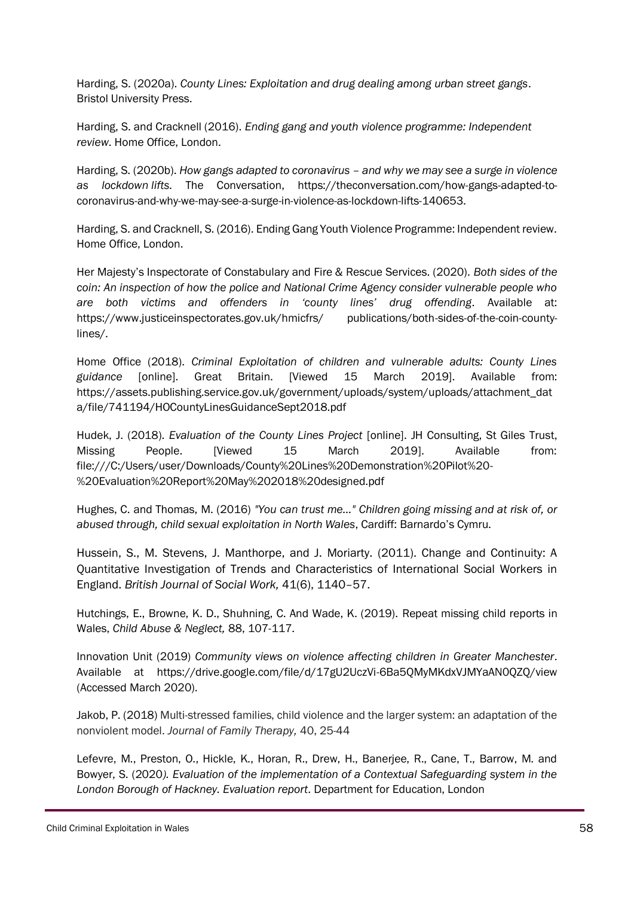Harding, S. (2020a). *County Lines: Exploitation and drug dealing among urban street gangs*. Bristol University Press.

Harding, S. and Cracknell (2016). *Ending gang and youth violence programme: Independent review*. Home Office, London.

Harding, S. (2020b). *How gangs adapted to coronavirus – and why we may see a surge in violence as lockdown lifts*. The Conversation, https://theconversation.com/how-gangs-adapted-to-coronavirus-and-why-we-may-see-a-surge-in-violence-as-lockdown-lifts-140653.

Harding, S. and Cracknell, S. (2016). Ending Gang Youth Violence Programme: Independent review. Home Office, London.

Her Majesty's Inspectorate of Constabulary and Fire & Rescue Services. (2020). *Both sides of the coin: An inspection of how the police and National Crime Agency consider vulnerable people who are both victims and offenders in 'county lines' drug offending*. Available at: https://www.justiceinspectorates.gov.uk/hmicfrs/ publications/both-sides-of-the-coin-county-lines/.

Home Office (2018). *Criminal Exploitation of children and vulnerable adults: County Lines guidance* [online]. Great Britain. [Viewed 15 March 2019]. Available from: https://assets.publishing.service.gov.uk/government/uploads/system/uploads/attachment_data/file/741194/HOCountyLinesGuidanceSept2018.pdf

Hudek, J. (2018). *Evaluation of the County Lines Project* [online]. JH Consulting, St Giles Trust, Missing People. [Viewed 15 March 2019]. Available from: file:///C:/Users/user/Downloads/County%20Lines%20Demonstration%20Pilot%20-%20Evaluation%20Report%20May%202018%20designed.pdf

Hughes, C. and Thomas, M. (2016) *"You can trust me…" Children going missing and at risk of, or abused through, child sexual exploitation in North Wales*, Cardiff: Barnardo's Cymru.

Hussein, S., M. Stevens, J. Manthorpe, and J. Moriarty. (2011). Change and Continuity: A Quantitative Investigation of Trends and Characteristics of International Social Workers in England. *British Journal of Social Work,* 41(6), 1140–57.

Hutchings, E., Browne, K. D., Shuhning, C. And Wade, K. (2019). Repeat missing child reports in Wales, *Child Abuse & Neglect,* 88, 107-117.

Innovation Unit (2019) *Community views on violence affecting children in Greater Manchester*. Available at https://drive.google.com/file/d/17gU2UczVi-6Ba5QMyMKdxVJMYaAN0QZQ/view (Accessed March 2020).

Jakob, P. (2018) Multi-stressed families, child violence and the larger system: an adaptation of the nonviolent model. *Journal of Family Therapy,* 40, 25-44

Lefevre, M., Preston, O., Hickle, K., Horan, R., Drew, H., Banerjee, R., Cane, T., Barrow, M. and Bowyer, S. (2020). *Evaluation of the implementation of a Contextual Safeguarding system in the London Borough of Hackney. Evaluation report*. Department for Education, London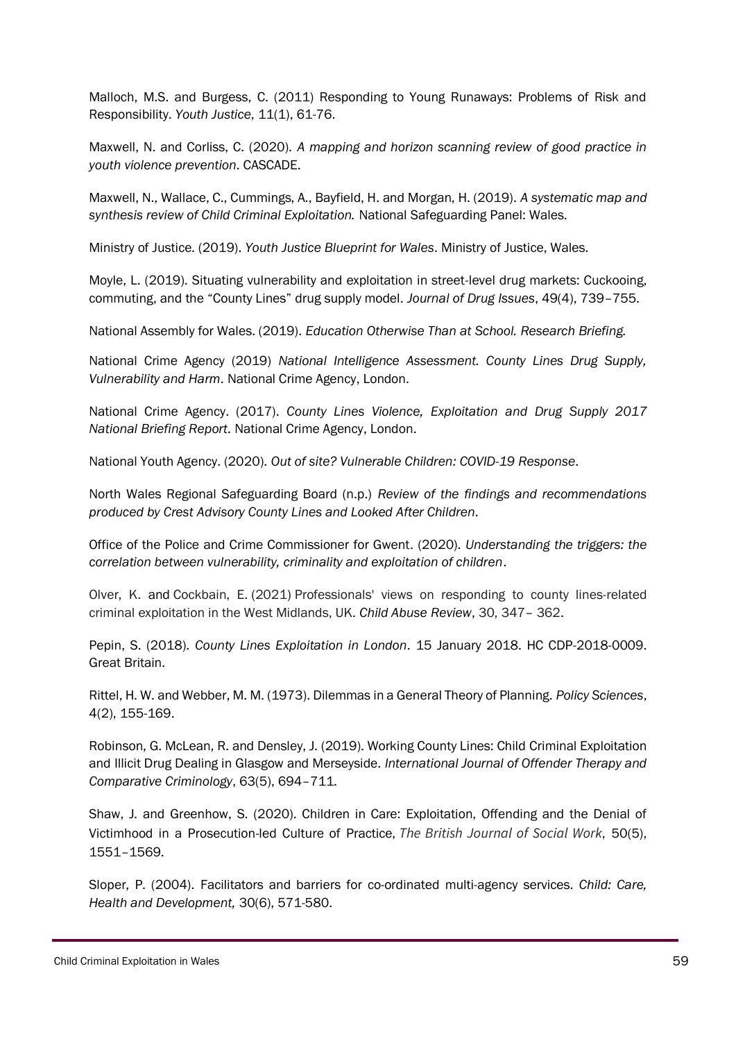Malloch, M.S. and Burgess, C. (2011) Responding to Young Runaways: Problems of Risk and Responsibility. *Youth Justice*, 11(1), 61-76.

Maxwell, N. and Corliss, C. (2020). *A mapping and horizon scanning review of good practice in youth violence prevention*. CASCADE.

Maxwell, N., Wallace, C., Cummings, A., Bayfield, H. and Morgan, H. (2019). *A systematic map and synthesis review of Child Criminal Exploitation.* National Safeguarding Panel: Wales.

Ministry of Justice. (2019). *Youth Justice Blueprint for Wales*. Ministry of Justice, Wales.

Moyle, L. (2019). Situating vulnerability and exploitation in street-level drug markets: Cuckooing, commuting, and the "County Lines" drug supply model. *Journal of Drug Issues*, 49(4), 739–755.

National Assembly for Wales. (2019). *Education Otherwise Than at School. Research Briefing.*

National Crime Agency (2019) *National Intelligence Assessment. County Lines Drug Supply, Vulnerability and Harm*. National Crime Agency, London.

National Crime Agency. (2017). *County Lines Violence, Exploitation and Drug Supply 2017 National Briefing Report.* National Crime Agency, London.

National Youth Agency. (2020). *Out of site? Vulnerable Children: COVID-19 Response*.

North Wales Regional Safeguarding Board (n.p.) *Review of the findings and recommendations produced by Crest Advisory County Lines and Looked After Children*.

Office of the Police and Crime Commissioner for Gwent. (2020). *Understanding the triggers: the correlation between vulnerability, criminality and exploitation of children*.

Olver, K. and Cockbain, E. (2021) Professionals' views on responding to county lines-related criminal exploitation in the West Midlands, UK. *Child Abuse Review*, 30, 347– 362.

Pepin, S. (2018). *County Lines Exploitation in London*. 15 January 2018. HC CDP-2018-0009. Great Britain.

Rittel, H. W. and Webber, M. M. (1973). Dilemmas in a General Theory of Planning. *Policy Sciences*, 4(2), 155-169.

Robinson, G. McLean, R. and Densley, J. (2019). Working County Lines: Child Criminal Exploitation and Illicit Drug Dealing in Glasgow and Merseyside. *International Journal of Offender Therapy and Comparative Criminology*, 63(5), 694–711.

Shaw, J. and Greenhow, S. (2020). Children in Care: Exploitation, Offending and the Denial of Victimhood in a Prosecution-led Culture of Practice, *The British Journal of Social Work*, 50(5), 1551–1569.

Sloper, P. (2004). Facilitators and barriers for co-ordinated multi-agency services. *Child: Care, Health and Development,* 30(6), 571-580.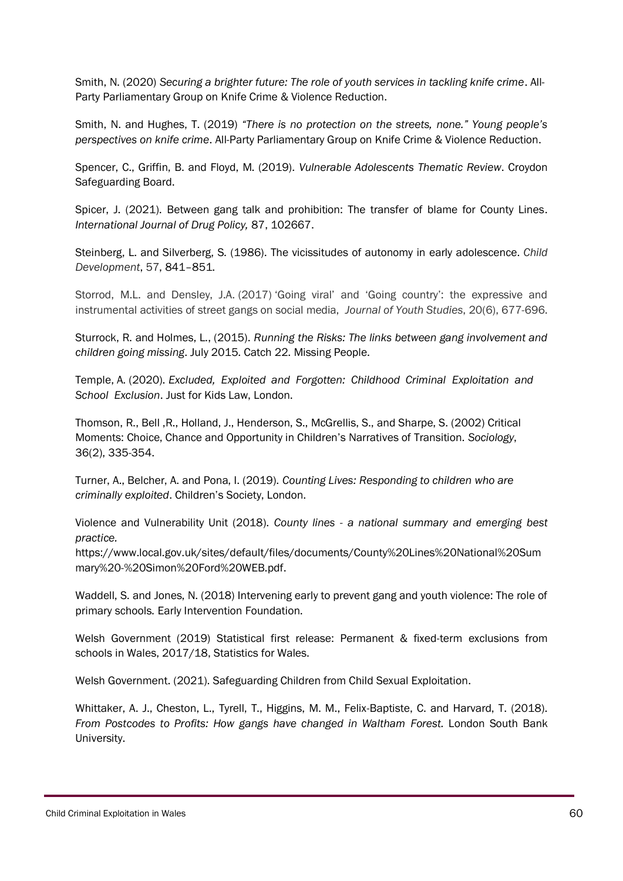Smith, N. (2020) *Securing a brighter future: The role of youth services in tackling knife crime*. All-Party Parliamentary Group on Knife Crime & Violence Reduction.

Smith, N. and Hughes, T. (2019) *"There is no protection on the streets, none." Young people's perspectives on knife crime*. All-Party Parliamentary Group on Knife Crime & Violence Reduction.

Spencer, C., Griffin, B. and Floyd, M. (2019). *Vulnerable Adolescents Thematic Review*. Croydon Safeguarding Board.

Spicer, J. (2021). Between gang talk and prohibition: The transfer of blame for County Lines. *International Journal of Drug Policy,* 87, 102667.

Steinberg, L. and Silverberg, S. (1986). The vicissitudes of autonomy in early adolescence. *Child Development*, 57, 841–851.

Storrod, M.L. and Densley, J.A. (2017) 'Going viral' and 'Going country': the expressive and instrumental activities of street gangs on social media, *Journal of Youth Studies*, 20(6), 677-696.

Sturrock, R. and Holmes, L., (2015). *Running the Risks: The links between gang involvement and children going missing*. July 2015. Catch 22. Missing People.

Temple, A. (2020). *Excluded, Exploited and Forgotten: Childhood Criminal Exploitation and School Exclusion*. Just for Kids Law, London.

Thomson, R., Bell ,R., Holland, J., Henderson, S., McGrellis, S., and Sharpe, S. (2002) Critical Moments: Choice, Chance and Opportunity in Children's Narratives of Transition. *Sociology*, 36(2), 335-354.

Turner, A., Belcher, A. and Pona, I. (2019). *Counting Lives: Responding to children who are criminally exploited*. Children's Society, London.

Violence and Vulnerability Unit (2018). *County lines - a national summary and emerging best practice*.
https://www.local.gov.uk/sites/default/files/documents/County%20Lines%20National%20Summary%20-%20Simon%20Ford%20WEB.pdf.

Waddell, S. and Jones, N. (2018) Intervening early to prevent gang and youth violence: The role of primary schools. Early Intervention Foundation.

Welsh Government (2019) Statistical first release: Permanent & fixed-term exclusions from schools in Wales, 2017/18, Statistics for Wales.

Welsh Government. (2021). Safeguarding Children from Child Sexual Exploitation.

Whittaker, A. J., Cheston, L., Tyrell, T., Higgins, M. M., Felix-Baptiste, C. and Harvard, T. (2018). *From Postcodes to Profits: How gangs have changed in Waltham Forest*. London South Bank University.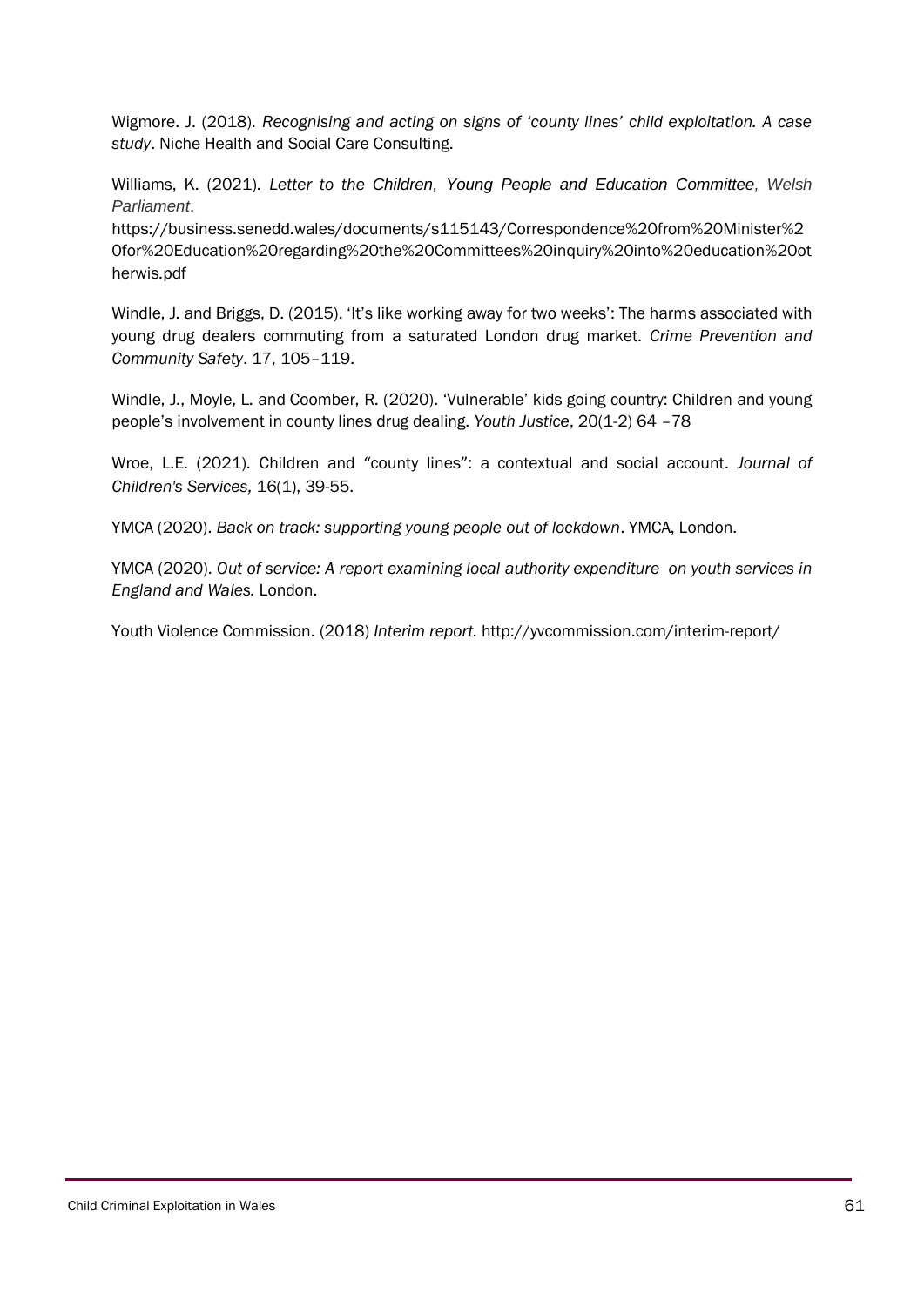Wigmore. J. (2018). *Recognising and acting on signs of 'county lines' child exploitation. A case study*. Niche Health and Social Care Consulting.

Williams, K. (2021). *Letter to the Children, Young People and Education Committee, Welsh Parliament*. https://business.senedd.wales/documents/s115143/Correspondence%20from%20Minister%20for%20Education%20regarding%20the%20Committees%20inquiry%20into%20education%20otherwis.pdf

Windle, J. and Briggs, D. (2015). 'It's like working away for two weeks': The harms associated with young drug dealers commuting from a saturated London drug market. *Crime Prevention and Community Safety*. 17, 105–119.

Windle, J., Moyle, L. and Coomber, R. (2020). 'Vulnerable' kids going country: Children and young people's involvement in county lines drug dealing. *Youth Justice*, 20(1-2) 64 –78

Wroe, L.E. (2021). Children and "county lines": a contextual and social account. *Journal of Children's Services,* 16(1), 39-55.

YMCA (2020). *Back on track: supporting young people out of lockdown*. YMCA, London.

YMCA (2020). *Out of service: A report examining local authority expenditure on youth services in England and Wales.* London.

Youth Violence Commission. (2018) *Interim report.* http://yvcommission.com/interim-report/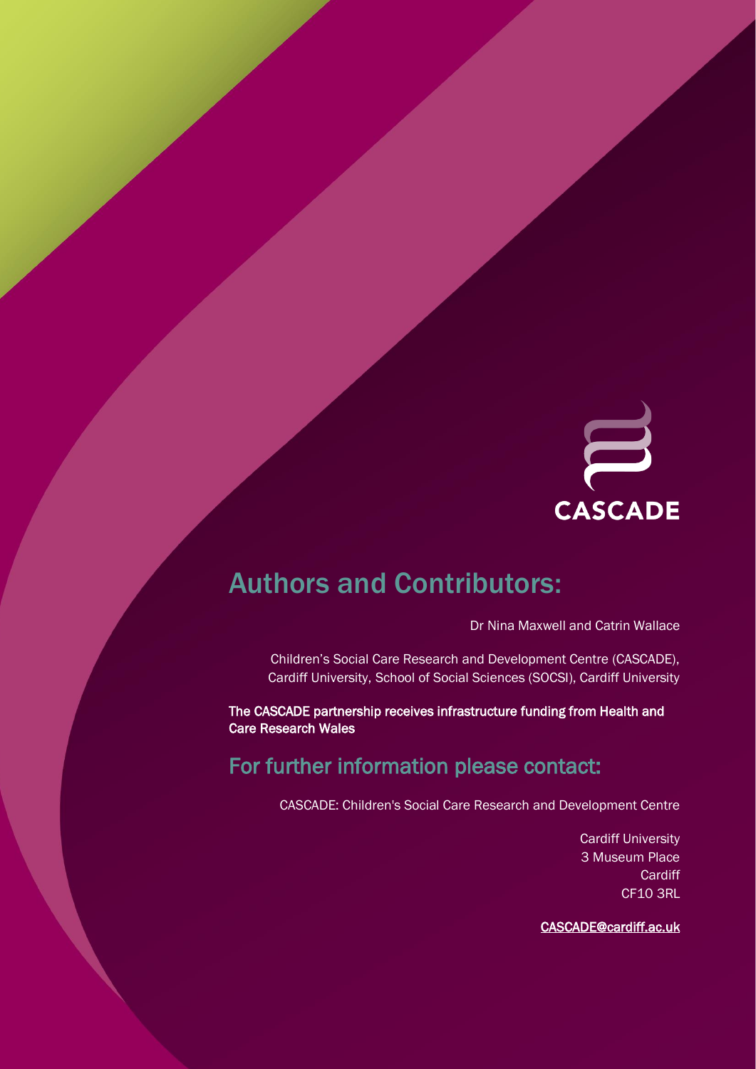CASCADE

## Authors and Contributors:

Dr Nina Maxwell and Catrin Wallace

Children's Social Care Research and Development Centre (CASCADE), Cardiff University, School of Social Sciences (SOCSI), Cardiff University

The CASCADE partnership receives infrastructure funding from Health and Care Research Wales

## For further information please contact:

CASCADE: Children's Social Care Research and Development Centre

Cardiff University
3 Museum Place
Cardiff
CF10 3RL

CASCADE@cardiff.ac.uk